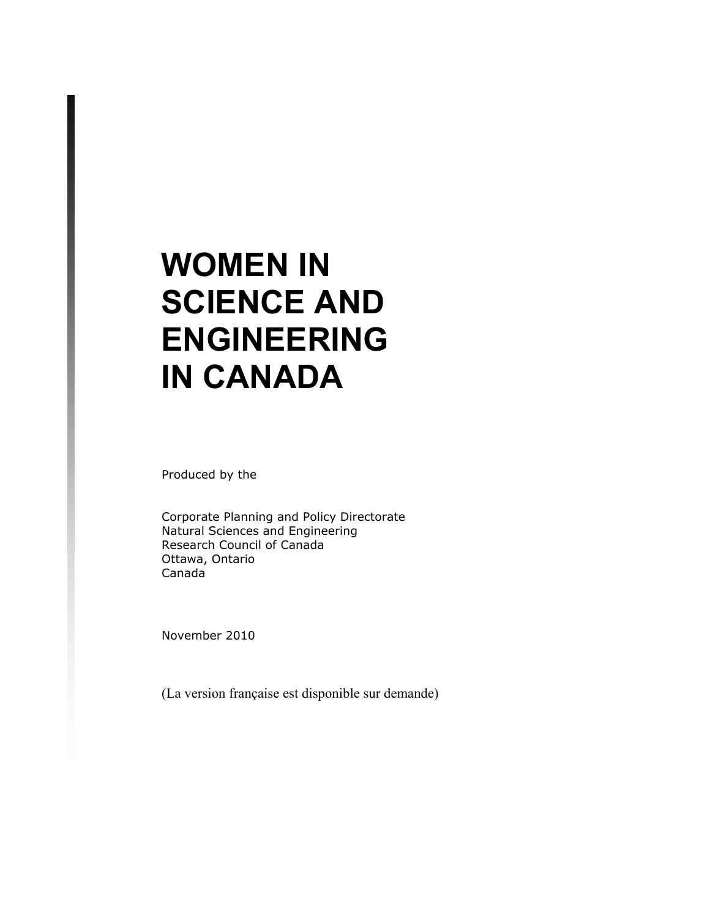# WOMEN IN SCIENCE AND ENGINEERING IN CANADA

Produced by the

Corporate Planning and Policy Directorate
Natural Sciences and Engineering
Research Council of Canada
Ottawa, Ontario
Canada

November 2010

(La version française est disponible sur demande)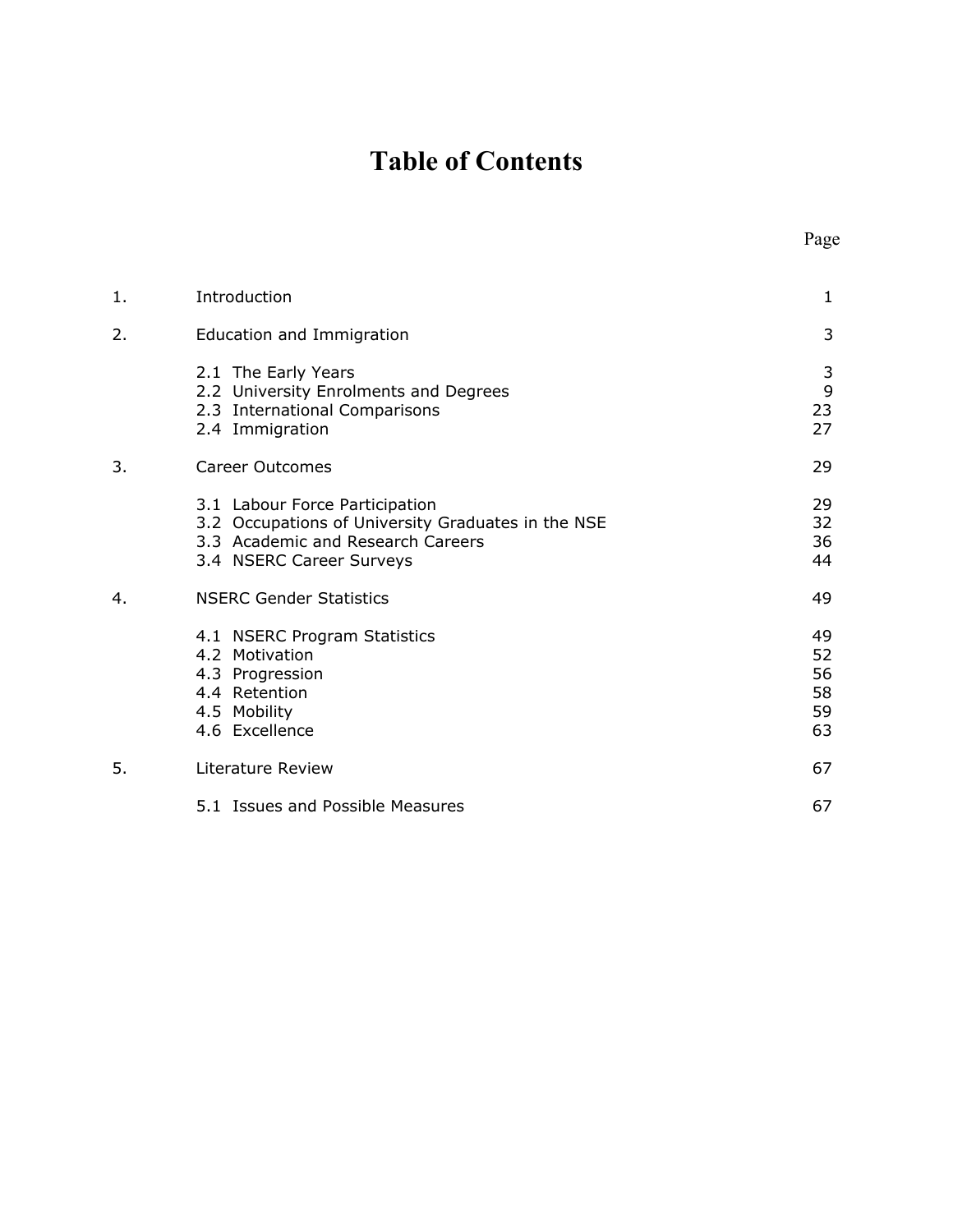# Table of Contents

| | | Page |
|---|---|---|
| 1. | Introduction | 1 |
| 2. | Education and Immigration | 3 |
| | 2.1 The Early Years | 3 |
| | 2.2 University Enrolments and Degrees | 9 |
| | 2.3 International Comparisons | 23 |
| | 2.4 Immigration | 27 |
| 3. | Career Outcomes | 29 |
| | 3.1 Labour Force Participation | 29 |
| | 3.2 Occupations of University Graduates in the NSE | 32 |
| | 3.3 Academic and Research Careers | 36 |
| | 3.4 NSERC Career Surveys | 44 |
| 4. | NSERC Gender Statistics | 49 |
| | 4.1 NSERC Program Statistics | 49 |
| | 4.2 Motivation | 52 |
| | 4.3 Progression | 56 |
| | 4.4 Retention | 58 |
| | 4.5 Mobility | 59 |
| | 4.6 Excellence | 63 |
| 5. | Literature Review | 67 |
| | 5.1 Issues and Possible Measures | 67 |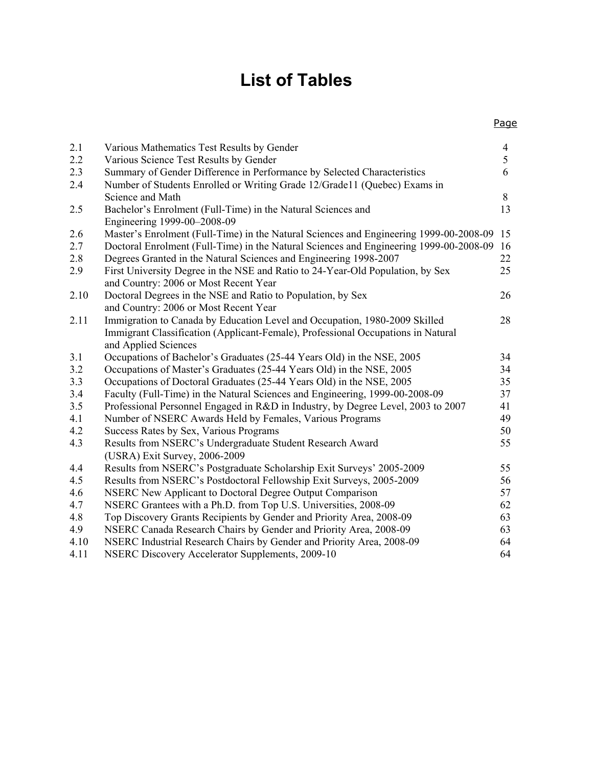# List of Tables

| | | Page |
|---|---|---|
| 2.1 | Various Mathematics Test Results by Gender | 4 |
| 2.2 | Various Science Test Results by Gender | 5 |
| 2.3 | Summary of Gender Difference in Performance by Selected Characteristics | 6 |
| 2.4 | Number of Students Enrolled or Writing Grade 12/Grade11 (Quebec) Exams in Science and Math | 8 |
| 2.5 | Bachelor's Enrolment (Full-Time) in the Natural Sciences and Engineering 1999-00–2008-09 | 13 |
| 2.6 | Master's Enrolment (Full-Time) in the Natural Sciences and Engineering 1999-00-2008-09 | 15 |
| 2.7 | Doctoral Enrolment (Full-Time) in the Natural Sciences and Engineering 1999-00-2008-09 | 16 |
| 2.8 | Degrees Granted in the Natural Sciences and Engineering 1998-2007 | 22 |
| 2.9 | First University Degree in the NSE and Ratio to 24-Year-Old Population, by Sex and Country: 2006 or Most Recent Year | 25 |
| 2.10 | Doctoral Degrees in the NSE and Ratio to Population, by Sex and Country: 2006 or Most Recent Year | 26 |
| 2.11 | Immigration to Canada by Education Level and Occupation, 1980-2009 Skilled Immigrant Classification (Applicant-Female), Professional Occupations in Natural and Applied Sciences | 28 |
| 3.1 | Occupations of Bachelor's Graduates (25-44 Years Old) in the NSE, 2005 | 34 |
| 3.2 | Occupations of Master's Graduates (25-44 Years Old) in the NSE, 2005 | 34 |
| 3.3 | Occupations of Doctoral Graduates (25-44 Years Old) in the NSE, 2005 | 35 |
| 3.4 | Faculty (Full-Time) in the Natural Sciences and Engineering, 1999-00-2008-09 | 37 |
| 3.5 | Professional Personnel Engaged in R&D in Industry, by Degree Level, 2003 to 2007 | 41 |
| 4.1 | Number of NSERC Awards Held by Females, Various Programs | 49 |
| 4.2 | Success Rates by Sex, Various Programs | 50 |
| 4.3 | Results from NSERC's Undergraduate Student Research Award (USRA) Exit Survey, 2006-2009 | 55 |
| 4.4 | Results from NSERC's Postgraduate Scholarship Exit Surveys' 2005-2009 | 55 |
| 4.5 | Results from NSERC's Postdoctoral Fellowship Exit Surveys, 2005-2009 | 56 |
| 4.6 | NSERC New Applicant to Doctoral Degree Output Comparison | 57 |
| 4.7 | NSERC Grantees with a Ph.D. from Top U.S. Universities, 2008-09 | 62 |
| 4.8 | Top Discovery Grants Recipients by Gender and Priority Area, 2008-09 | 63 |
| 4.9 | NSERC Canada Research Chairs by Gender and Priority Area, 2008-09 | 63 |
| 4.10 | NSERC Industrial Research Chairs by Gender and Priority Area, 2008-09 | 64 |
| 4.11 | NSERC Discovery Accelerator Supplements, 2009-10 | 64 |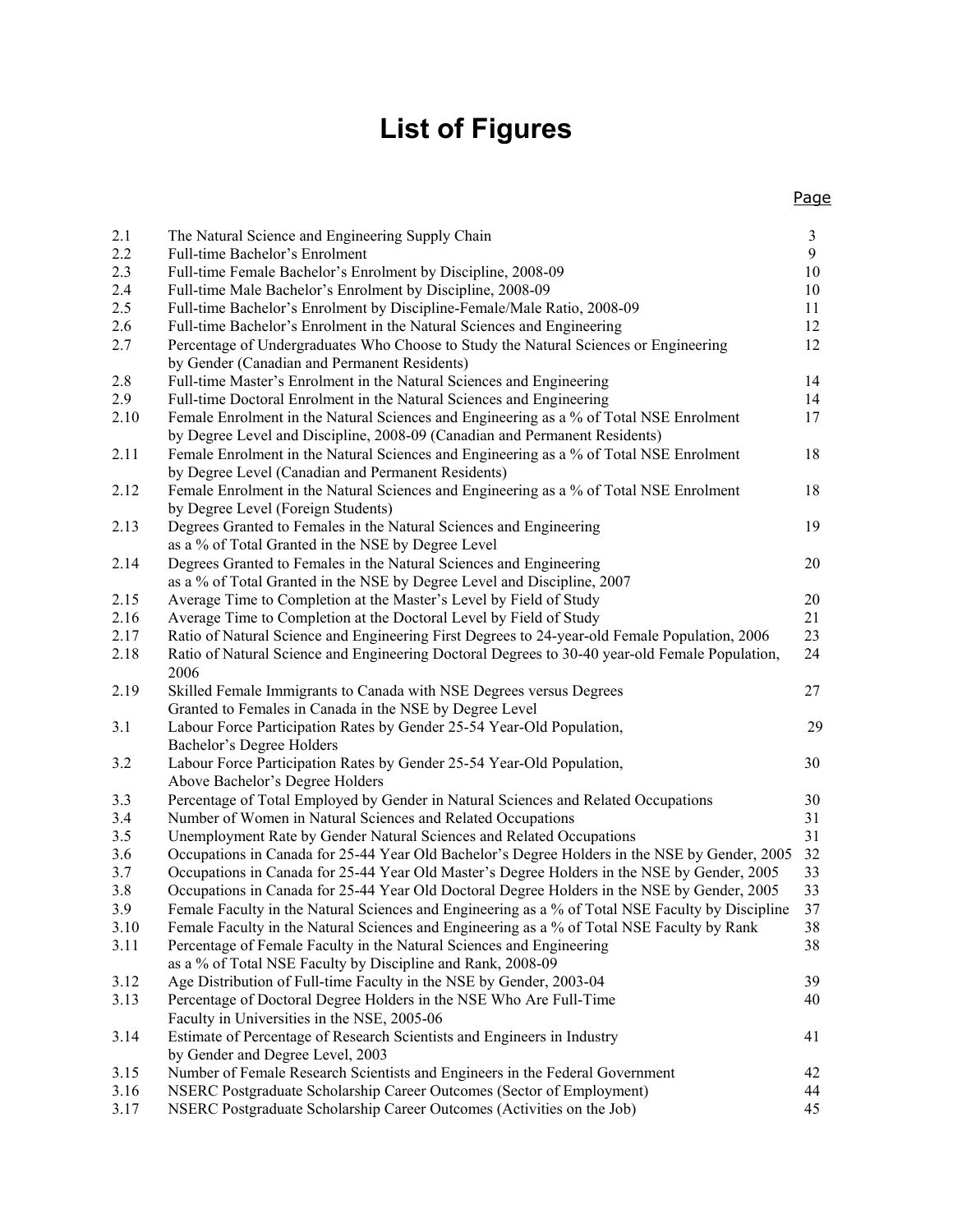# List of Figures

| | | Page |
|---|---|---|
| 2.1 | The Natural Science and Engineering Supply Chain | 3 |
| 2.2 | Full-time Bachelor's Enrolment | 9 |
| 2.3 | Full-time Female Bachelor's Enrolment by Discipline, 2008-09 | 10 |
| 2.4 | Full-time Male Bachelor's Enrolment by Discipline, 2008-09 | 10 |
| 2.5 | Full-time Bachelor's Enrolment by Discipline-Female/Male Ratio, 2008-09 | 11 |
| 2.6 | Full-time Bachelor's Enrolment in the Natural Sciences and Engineering | 12 |
| 2.7 | Percentage of Undergraduates Who Choose to Study the Natural Sciences or Engineering by Gender (Canadian and Permanent Residents) | 12 |
| 2.8 | Full-time Master's Enrolment in the Natural Sciences and Engineering | 14 |
| 2.9 | Full-time Doctoral Enrolment in the Natural Sciences and Engineering | 14 |
| 2.10 | Female Enrolment in the Natural Sciences and Engineering as a % of Total NSE Enrolment by Degree Level and Discipline, 2008-09 (Canadian and Permanent Residents) | 17 |
| 2.11 | Female Enrolment in the Natural Sciences and Engineering as a % of Total NSE Enrolment by Degree Level (Canadian and Permanent Residents) | 18 |
| 2.12 | Female Enrolment in the Natural Sciences and Engineering as a % of Total NSE Enrolment by Degree Level (Foreign Students) | 18 |
| 2.13 | Degrees Granted to Females in the Natural Sciences and Engineering as a % of Total Granted in the NSE by Degree Level | 19 |
| 2.14 | Degrees Granted to Females in the Natural Sciences and Engineering as a % of Total Granted in the NSE by Degree Level and Discipline, 2007 | 20 |
| 2.15 | Average Time to Completion at the Master's Level by Field of Study | 20 |
| 2.16 | Average Time to Completion at the Doctoral Level by Field of Study | 21 |
| 2.17 | Ratio of Natural Science and Engineering First Degrees to 24-year-old Female Population, 2006 | 23 |
| 2.18 | Ratio of Natural Science and Engineering Doctoral Degrees to 30-40 year-old Female Population, 2006 | 24 |
| 2.19 | Skilled Female Immigrants to Canada with NSE Degrees versus Degrees Granted to Females in Canada in the NSE by Degree Level | 27 |
| 3.1 | Labour Force Participation Rates by Gender 25-54 Year-Old Population, Bachelor's Degree Holders | 29 |
| 3.2 | Labour Force Participation Rates by Gender 25-54 Year-Old Population, Above Bachelor's Degree Holders | 30 |
| 3.3 | Percentage of Total Employed by Gender in Natural Sciences and Related Occupations | 30 |
| 3.4 | Number of Women in Natural Sciences and Related Occupations | 31 |
| 3.5 | Unemployment Rate by Gender Natural Sciences and Related Occupations | 31 |
| 3.6 | Occupations in Canada for 25-44 Year Old Bachelor's Degree Holders in the NSE by Gender, 2005 | 32 |
| 3.7 | Occupations in Canada for 25-44 Year Old Master's Degree Holders in the NSE by Gender, 2005 | 33 |
| 3.8 | Occupations in Canada for 25-44 Year Old Doctoral Degree Holders in the NSE by Gender, 2005 | 33 |
| 3.9 | Female Faculty in the Natural Sciences and Engineering as a % of Total NSE Faculty by Discipline | 37 |
| 3.10 | Female Faculty in the Natural Sciences and Engineering as a % of Total NSE Faculty by Rank | 38 |
| 3.11 | Percentage of Female Faculty in the Natural Sciences and Engineering as a % of Total NSE Faculty by Discipline and Rank, 2008-09 | 38 |
| 3.12 | Age Distribution of Full-time Faculty in the NSE by Gender, 2003-04 | 39 |
| 3.13 | Percentage of Doctoral Degree Holders in the NSE Who Are Full-Time Faculty in Universities in the NSE, 2005-06 | 40 |
| 3.14 | Estimate of Percentage of Research Scientists and Engineers in Industry by Gender and Degree Level, 2003 | 41 |
| 3.15 | Number of Female Research Scientists and Engineers in the Federal Government | 42 |
| 3.16 | NSERC Postgraduate Scholarship Career Outcomes (Sector of Employment) | 44 |
| 3.17 | NSERC Postgraduate Scholarship Career Outcomes (Activities on the Job) | 45 |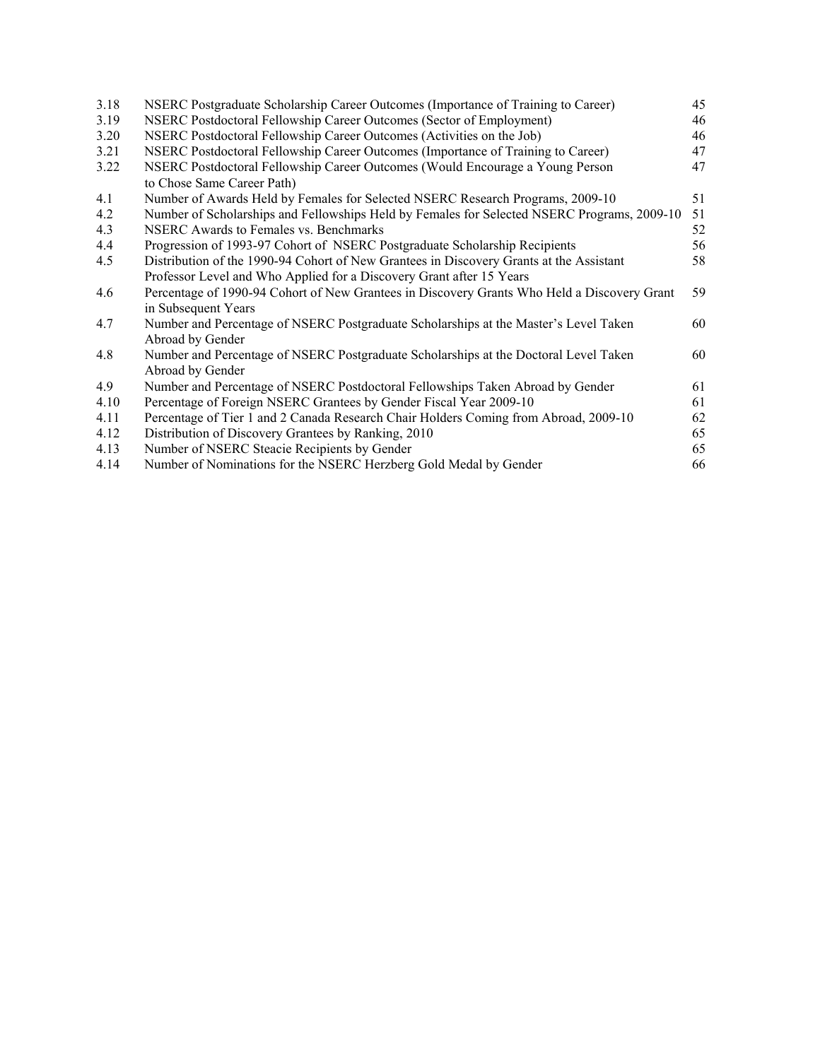| | | |
|---|---|---|
| 3.18 | NSERC Postgraduate Scholarship Career Outcomes (Importance of Training to Career) | 45 |
| 3.19 | NSERC Postdoctoral Fellowship Career Outcomes (Sector of Employment) | 46 |
| 3.20 | NSERC Postdoctoral Fellowship Career Outcomes (Activities on the Job) | 46 |
| 3.21 | NSERC Postdoctoral Fellowship Career Outcomes (Importance of Training to Career) | 47 |
| 3.22 | NSERC Postdoctoral Fellowship Career Outcomes (Would Encourage a Young Person to Chose Same Career Path) | 47 |
| 4.1 | Number of Awards Held by Females for Selected NSERC Research Programs, 2009-10 | 51 |
| 4.2 | Number of Scholarships and Fellowships Held by Females for Selected NSERC Programs, 2009-10 | 51 |
| 4.3 | NSERC Awards to Females vs. Benchmarks | 52 |
| 4.4 | Progression of 1993-97 Cohort of NSERC Postgraduate Scholarship Recipients | 56 |
| 4.5 | Distribution of the 1990-94 Cohort of New Grantees in Discovery Grants at the Assistant Professor Level and Who Applied for a Discovery Grant after 15 Years | 58 |
| 4.6 | Percentage of 1990-94 Cohort of New Grantees in Discovery Grants Who Held a Discovery Grant in Subsequent Years | 59 |
| 4.7 | Number and Percentage of NSERC Postgraduate Scholarships at the Master's Level Taken Abroad by Gender | 60 |
| 4.8 | Number and Percentage of NSERC Postgraduate Scholarships at the Doctoral Level Taken Abroad by Gender | 60 |
| 4.9 | Number and Percentage of NSERC Postdoctoral Fellowships Taken Abroad by Gender | 61 |
| 4.10 | Percentage of Foreign NSERC Grantees by Gender Fiscal Year 2009-10 | 61 |
| 4.11 | Percentage of Tier 1 and 2 Canada Research Chair Holders Coming from Abroad, 2009-10 | 62 |
| 4.12 | Distribution of Discovery Grantees by Ranking, 2010 | 65 |
| 4.13 | Number of NSERC Steacie Recipients by Gender | 65 |
| 4.14 | Number of Nominations for the NSERC Herzberg Gold Medal by Gender | 66 |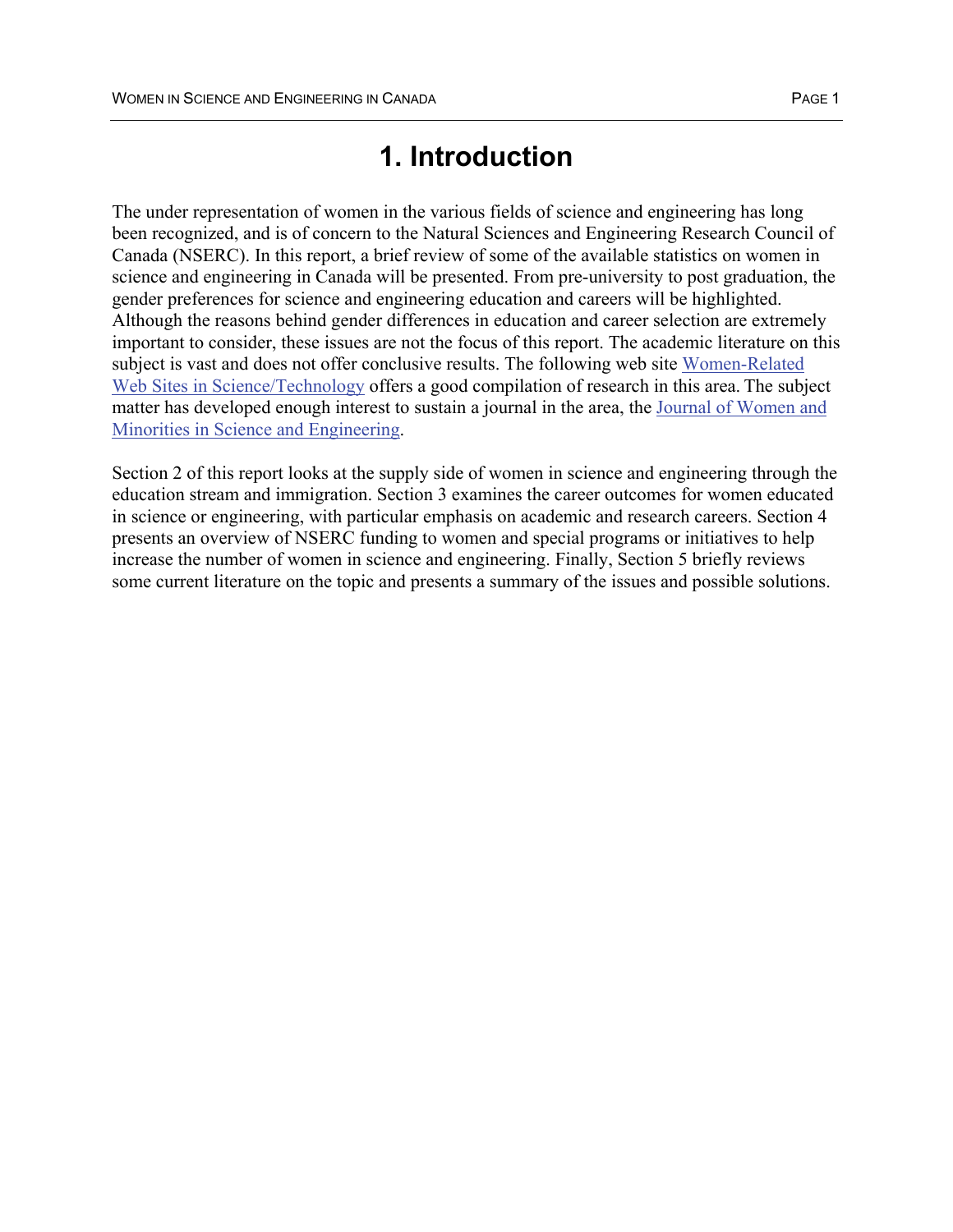# 1. Introduction

The under representation of women in the various fields of science and engineering has long been recognized, and is of concern to the Natural Sciences and Engineering Research Council of Canada (NSERC). In this report, a brief review of some of the available statistics on women in science and engineering in Canada will be presented. From pre-university to post graduation, the gender preferences for science and engineering education and careers will be highlighted. Although the reasons behind gender differences in education and career selection are extremely important to consider, these issues are not the focus of this report. The academic literature on this subject is vast and does not offer conclusive results. The following web site Women-Related Web Sites in Science/Technology offers a good compilation of research in this area. The subject matter has developed enough interest to sustain a journal in the area, the Journal of Women and Minorities in Science and Engineering.

Section 2 of this report looks at the supply side of women in science and engineering through the education stream and immigration. Section 3 examines the career outcomes for women educated in science or engineering, with particular emphasis on academic and research careers. Section 4 presents an overview of NSERC funding to women and special programs or initiatives to help increase the number of women in science and engineering. Finally, Section 5 briefly reviews some current literature on the topic and presents a summary of the issues and possible solutions.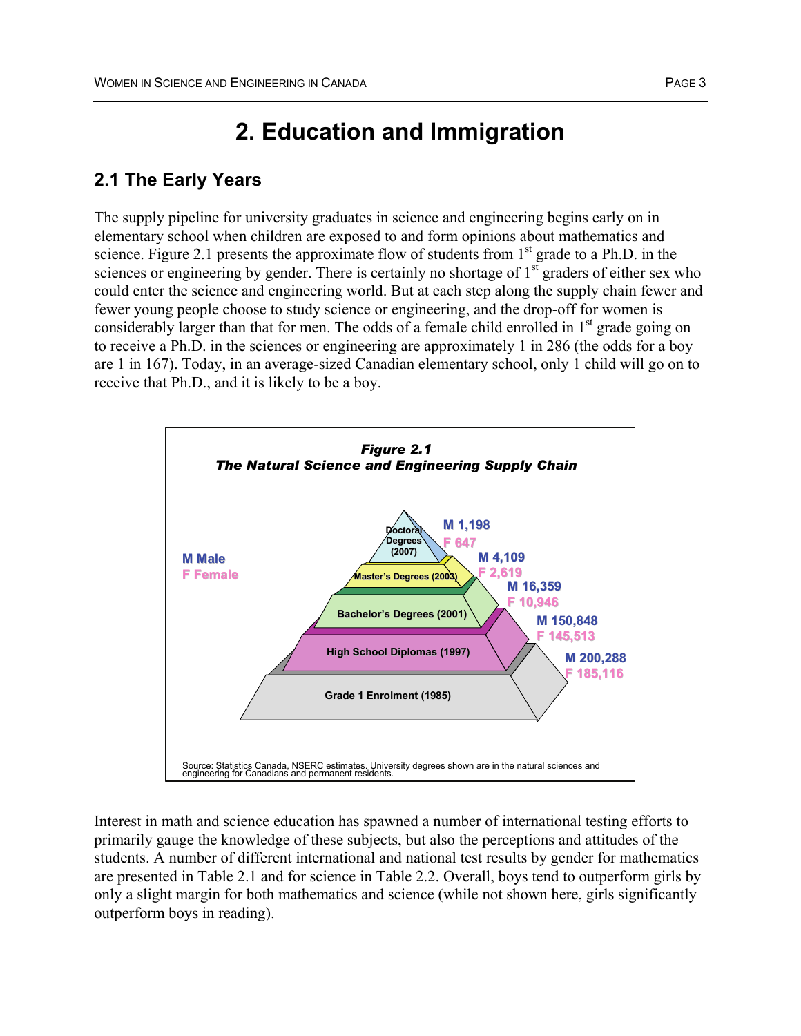# 2. Education and Immigration

## 2.1 The Early Years

The supply pipeline for university graduates in science and engineering begins early on in elementary school when children are exposed to and form opinions about mathematics and science. Figure 2.1 presents the approximate flow of students from 1st grade to a Ph.D. in the sciences or engineering by gender. There is certainly no shortage of 1st graders of either sex who could enter the science and engineering world. But at each step along the supply chain fewer and fewer young people choose to study science or engineering, and the drop-off for women is considerably larger than that for men. The odds of a female child enrolled in 1st grade going on to receive a Ph.D. in the sciences or engineering are approximately 1 in 286 (the odds for a boy are 1 in 167). Today, in an average-sized Canadian elementary school, only 1 child will go on to receive that Ph.D., and it is likely to be a boy.

***Figure 2.1***
***The Natural Science and Engineering Supply Chain***

M Male
F Female

| Level | M | F |
|---|---|---|
| Doctoral Degrees (2007) | 1,198 | 647 |
| Master's Degrees (2003) | 4,109 | 2,619 |
| Bachelor's Degrees (2001) | 16,359 | 10,946 |
| High School Diplomas (1997) | 150,848 | 145,513 |
| Grade 1 Enrolment (1985) | 200,288 | 185,116 |

Source: Statistics Canada, NSERC estimates. University degrees shown are in the natural sciences and engineering for Canadians and permanent residents.

Interest in math and science education has spawned a number of international testing efforts to primarily gauge the knowledge of these subjects, but also the perceptions and attitudes of the students. A number of different international and national test results by gender for mathematics are presented in Table 2.1 and for science in Table 2.2. Overall, boys tend to outperform girls by only a slight margin for both mathematics and science (while not shown here, girls significantly outperform boys in reading).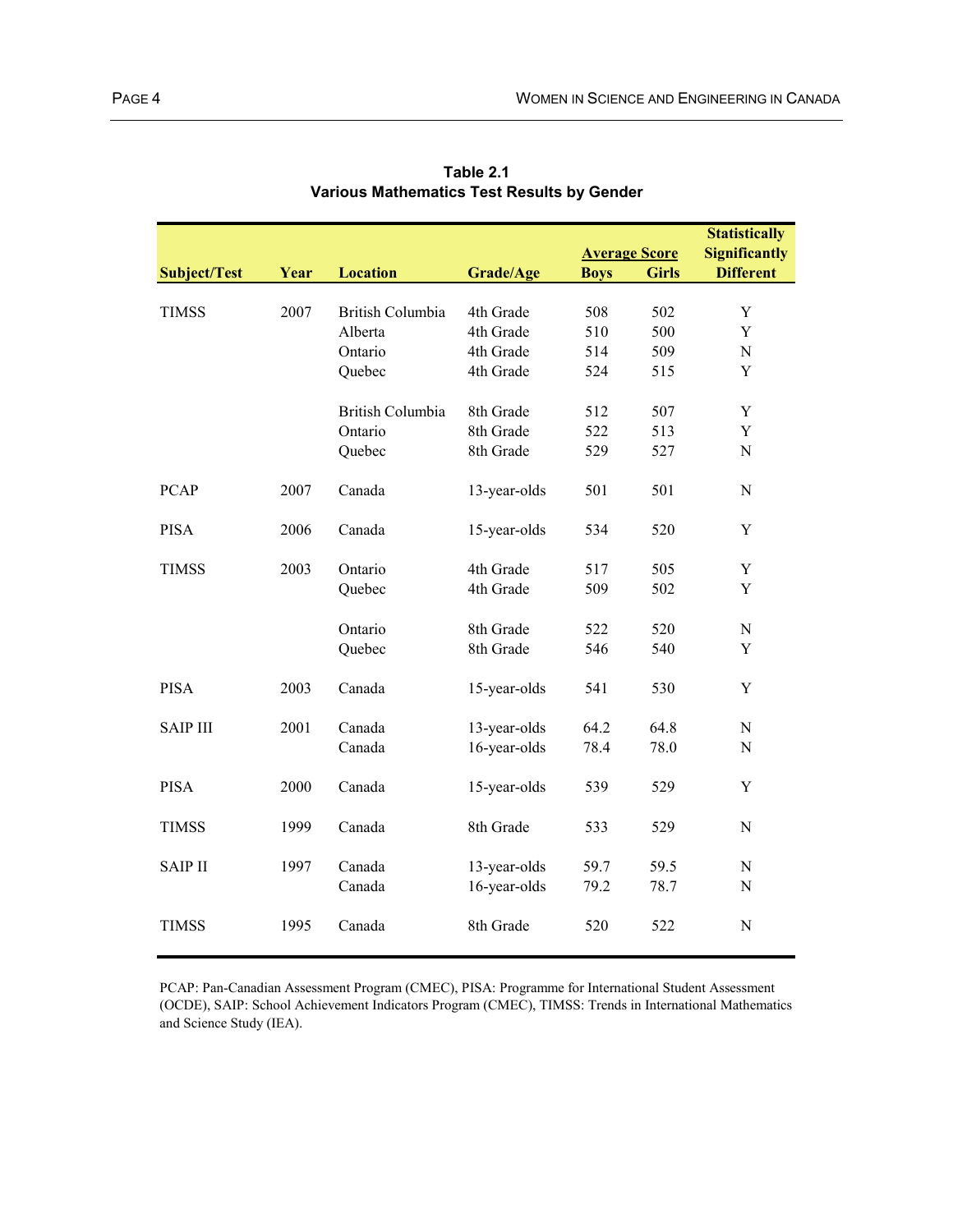**Table 2.1**
**Various Mathematics Test Results by Gender**

| Subject/Test | Year | Location | Grade/Age | Average Score | | Statistically Significantly Different |
|---|---|---|---|---|---|---|
| | | | | Boys | Girls | |
| TIMSS | 2007 | British Columbia | 4th Grade | 508 | 502 | Y |
| | | Alberta | 4th Grade | 510 | 500 | Y |
| | | Ontario | 4th Grade | 514 | 509 | N |
| | | Quebec | 4th Grade | 524 | 515 | Y |
| | | British Columbia | 8th Grade | 512 | 507 | Y |
| | | Ontario | 8th Grade | 522 | 513 | Y |
| | | Quebec | 8th Grade | 529 | 527 | N |
| PCAP | 2007 | Canada | 13-year-olds | 501 | 501 | N |
| PISA | 2006 | Canada | 15-year-olds | 534 | 520 | Y |
| TIMSS | 2003 | Ontario | 4th Grade | 517 | 505 | Y |
| | | Quebec | 4th Grade | 509 | 502 | Y |
| | | Ontario | 8th Grade | 522 | 520 | N |
| | | Quebec | 8th Grade | 546 | 540 | Y |
| PISA | 2003 | Canada | 15-year-olds | 541 | 530 | Y |
| SAIP III | 2001 | Canada | 13-year-olds | 64.2 | 64.8 | N |
| | | Canada | 16-year-olds | 78.4 | 78.0 | N |
| PISA | 2000 | Canada | 15-year-olds | 539 | 529 | Y |
| TIMSS | 1999 | Canada | 8th Grade | 533 | 529 | N |
| SAIP II | 1997 | Canada | 13-year-olds | 59.7 | 59.5 | N |
| | | Canada | 16-year-olds | 79.2 | 78.7 | N |
| TIMSS | 1995 | Canada | 8th Grade | 520 | 522 | N |

PCAP: Pan-Canadian Assessment Program (CMEC), PISA: Programme for International Student Assessment (OCDE), SAIP: School Achievement Indicators Program (CMEC), TIMSS: Trends in International Mathematics and Science Study (IEA).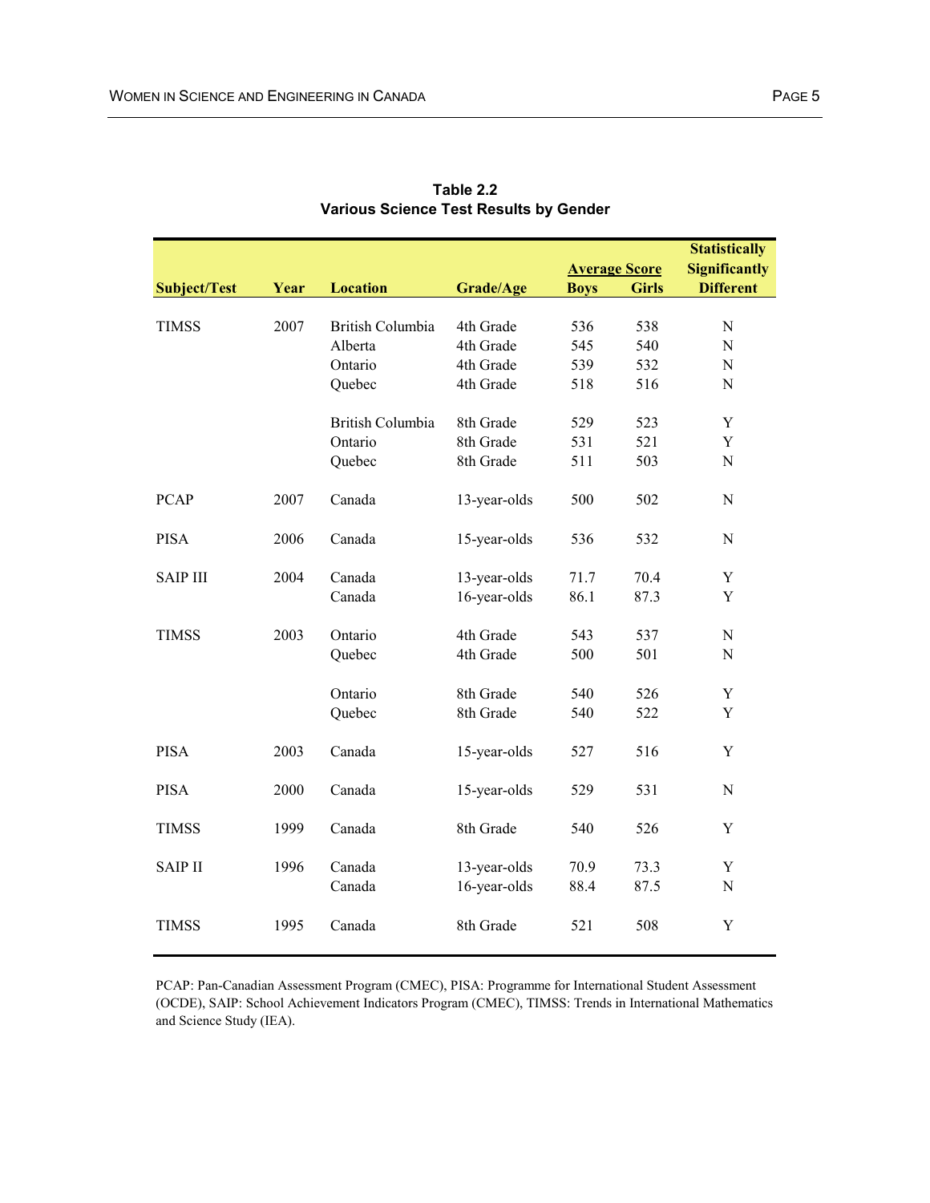**Table 2.2**
**Various Science Test Results by Gender**

| Subject/Test | Year | Location | Grade/Age | Average Score Boys | Average Score Girls | Statistically Significantly Different |
|---|---|---|---|---|---|---|
| TIMSS | 2007 | British Columbia | 4th Grade | 536 | 538 | N |
| | | Alberta | 4th Grade | 545 | 540 | N |
| | | Ontario | 4th Grade | 539 | 532 | N |
| | | Quebec | 4th Grade | 518 | 516 | N |
| | | British Columbia | 8th Grade | 529 | 523 | Y |
| | | Ontario | 8th Grade | 531 | 521 | Y |
| | | Quebec | 8th Grade | 511 | 503 | N |
| PCAP | 2007 | Canada | 13-year-olds | 500 | 502 | N |
| PISA | 2006 | Canada | 15-year-olds | 536 | 532 | N |
| SAIP III | 2004 | Canada | 13-year-olds | 71.7 | 70.4 | Y |
| | | Canada | 16-year-olds | 86.1 | 87.3 | Y |
| TIMSS | 2003 | Ontario | 4th Grade | 543 | 537 | N |
| | | Quebec | 4th Grade | 500 | 501 | N |
| | | Ontario | 8th Grade | 540 | 526 | Y |
| | | Quebec | 8th Grade | 540 | 522 | Y |
| PISA | 2003 | Canada | 15-year-olds | 527 | 516 | Y |
| PISA | 2000 | Canada | 15-year-olds | 529 | 531 | N |
| TIMSS | 1999 | Canada | 8th Grade | 540 | 526 | Y |
| SAIP II | 1996 | Canada | 13-year-olds | 70.9 | 73.3 | Y |
| | | Canada | 16-year-olds | 88.4 | 87.5 | N |
| TIMSS | 1995 | Canada | 8th Grade | 521 | 508 | Y |

PCAP: Pan-Canadian Assessment Program (CMEC), PISA: Programme for International Student Assessment (OCDE), SAIP: School Achievement Indicators Program (CMEC), TIMSS: Trends in International Mathematics and Science Study (IEA).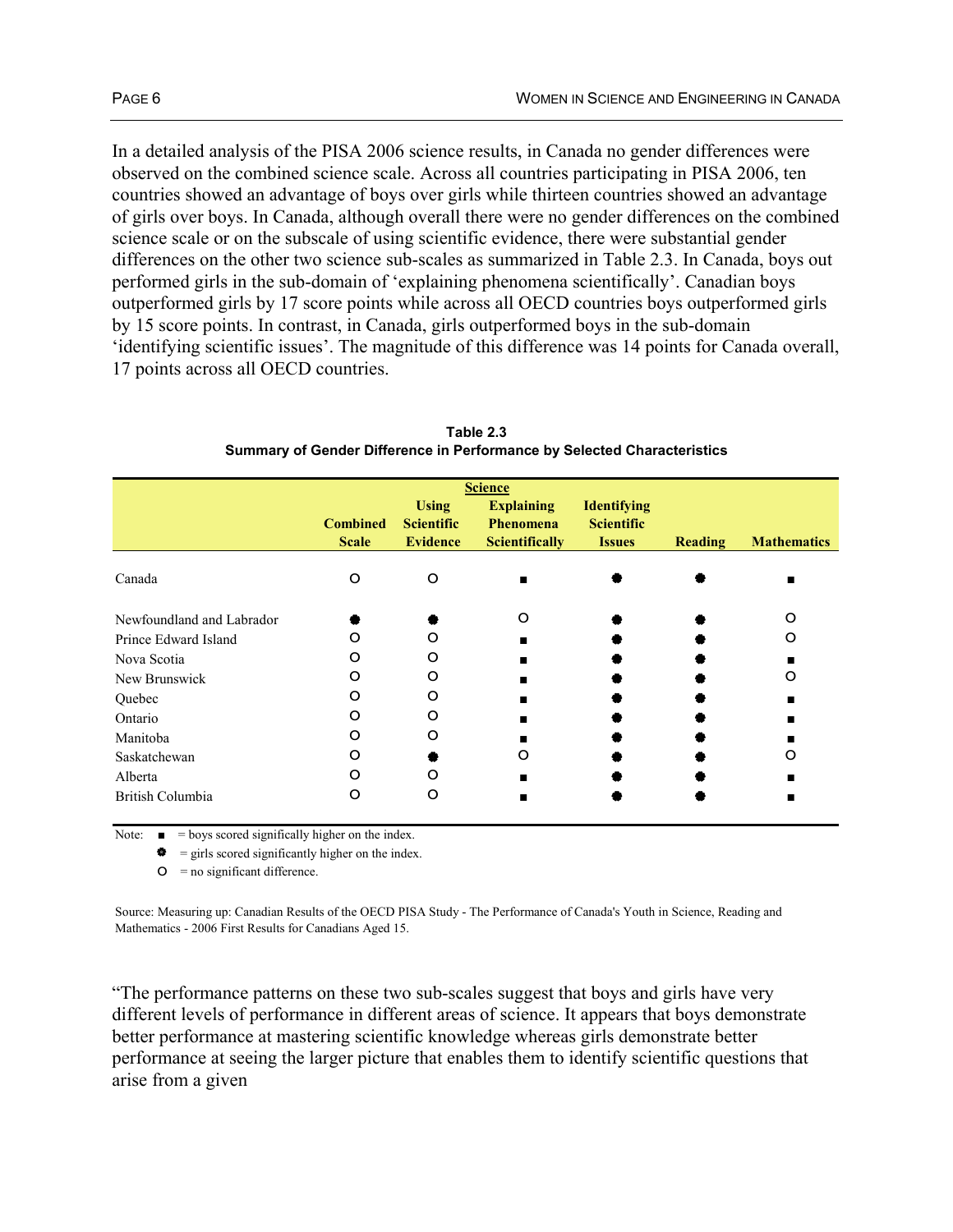In a detailed analysis of the PISA 2006 science results, in Canada no gender differences were observed on the combined science scale. Across all countries participating in PISA 2006, ten countries showed an advantage of boys over girls while thirteen countries showed an advantage of girls over boys. In Canada, although overall there were no gender differences on the combined science scale or on the subscale of using scientific evidence, there were substantial gender differences on the other two science sub-scales as summarized in Table 2.3. In Canada, boys out performed girls in the sub-domain of 'explaining phenomena scientifically'. Canadian boys outperformed girls by 17 score points while across all OECD countries boys outperformed girls by 15 score points. In contrast, in Canada, girls outperformed boys in the sub-domain 'identifying scientific issues'. The magnitude of this difference was 14 points for Canada overall, 17 points across all OECD countries.

**Table 2.3**
**Summary of Gender Difference in Performance by Selected Characteristics**

| | Science | | | | | |
|---|---|---|---|---|---|---|
| | Combined Scale | Using Scientific Evidence | Explaining Phenomena Scientifically | Identifying Scientific Issues | Reading | Mathematics |
| Canada | O | O | ■ | ● | ● | ■ |
| Newfoundland and Labrador | ● | ● | O | ● | ● | O |
| Prince Edward Island | O | O | ■ | ● | ● | O |
| Nova Scotia | O | O | ■ | ● | ● | ■ |
| New Brunswick | O | O | ■ | ● | ● | O |
| Quebec | O | O | ■ | ● | ● | ■ |
| Ontario | O | O | ■ | ● | ● | ■ |
| Manitoba | O | O | ■ | ● | ● | ■ |
| Saskatchewan | O | ● | O | ● | ● | O |
| Alberta | O | O | ■ | ● | ● | ■ |
| British Columbia | O | O | ■ | ● | ● | ■ |

Note: ■ = boys scored significantly higher on the index.
● = girls scored significantly higher on the index.
O = no significant difference.

Source: Measuring up: Canadian Results of the OECD PISA Study - The Performance of Canada's Youth in Science, Reading and Mathematics - 2006 First Results for Canadians Aged 15.

"The performance patterns on these two sub-scales suggest that boys and girls have very different levels of performance in different areas of science. It appears that boys demonstrate better performance at mastering scientific knowledge whereas girls demonstrate better performance at seeing the larger picture that enables them to identify scientific questions that arise from a given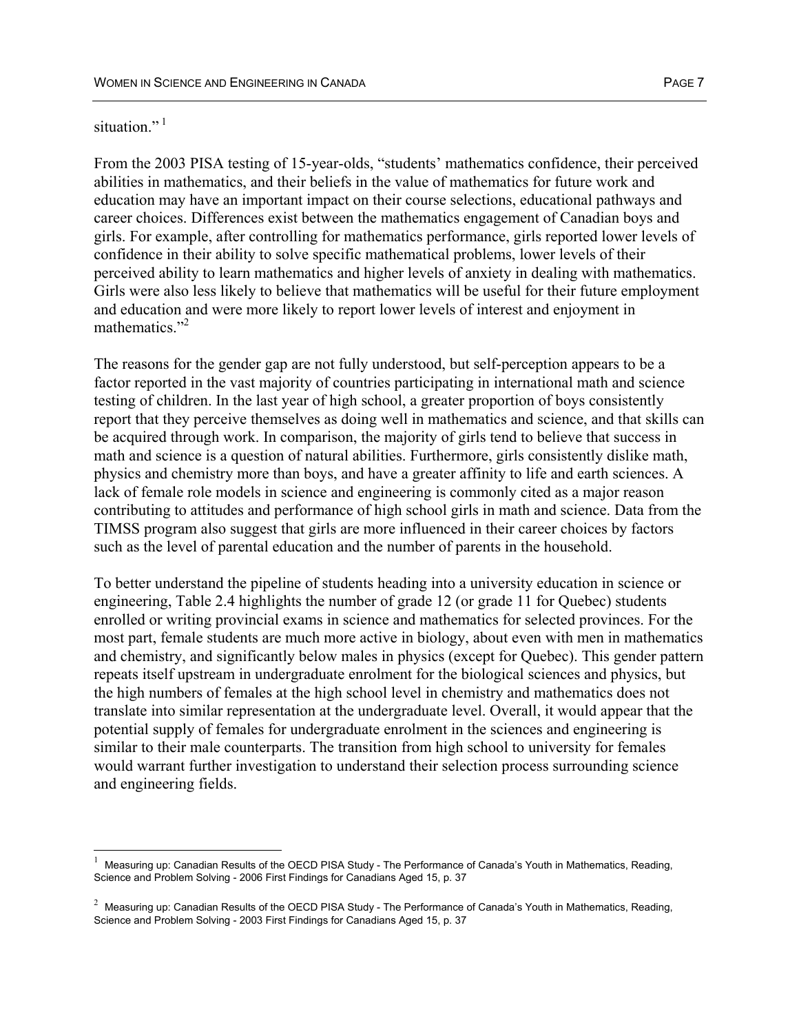situation."[1]

From the 2003 PISA testing of 15-year-olds, "students' mathematics confidence, their perceived abilities in mathematics, and their beliefs in the value of mathematics for future work and education may have an important impact on their course selections, educational pathways and career choices. Differences exist between the mathematics engagement of Canadian boys and girls. For example, after controlling for mathematics performance, girls reported lower levels of confidence in their ability to solve specific mathematical problems, lower levels of their perceived ability to learn mathematics and higher levels of anxiety in dealing with mathematics. Girls were also less likely to believe that mathematics will be useful for their future employment and education and were more likely to report lower levels of interest and enjoyment in mathematics."[2]

The reasons for the gender gap are not fully understood, but self-perception appears to be a factor reported in the vast majority of countries participating in international math and science testing of children. In the last year of high school, a greater proportion of boys consistently report that they perceive themselves as doing well in mathematics and science, and that skills can be acquired through work. In comparison, the majority of girls tend to believe that success in math and science is a question of natural abilities. Furthermore, girls consistently dislike math, physics and chemistry more than boys, and have a greater affinity to life and earth sciences. A lack of female role models in science and engineering is commonly cited as a major reason contributing to attitudes and performance of high school girls in math and science. Data from the TIMSS program also suggest that girls are more influenced in their career choices by factors such as the level of parental education and the number of parents in the household.

To better understand the pipeline of students heading into a university education in science or engineering, Table 2.4 highlights the number of grade 12 (or grade 11 for Quebec) students enrolled or writing provincial exams in science and mathematics for selected provinces. For the most part, female students are much more active in biology, about even with men in mathematics and chemistry, and significantly below males in physics (except for Quebec). This gender pattern repeats itself upstream in undergraduate enrolment for the biological sciences and physics, but the high numbers of females at the high school level in chemistry and mathematics does not translate into similar representation at the undergraduate level. Overall, it would appear that the potential supply of females for undergraduate enrolment in the sciences and engineering is similar to their male counterparts. The transition from high school to university for females would warrant further investigation to understand their selection process surrounding science and engineering fields.

---

[1] Measuring up: Canadian Results of the OECD PISA Study - The Performance of Canada's Youth in Mathematics, Reading, Science and Problem Solving - 2006 First Findings for Canadians Aged 15, p. 37

[2] Measuring up: Canadian Results of the OECD PISA Study - The Performance of Canada's Youth in Mathematics, Reading, Science and Problem Solving - 2003 First Findings for Canadians Aged 15, p. 37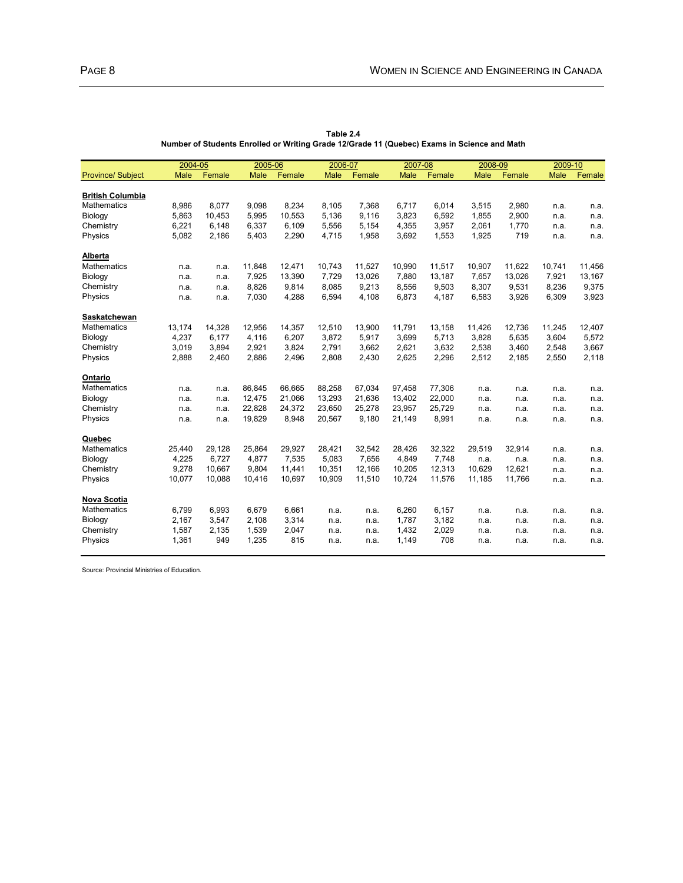**Table 2.4**
**Number of Students Enrolled or Writing Grade 12/Grade 11 (Quebec) Exams in Science and Math**

| | 2004-05 | | 2005-06 | | 2006-07 | | 2007-08 | | 2008-09 | | 2009-10 | |
|---|---|---|---|---|---|---|---|---|---|---|---|---|
| Province/ Subject | Male | Female | Male | Female | Male | Female | Male | Female | Male | Female | Male | Female |
| **British Columbia** | | | | | | | | | | | | |
| Mathematics | 8,986 | 8,077 | 9,098 | 8,234 | 8,105 | 7,368 | 6,717 | 6,014 | 3,515 | 2,980 | n.a. | n.a. |
| Biology | 5,863 | 10,453 | 5,995 | 10,553 | 5,136 | 9,116 | 3,823 | 6,592 | 1,855 | 2,900 | n.a. | n.a. |
| Chemistry | 6,221 | 6,148 | 6,337 | 6,109 | 5,556 | 5,154 | 4,355 | 3,957 | 2,061 | 1,770 | n.a. | n.a. |
| Physics | 5,082 | 2,186 | 5,403 | 2,290 | 4,715 | 1,958 | 3,692 | 1,553 | 1,925 | 719 | n.a. | n.a. |
| **Alberta** | | | | | | | | | | | | |
| Mathematics | n.a. | n.a. | 11,848 | 12,471 | 10,743 | 11,527 | 10,990 | 11,517 | 10,907 | 11,622 | 10,741 | 11,456 |
| Biology | n.a. | n.a. | 7,925 | 13,390 | 7,729 | 13,026 | 7,880 | 13,187 | 7,657 | 13,026 | 7,921 | 13,167 |
| Chemistry | n.a. | n.a. | 8,826 | 9,814 | 8,085 | 9,213 | 8,556 | 9,503 | 8,307 | 9,531 | 8,236 | 9,375 |
| Physics | n.a. | n.a. | 7,030 | 4,288 | 6,594 | 4,108 | 6,873 | 4,187 | 6,583 | 3,926 | 6,309 | 3,923 |
| **Saskatchewan** | | | | | | | | | | | | |
| Mathematics | 13,174 | 14,328 | 12,956 | 14,357 | 12,510 | 13,900 | 11,791 | 13,158 | 11,426 | 12,736 | 11,245 | 12,407 |
| Biology | 4,237 | 6,177 | 4,116 | 6,207 | 3,872 | 5,917 | 3,699 | 5,713 | 3,828 | 5,635 | 3,604 | 5,572 |
| Chemistry | 3,019 | 3,894 | 2,921 | 3,824 | 2,791 | 3,662 | 2,621 | 3,632 | 2,538 | 3,460 | 2,548 | 3,667 |
| Physics | 2,888 | 2,460 | 2,886 | 2,496 | 2,808 | 2,430 | 2,625 | 2,296 | 2,512 | 2,185 | 2,550 | 2,118 |
| **Ontario** | | | | | | | | | | | | |
| Mathematics | n.a. | n.a. | 86,845 | 66,665 | 88,258 | 67,034 | 97,458 | 77,306 | n.a. | n.a. | n.a. | n.a. |
| Biology | n.a. | n.a. | 12,475 | 21,066 | 13,293 | 21,636 | 13,402 | 22,000 | n.a. | n.a. | n.a. | n.a. |
| Chemistry | n.a. | n.a. | 22,828 | 24,372 | 23,650 | 25,278 | 23,957 | 25,729 | n.a. | n.a. | n.a. | n.a. |
| Physics | n.a. | n.a. | 19,829 | 8,948 | 20,567 | 9,180 | 21,149 | 8,991 | n.a. | n.a. | n.a. | n.a. |
| **Quebec** | | | | | | | | | | | | |
| Mathematics | 25,440 | 29,128 | 25,864 | 29,927 | 28,421 | 32,542 | 28,426 | 32,322 | 29,519 | 32,914 | n.a. | n.a. |
| Biology | 4,225 | 6,727 | 4,877 | 7,535 | 5,083 | 7,656 | 4,849 | 7,748 | n.a. | n.a. | n.a. | n.a. |
| Chemistry | 9,278 | 10,667 | 9,804 | 11,441 | 10,351 | 12,166 | 10,205 | 12,313 | 10,629 | 12,621 | n.a. | n.a. |
| Physics | 10,077 | 10,088 | 10,416 | 10,697 | 10,909 | 11,510 | 10,724 | 11,576 | 11,185 | 11,766 | n.a. | n.a. |
| **Nova Scotia** | | | | | | | | | | | | |
| Mathematics | 6,799 | 6,993 | 6,679 | 6,661 | n.a. | n.a. | 6,260 | 6,157 | n.a. | n.a. | n.a. | n.a. |
| Biology | 2,167 | 3,547 | 2,108 | 3,314 | n.a. | n.a. | 1,787 | 3,182 | n.a. | n.a. | n.a. | n.a. |
| Chemistry | 1,587 | 2,135 | 1,539 | 2,047 | n.a. | n.a. | 1,432 | 2,029 | n.a. | n.a. | n.a. | n.a. |
| Physics | 1,361 | 949 | 1,235 | 815 | n.a. | n.a. | 1,149 | 708 | n.a. | n.a. | n.a. | n.a. |

Source: Provincial Ministries of Education.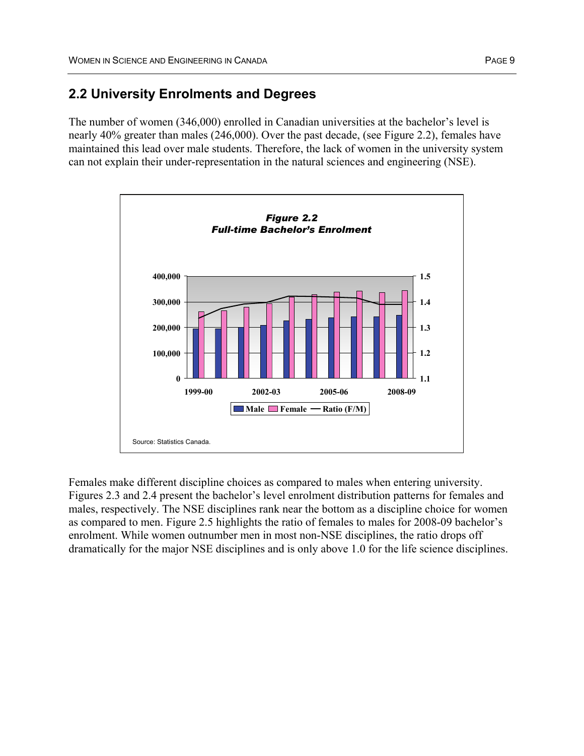## 2.2 University Enrolments and Degrees

The number of women (346,000) enrolled in Canadian universities at the bachelor's level is nearly 40% greater than males (246,000). Over the past decade, (see Figure 2.2), females have maintained this lead over male students. Therefore, the lack of women in the university system can not explain their under-representation in the natural sciences and engineering (NSE).

***Figure 2.2***
***Full-time Bachelor's Enrolment***

Source: Statistics Canada.

Females make different discipline choices as compared to males when entering university. Figures 2.3 and 2.4 present the bachelor's level enrolment distribution patterns for females and males, respectively. The NSE disciplines rank near the bottom as a discipline choice for women as compared to men. Figure 2.5 highlights the ratio of females to males for 2008-09 bachelor's enrolment. While women outnumber men in most non-NSE disciplines, the ratio drops off dramatically for the major NSE disciplines and is only above 1.0 for the life science disciplines.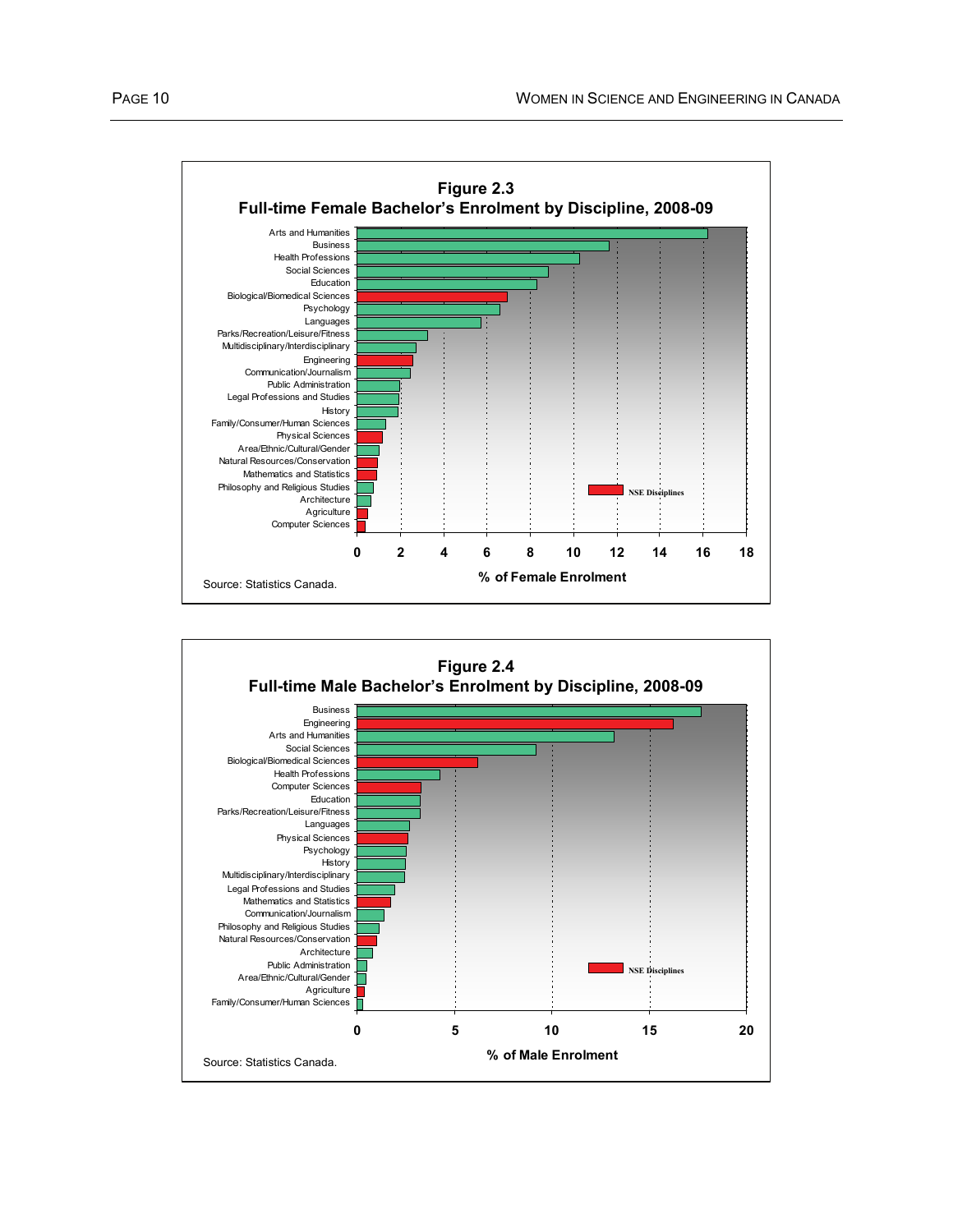**Figure 2.3**
**Full-time Female Bachelor's Enrolment by Discipline, 2008-09**

Arts and Humanities
Business
Health Professions
Social Sciences
Education
Biological/Biomedical Sciences
Psychology
Languages
Parks/Recreation/Leisure/Fitness
Multidisciplinary/Interdisciplinary
Engineering
Communication/Journalism
Public Administration
Legal Professions and Studies
History
Family/Consumer/Human Sciences
Physical Sciences
Area/Ethnic/Cultural/Gender
Natural Resources/Conservation
Mathematics and Statistics
Philosophy and Religious Studies
Architecture
Agriculture
Computer Sciences

NSE Disciplines

0 2 4 6 8 10 12 14 16 18

% of Female Enrolment

Source: Statistics Canada.

**Figure 2.4**
**Full-time Male Bachelor's Enrolment by Discipline, 2008-09**

Business
Engineering
Arts and Humanities
Social Sciences
Biological/Biomedical Sciences
Health Professions
Computer Sciences
Education
Parks/Recreation/Leisure/Fitness
Languages
Physical Sciences
Psychology
History
Multidisciplinary/Interdisciplinary
Legal Professions and Studies
Mathematics and Statistics
Communication/Journalism
Philosophy and Religious Studies
Natural Resources/Conservation
Architecture
Public Administration
Area/Ethnic/Cultural/Gender
Agriculture
Family/Consumer/Human Sciences

NSE Disciplines

0 5 10 15 20

% of Male Enrolment

Source: Statistics Canada.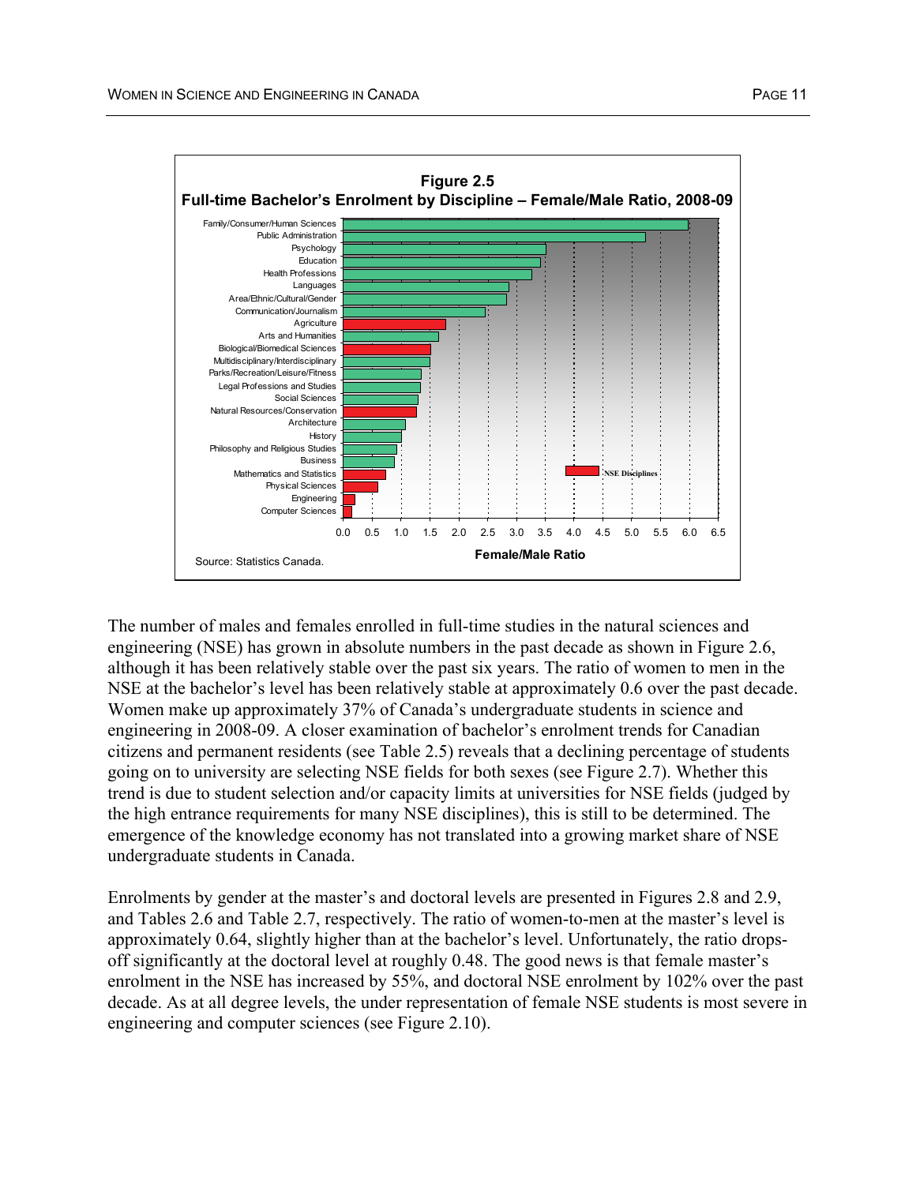**Figure 2.5**
**Full-time Bachelor's Enrolment by Discipline – Female/Male Ratio, 2008-09**

Source: Statistics Canada.

The number of males and females enrolled in full-time studies in the natural sciences and engineering (NSE) has grown in absolute numbers in the past decade as shown in Figure 2.6, although it has been relatively stable over the past six years. The ratio of women to men in the NSE at the bachelor's level has been relatively stable at approximately 0.6 over the past decade. Women make up approximately 37% of Canada's undergraduate students in science and engineering in 2008-09. A closer examination of bachelor's enrolment trends for Canadian citizens and permanent residents (see Table 2.5) reveals that a declining percentage of students going on to university are selecting NSE fields for both sexes (see Figure 2.7). Whether this trend is due to student selection and/or capacity limits at universities for NSE fields (judged by the high entrance requirements for many NSE disciplines), this is still to be determined. The emergence of the knowledge economy has not translated into a growing market share of NSE undergraduate students in Canada.

Enrolments by gender at the master's and doctoral levels are presented in Figures 2.8 and 2.9, and Tables 2.6 and Table 2.7, respectively. The ratio of women-to-men at the master's level is approximately 0.64, slightly higher than at the bachelor's level. Unfortunately, the ratio drops-off significantly at the doctoral level at roughly 0.48. The good news is that female master's enrolment in the NSE has increased by 55%, and doctoral NSE enrolment by 102% over the past decade. As at all degree levels, the under representation of female NSE students is most severe in engineering and computer sciences (see Figure 2.10).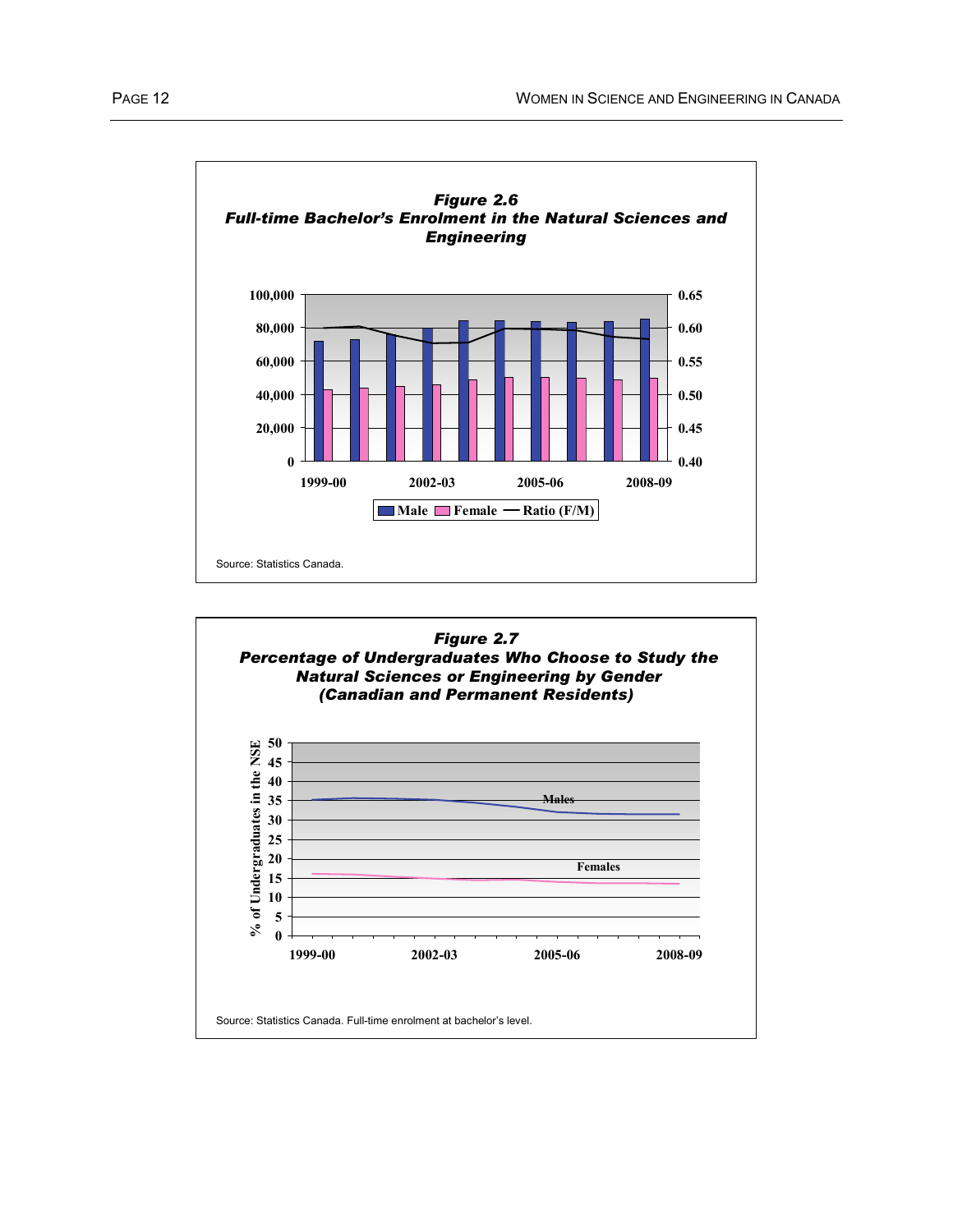**Figure 2.6**
***Full-time Bachelor's Enrolment in the Natural Sciences and Engineering***

Source: Statistics Canada.

**Figure 2.7**
***Percentage of Undergraduates Who Choose to Study the Natural Sciences or Engineering by Gender (Canadian and Permanent Residents)***

Source: Statistics Canada. Full-time enrolment at bachelor's level.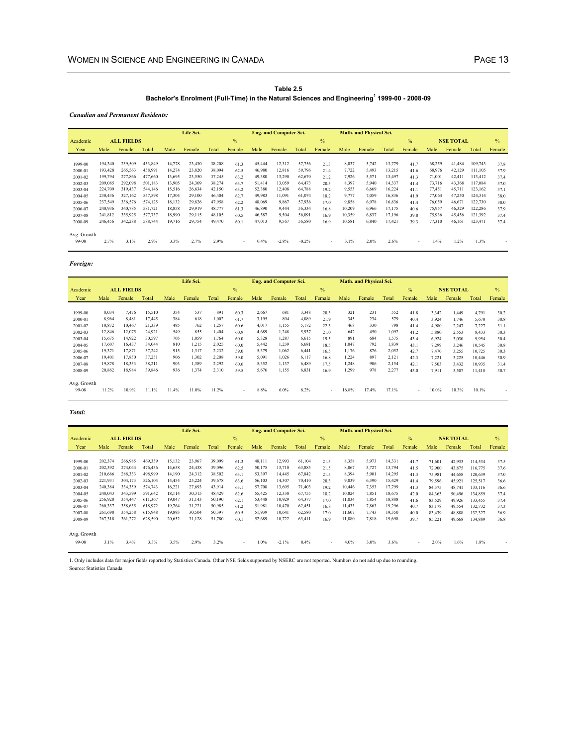**Table 2.5**

**Bachelor's Enrolment (Full-Time) in the Natural Sciences and Engineering[1] 1999-00 - 2008-09**

***Canadian and Permanent Residents:***

| Academic | ALL FIELDS | | | Life Sci. | | | % | Eng. and Computer Sci. | | | % | Math. and Physical Sci. | | | % | NSE TOTAL | | | % |
|---|---|---|---|---|---|---|---|---|---|---|---|---|---|---|---|---|---|---|---|
| Year | Male | Female | Total | Male | Female | Total | Female | Male | Female | Total | Female | Male | Female | Total | Female | Male | Female | Total | Female |
| 1999-00 | 194,340 | 259,509 | 453,849 | 14,778 | 23,430 | 38,208 | 61.3 | 45,444 | 12,312 | 57,756 | 21.3 | 8,037 | 5,742 | 13,779 | 41.7 | 68,259 | 41,484 | 109,743 | 37.8 |
| 2000-01 | 193,428 | 265,563 | 458,991 | 14,274 | 23,820 | 38,094 | 62.5 | 46,980 | 12,816 | 59,796 | 21.4 | 7,722 | 5,493 | 13,215 | 41.6 | 68,976 | 42,129 | 111,105 | 37.9 |
| 2001-02 | 199,794 | 277,866 | 477,660 | 13,695 | 23,550 | 37,245 | 63.2 | 49,380 | 13,290 | 62,670 | 21.2 | 7,926 | 5,571 | 13,497 | 41.3 | 71,001 | 42,411 | 113,412 | 37.4 |
| 2002-03 | 209,085 | 292,098 | 501,183 | 13,905 | 24,369 | 38,274 | 63.7 | 51,414 | 13,059 | 64,473 | 20.3 | 8,397 | 5,940 | 14,337 | 41.4 | 73,716 | 43,368 | 117,084 | 37.0 |
| 2003-04 | 224,709 | 319,437 | 544,146 | 15,516 | 26,634 | 42,150 | 63.2 | 52,380 | 12,408 | 64,788 | 19.2 | 9,555 | 6,669 | 16,224 | 41.1 | 77,451 | 45,711 | 123,162 | 37.1 |
| 2004-05 | 230,436 | 327,162 | 557,598 | 17,304 | 29,100 | 46,404 | 62.7 | 49,983 | 11,091 | 61,074 | 18.2 | 9,777 | 7,059 | 16,836 | 41.9 | 77,064 | 47,250 | 124,314 | 38.0 |
| 2005-06 | 237,549 | 336,576 | 574,125 | 18,132 | 29,826 | 47,958 | 62.2 | 48,069 | 9,867 | 57,936 | 17.0 | 9,858 | 6,978 | 16,836 | 41.4 | 76,059 | 46,671 | 122,730 | 38.0 |
| 2006-07 | 240,936 | 340,785 | 581,721 | 18,858 | 29,919 | 48,777 | 61.3 | 46,890 | 9,444 | 56,334 | 16.8 | 10,209 | 6,966 | 17,175 | 40.6 | 75,957 | 46,329 | 122,286 | 37.9 |
| 2007-08 | 241,812 | 335,925 | 577,737 | 18,990 | 29,115 | 48,105 | 60.5 | 46,587 | 9,504 | 56,091 | 16.9 | 10,359 | 6,837 | 17,196 | 39.8 | 75,936 | 45,456 | 121,392 | 37.4 |
| 2008-09 | 246,456 | 342,288 | 588,744 | 19,716 | 29,754 | 49,470 | 60.1 | 47,013 | 9,567 | 56,580 | 16.9 | 10,581 | 6,840 | 17,421 | 39.3 | 77,310 | 46,161 | 123,471 | 37.4 |
| Avg. Growth 99-08 | 2.7% | 3.1% | 2.9% | 3.3% | 2.7% | 2.9% | - | 0.4% | -2.8% | -0.2% | - | 3.1% | 2.0% | 2.6% | - | 1.4% | 1.2% | 1.3% | - |

***Foreign:***

| Academic | ALL FIELDS | | | Life Sci. | | | % | Eng. and Computer Sci. | | | % | Math. and Physical Sci. | | | % | NSE TOTAL | | | % |
|---|---|---|---|---|---|---|---|---|---|---|---|---|---|---|---|---|---|---|---|
| Year | Male | Female | Total | Male | Female | Total | Female | Male | Female | Total | Female | Male | Female | Total | Female | Male | Female | Total | Female |
| 1999-00 | 8,034 | 7,476 | 15,510 | 354 | 537 | 891 | 60.3 | 2,667 | 681 | 3,348 | 20.3 | 321 | 231 | 552 | 41.8 | 3,342 | 1,449 | 4,791 | 30.2 |
| 2000-01 | 8,964 | 8,481 | 17,445 | 384 | 618 | 1,002 | 61.7 | 3,195 | 894 | 4,089 | 21.9 | 345 | 234 | 579 | 40.4 | 3,924 | 1,746 | 5,670 | 30.8 |
| 2001-02 | 10,872 | 10,467 | 21,339 | 495 | 762 | 1,257 | 60.6 | 4,017 | 1,155 | 5,172 | 22.3 | 468 | 330 | 798 | 41.4 | 4,980 | 2,247 | 7,227 | 31.1 |
| 2002-03 | 12,846 | 12,075 | 24,921 | 549 | 855 | 1,404 | 60.9 | 4,689 | 1,248 | 5,937 | 21.0 | 642 | 450 | 1,092 | 41.2 | 5,880 | 2,553 | 8,433 | 30.3 |
| 2003-04 | 15,675 | 14,922 | 30,597 | 705 | 1,059 | 1,764 | 60.0 | 5,328 | 1,287 | 6,615 | 19.5 | 891 | 684 | 1,575 | 43.4 | 6,924 | 3,030 | 9,954 | 30.4 |
| 2004-05 | 17,607 | 16,437 | 34,044 | 810 | 1,215 | 2,025 | 60.0 | 5,442 | 1,239 | 6,681 | 18.5 | 1,047 | 792 | 1,839 | 43.1 | 7,299 | 3,246 | 10,545 | 30.8 |
| 2005-06 | 19,371 | 17,871 | 37,242 | 915 | 1,317 | 2,232 | 59.0 | 5,379 | 1,062 | 6,441 | 16.5 | 1,176 | 876 | 2,052 | 42.7 | 7,470 | 3,255 | 10,725 | 30.3 |
| 2006-07 | 19,401 | 17,850 | 37,251 | 906 | 1,302 | 2,208 | 59.0 | 5,091 | 1,026 | 6,117 | 16.8 | 1,224 | 897 | 2,121 | 42.3 | 7,221 | 3,225 | 10,446 | 30.9 |
| 2007-08 | 19,878 | 18,333 | 38,211 | 903 | 1,389 | 2,292 | 60.6 | 5,352 | 1,137 | 6,489 | 17.5 | 1,248 | 906 | 2,154 | 42.1 | 7,503 | 3,432 | 10,935 | 31.4 |
| 2008-09 | 20,862 | 18,984 | 39,846 | 936 | 1,374 | 2,310 | 59.5 | 5,676 | 1,155 | 6,831 | 16.9 | 1,299 | 978 | 2,277 | 43.0 | 7,911 | 3,507 | 11,418 | 30.7 |
| Avg. Growth 99-08 | 11.2% | 10.9% | 11.1% | 11.4% | 11.0% | 11.2% | - | 8.8% | 6.0% | 8.2% | - | 16.8% | 17.4% | 17.1% | - | 10.0% | 10.3% | 10.1% | - |

***Total:***

| Academic | ALL FIELDS | | | Life Sci. | | | % | Eng. and Computer Sci. | | | % | Math. and Physical Sci. | | | % | NSE TOTAL | | | % |
|---|---|---|---|---|---|---|---|---|---|---|---|---|---|---|---|---|---|---|---|
| Year | Male | Female | Total | Male | Female | Total | Female | Male | Female | Total | Female | Male | Female | Total | Female | Male | Female | Total | Female |
| 1999-00 | 202,374 | 266,985 | 469,359 | 15,132 | 23,967 | 39,099 | 61.3 | 48,111 | 12,993 | 61,104 | 21.3 | 8,358 | 5,973 | 14,331 | 41.7 | 71,601 | 42,933 | 114,534 | 37.5 |
| 2000-01 | 202,392 | 274,044 | 476,436 | 14,658 | 24,438 | 39,096 | 62.5 | 50,175 | 13,710 | 63,885 | 21.5 | 8,067 | 5,727 | 13,794 | 41.5 | 72,900 | 43,875 | 116,775 | 37.6 |
| 2001-02 | 210,666 | 288,333 | 498,999 | 14,190 | 24,312 | 38,502 | 63.1 | 53,397 | 14,445 | 67,842 | 21.3 | 8,394 | 5,901 | 14,295 | 41.3 | 75,981 | 44,658 | 120,639 | 37.0 |
| 2002-03 | 221,931 | 304,173 | 526,104 | 14,454 | 25,224 | 39,678 | 63.6 | 56,103 | 14,307 | 70,410 | 20.3 | 9,039 | 6,390 | 15,429 | 41.4 | 79,596 | 45,921 | 125,517 | 36.6 |
| 2003-04 | 240,384 | 334,359 | 574,743 | 16,221 | 27,693 | 43,914 | 63.1 | 57,708 | 13,695 | 71,403 | 19.2 | 10,446 | 7,353 | 17,799 | 41.3 | 84,375 | 48,741 | 133,116 | 36.6 |
| 2004-05 | 248,043 | 343,599 | 591,642 | 18,114 | 30,315 | 48,429 | 62.6 | 55,425 | 12,330 | 67,755 | 18.2 | 10,824 | 7,851 | 18,675 | 42.0 | 84,363 | 50,496 | 134,859 | 37.4 |
| 2005-06 | 256,920 | 354,447 | 611,367 | 19,047 | 31,143 | 50,190 | 62.1 | 53,448 | 10,929 | 64,377 | 17.0 | 11,034 | 7,854 | 18,888 | 41.6 | 83,529 | 49,926 | 133,455 | 37.4 |
| 2006-07 | 260,337 | 358,635 | 618,972 | 19,764 | 31,221 | 50,985 | 61.2 | 51,981 | 10,470 | 62,451 | 16.8 | 11,433 | 7,863 | 19,296 | 40.7 | 83,178 | 49,554 | 132,732 | 37.3 |
| 2007-08 | 261,690 | 354,258 | 615,948 | 19,893 | 30,504 | 50,397 | 60.5 | 51,939 | 10,641 | 62,580 | 17.0 | 11,607 | 7,743 | 19,350 | 40.0 | 83,439 | 48,888 | 132,327 | 36.9 |
| 2008-09 | 267,318 | 361,272 | 628,590 | 20,652 | 31,128 | 51,780 | 60.1 | 52,689 | 10,722 | 63,411 | 16.9 | 11,880 | 7,818 | 19,698 | 39.7 | 85,221 | 49,668 | 134,889 | 36.8 |
| Avg. Growth 99-08 | 3.1% | 3.4% | 3.3% | 3.5% | 2.9% | 3.2% | - | 1.0% | -2.1% | 0.4% | - | 4.0% | 3.0% | 3.6% | - | 2.0% | 1.6% | 1.8% | - |

1. Only includes data for major fields reported by Statistics Canada. Other NSE fields supported by NSERC are not reported. Numbers do not add up due to rounding.

Source: Statistics Canada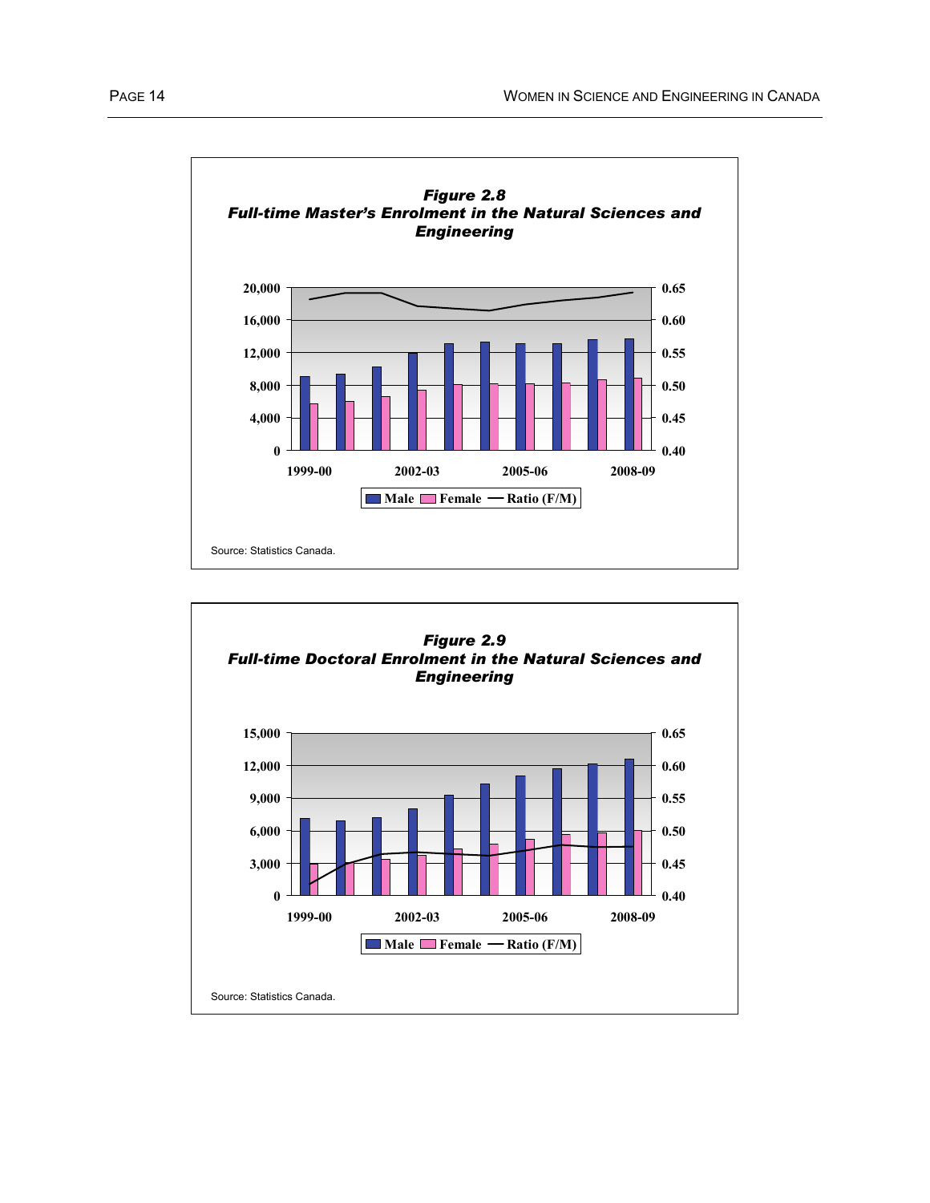*Figure 2.8*
***Full-time Master's Enrolment in the Natural Sciences and Engineering***

Source: Statistics Canada.

*Figure 2.9*
***Full-time Doctoral Enrolment in the Natural Sciences and Engineering***

Source: Statistics Canada.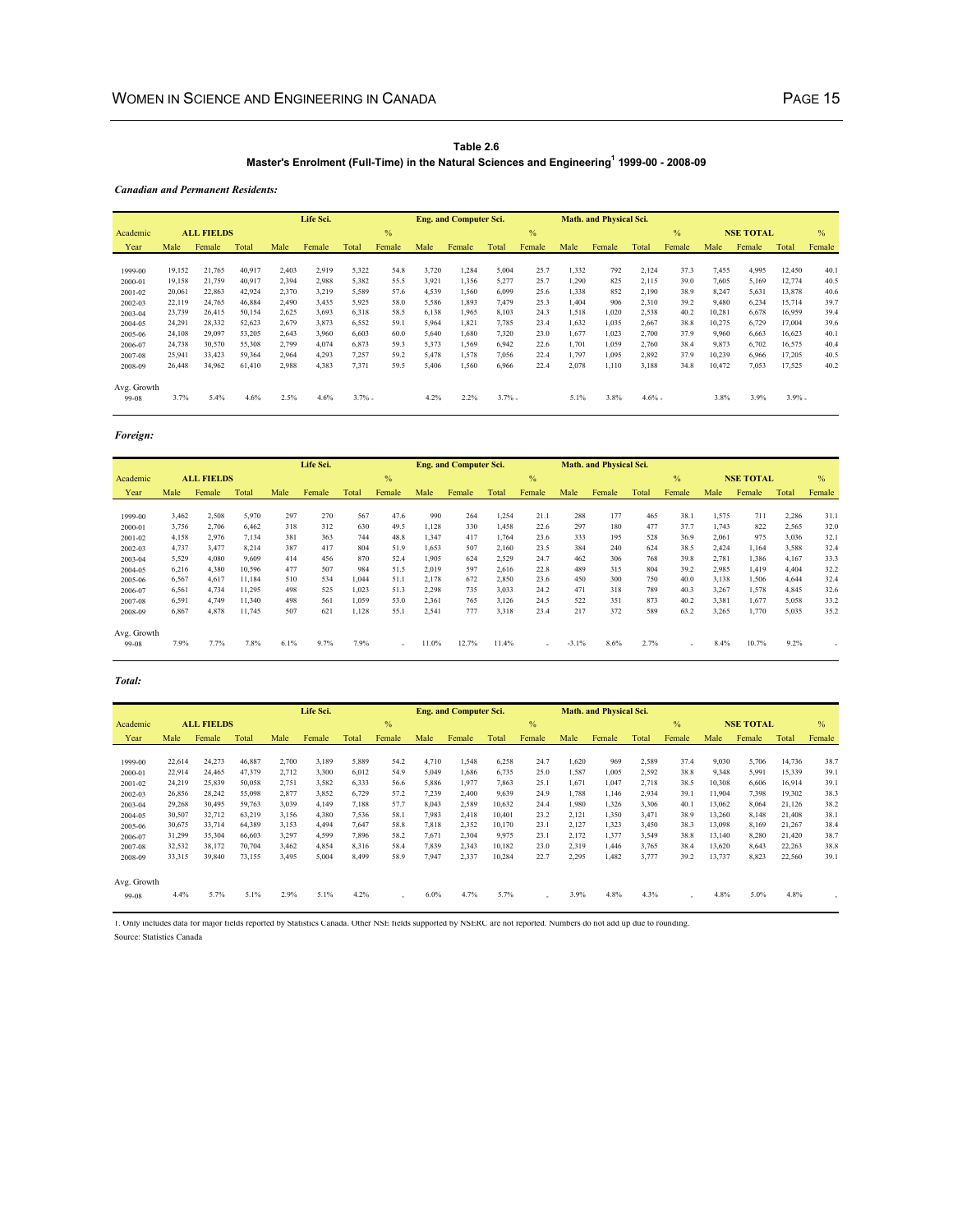**Table 2.6**

**Master's Enrolment (Full-Time) in the Natural Sciences and Engineering[1] 1999-00 - 2008-09**

***Canadian and Permanent Residents:***

| Academic | ALL FIELDS | | | Life Sci. | | | % | Eng. and Computer Sci. | | | % | Math. and Physical Sci. | | | % | NSE TOTAL | | | % |
|---|---|---|---|---|---|---|---|---|---|---|---|---|---|---|---|---|---|---|---|
| Year | Male | Female | Total | Male | Female | Total | Female | Male | Female | Total | Female | Male | Female | Total | Female | Male | Female | Total | Female |
| 1999-00 | 19,152 | 21,765 | 40,917 | 2,403 | 2,919 | 5,322 | 54.8 | 3,720 | 1,284 | 5,004 | 25.7 | 1,332 | 792 | 2,124 | 37.3 | 7,455 | 4,995 | 12,450 | 40.1 |
| 2000-01 | 19,158 | 21,759 | 40,917 | 2,394 | 2,988 | 5,382 | 55.5 | 3,921 | 1,356 | 5,277 | 25.7 | 1,290 | 825 | 2,115 | 39.0 | 7,605 | 5,169 | 12,774 | 40.5 |
| 2001-02 | 20,061 | 22,863 | 42,924 | 2,370 | 3,219 | 5,589 | 57.6 | 4,539 | 1,560 | 6,099 | 25.6 | 1,338 | 852 | 2,190 | 38.9 | 8,247 | 5,631 | 13,878 | 40.6 |
| 2002-03 | 22,119 | 24,765 | 46,884 | 2,490 | 3,435 | 5,925 | 58.0 | 5,586 | 1,893 | 7,479 | 25.3 | 1,404 | 906 | 2,310 | 39.2 | 9,480 | 6,234 | 15,714 | 39.7 |
| 2003-04 | 23,739 | 26,415 | 50,154 | 2,625 | 3,693 | 6,318 | 58.5 | 6,138 | 1,965 | 8,103 | 24.3 | 1,518 | 1,020 | 2,538 | 40.2 | 10,281 | 6,678 | 16,959 | 39.4 |
| 2004-05 | 24,291 | 28,332 | 52,623 | 2,679 | 3,873 | 6,552 | 59.1 | 5,964 | 1,821 | 7,785 | 23.4 | 1,632 | 1,035 | 2,667 | 38.8 | 10,275 | 6,729 | 17,004 | 39.6 |
| 2005-06 | 24,108 | 29,097 | 53,205 | 2,643 | 3,960 | 6,603 | 60.0 | 5,640 | 1,680 | 7,320 | 23.0 | 1,677 | 1,023 | 2,700 | 37.9 | 9,960 | 6,663 | 16,623 | 40.1 |
| 2006-07 | 24,738 | 30,570 | 55,308 | 2,799 | 4,074 | 6,873 | 59.3 | 5,373 | 1,569 | 6,942 | 22.6 | 1,701 | 1,059 | 2,760 | 38.4 | 9,873 | 6,702 | 16,575 | 40.4 |
| 2007-08 | 25,941 | 33,423 | 59,364 | 2,964 | 4,293 | 7,257 | 59.2 | 5,478 | 1,578 | 7,056 | 22.4 | 1,797 | 1,095 | 2,892 | 37.9 | 10,239 | 6,966 | 17,205 | 40.5 |
| 2008-09 | 26,448 | 34,962 | 61,410 | 2,988 | 4,383 | 7,371 | 59.5 | 5,406 | 1,560 | 6,966 | 22.4 | 2,078 | 1,110 | 3,188 | 34.8 | 10,472 | 7,053 | 17,525 | 40.2 |
| Avg. Growth 99-08 | 3.7% | 5.4% | 4.6% | 2.5% | 4.6% | 3.7% | - | 4.2% | 2.2% | 3.7% | - | 5.1% | 3.8% | 4.6% | - | 3.8% | 3.9% | 3.9% | - |

***Foreign:***

| Academic | ALL FIELDS | | | Life Sci. | | | % | Eng. and Computer Sci. | | | % | Math. and Physical Sci. | | | % | NSE TOTAL | | | % |
|---|---|---|---|---|---|---|---|---|---|---|---|---|---|---|---|---|---|---|---|
| Year | Male | Female | Total | Male | Female | Total | Female | Male | Female | Total | Female | Male | Female | Total | Female | Male | Female | Total | Female |
| 1999-00 | 3,462 | 2,508 | 5,970 | 297 | 270 | 567 | 47.6 | 990 | 264 | 1,254 | 21.1 | 288 | 177 | 465 | 38.1 | 1,575 | 711 | 2,286 | 31.1 |
| 2000-01 | 3,756 | 2,706 | 6,462 | 318 | 312 | 630 | 49.5 | 1,128 | 330 | 1,458 | 22.6 | 297 | 180 | 477 | 37.7 | 1,743 | 822 | 2,565 | 32.0 |
| 2001-02 | 4,158 | 2,976 | 7,134 | 381 | 363 | 744 | 48.8 | 1,347 | 417 | 1,764 | 23.6 | 333 | 195 | 528 | 36.9 | 2,061 | 975 | 3,036 | 32.1 |
| 2002-03 | 4,737 | 3,477 | 8,214 | 387 | 417 | 804 | 51.9 | 1,653 | 507 | 2,160 | 23.5 | 384 | 240 | 624 | 38.5 | 2,424 | 1,164 | 3,588 | 32.4 |
| 2003-04 | 5,529 | 4,080 | 9,609 | 414 | 456 | 870 | 52.4 | 1,905 | 624 | 2,529 | 24.7 | 462 | 306 | 768 | 39.8 | 2,781 | 1,386 | 4,167 | 33.3 |
| 2004-05 | 6,216 | 4,380 | 10,596 | 477 | 507 | 984 | 51.5 | 2,019 | 597 | 2,616 | 22.8 | 489 | 315 | 804 | 39.2 | 2,985 | 1,419 | 4,404 | 32.2 |
| 2005-06 | 6,567 | 4,617 | 11,184 | 510 | 534 | 1,044 | 51.1 | 2,178 | 672 | 2,850 | 23.6 | 450 | 300 | 750 | 40.0 | 3,138 | 1,506 | 4,644 | 32.4 |
| 2006-07 | 6,561 | 4,734 | 11,295 | 498 | 525 | 1,023 | 51.3 | 2,298 | 735 | 3,033 | 24.2 | 471 | 318 | 789 | 40.3 | 3,267 | 1,578 | 4,845 | 32.6 |
| 2007-08 | 6,591 | 4,749 | 11,340 | 498 | 561 | 1,059 | 53.0 | 2,361 | 765 | 3,126 | 24.5 | 522 | 351 | 873 | 40.2 | 3,381 | 1,677 | 5,058 | 33.2 |
| 2008-09 | 6,867 | 4,878 | 11,745 | 507 | 621 | 1,128 | 55.1 | 2,541 | 777 | 3,318 | 23.4 | 217 | 372 | 589 | 63.2 | 3,265 | 1,770 | 5,035 | 35.2 |
| Avg. Growth 99-08 | 7.9% | 7.7% | 7.8% | 6.1% | 9.7% | 7.9% | - | 11.0% | 12.7% | 11.4% | - | -3.1% | 8.6% | 2.7% | - | 8.4% | 10.7% | 9.2% | - |

***Total:***

| Academic | ALL FIELDS | | | Life Sci. | | | % | Eng. and Computer Sci. | | | % | Math. and Physical Sci. | | | % | NSE TOTAL | | | % |
|---|---|---|---|---|---|---|---|---|---|---|---|---|---|---|---|---|---|---|---|
| Year | Male | Female | Total | Male | Female | Total | Female | Male | Female | Total | Female | Male | Female | Total | Female | Male | Female | Total | Female |
| 1999-00 | 22,614 | 24,273 | 46,887 | 2,700 | 3,189 | 5,889 | 54.2 | 4,710 | 1,548 | 6,258 | 24.7 | 1,620 | 969 | 2,589 | 37.4 | 9,030 | 5,706 | 14,736 | 38.7 |
| 2000-01 | 22,914 | 24,465 | 47,379 | 2,712 | 3,300 | 6,012 | 54.9 | 5,049 | 1,686 | 6,735 | 25.0 | 1,587 | 1,005 | 2,592 | 38.8 | 9,348 | 5,991 | 15,339 | 39.1 |
| 2001-02 | 24,219 | 25,839 | 50,058 | 2,751 | 3,582 | 6,333 | 56.6 | 5,886 | 1,977 | 7,863 | 25.1 | 1,671 | 1,047 | 2,718 | 38.5 | 10,308 | 6,606 | 16,914 | 39.1 |
| 2002-03 | 26,856 | 28,242 | 55,098 | 2,877 | 3,852 | 6,729 | 57.2 | 7,239 | 2,400 | 9,639 | 24.9 | 1,788 | 1,146 | 2,934 | 39.1 | 11,904 | 7,398 | 19,302 | 38.3 |
| 2003-04 | 29,268 | 30,495 | 59,763 | 3,039 | 4,149 | 7,188 | 57.7 | 8,043 | 2,589 | 10,632 | 24.4 | 1,980 | 1,326 | 3,306 | 40.1 | 13,062 | 8,064 | 21,126 | 38.2 |
| 2004-05 | 30,507 | 32,712 | 63,219 | 3,156 | 4,380 | 7,536 | 58.1 | 7,983 | 2,418 | 10,401 | 23.2 | 2,121 | 1,350 | 3,471 | 38.9 | 13,260 | 8,148 | 21,408 | 38.1 |
| 2005-06 | 30,675 | 33,714 | 64,389 | 3,153 | 4,494 | 7,647 | 58.8 | 7,818 | 2,352 | 10,170 | 23.1 | 2,127 | 1,323 | 3,450 | 38.3 | 13,098 | 8,169 | 21,267 | 38.4 |
| 2006-07 | 31,299 | 35,304 | 66,603 | 3,297 | 4,599 | 7,896 | 58.2 | 7,671 | 2,304 | 9,975 | 23.1 | 2,172 | 1,377 | 3,549 | 38.8 | 13,140 | 8,280 | 21,420 | 38.7 |
| 2007-08 | 32,532 | 38,172 | 70,704 | 3,462 | 4,854 | 8,316 | 58.4 | 7,839 | 2,343 | 10,182 | 23.0 | 2,319 | 1,446 | 3,765 | 38.4 | 13,620 | 8,643 | 22,263 | 38.8 |
| 2008-09 | 33,315 | 39,840 | 73,155 | 3,495 | 5,004 | 8,499 | 58.9 | 7,947 | 2,337 | 10,284 | 22.7 | 2,295 | 1,482 | 3,777 | 39.2 | 13,737 | 8,823 | 22,560 | 39.1 |
| Avg. Growth 99-08 | 4.4% | 5.7% | 5.1% | 2.9% | 5.1% | 4.2% | - | 6.0% | 4.7% | 5.7% | - | 3.9% | 4.8% | 4.3% | - | 4.8% | 5.0% | 4.8% | - |

1. Only includes data for major fields reported by Statistics Canada. Other NSE fields supported by NSERC are not reported. Numbers do not add up due to rounding.

Source: Statistics Canada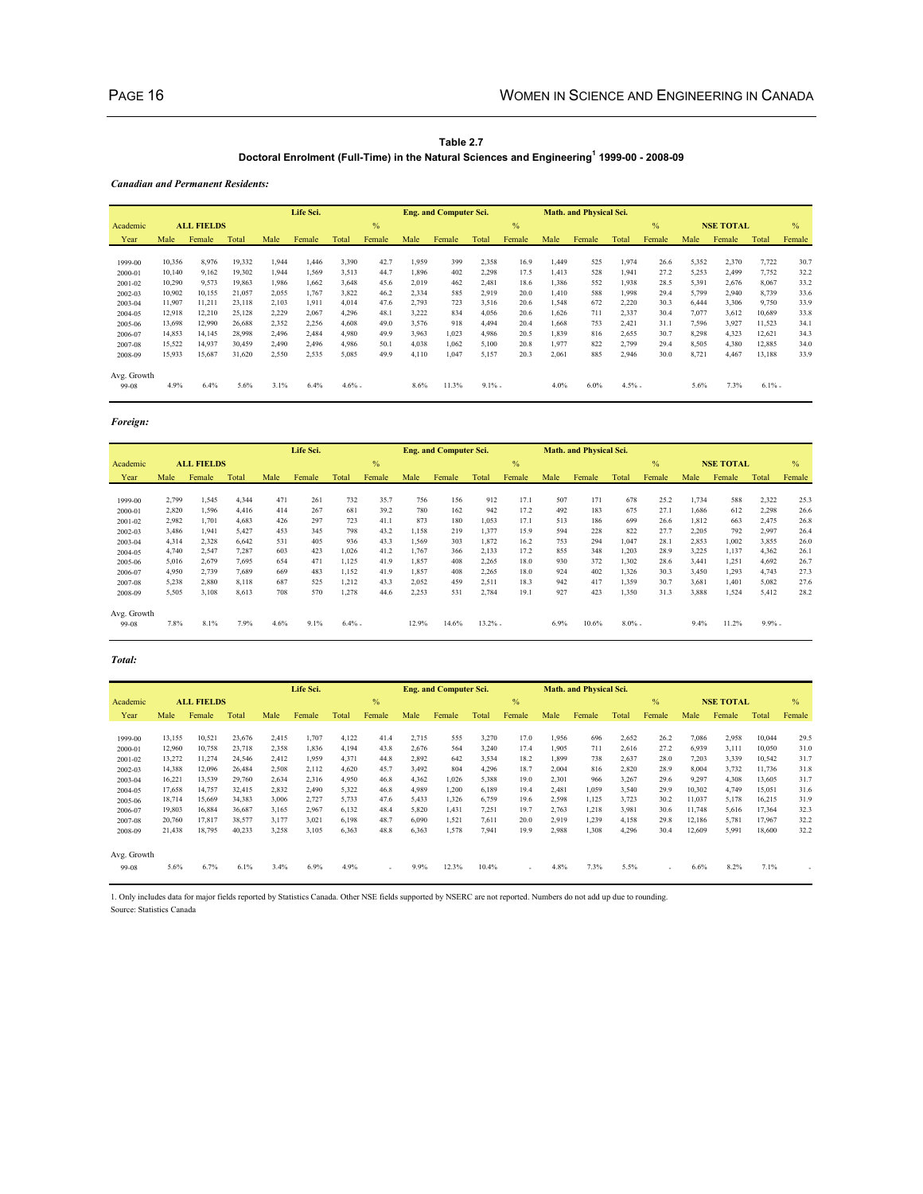**Table 2.7**

**Doctoral Enrolment (Full-Time) in the Natural Sciences and Engineering[1] 1999-00 - 2008-09**

***Canadian and Permanent Residents:***

| Academic | ALL FIELDS | | | Life Sci. | | | % | Eng. and Computer Sci. | | | % | Math. and Physical Sci. | | | % | NSE TOTAL | | | % |
|---|---|---|---|---|---|---|---|---|---|---|---|---|---|---|---|---|---|---|---|
| Year | Male | Female | Total | Male | Female | Total | Female | Male | Female | Total | Female | Male | Female | Total | Female | Male | Female | Total | Female |
| 1999-00 | 10,356 | 8,976 | 19,332 | 1,944 | 1,446 | 3,390 | 42.7 | 1,959 | 399 | 2,358 | 16.9 | 1,449 | 525 | 1,974 | 26.6 | 5,352 | 2,370 | 7,722 | 30.7 |
| 2000-01 | 10,140 | 9,162 | 19,302 | 1,944 | 1,569 | 3,513 | 44.7 | 1,896 | 402 | 2,298 | 17.5 | 1,413 | 528 | 1,941 | 27.2 | 5,253 | 2,499 | 7,752 | 32.2 |
| 2001-02 | 10,290 | 9,573 | 19,863 | 1,986 | 1,662 | 3,648 | 45.6 | 2,019 | 462 | 2,481 | 18.6 | 1,386 | 552 | 1,938 | 28.5 | 5,391 | 2,676 | 8,067 | 33.2 |
| 2002-03 | 10,902 | 10,155 | 21,057 | 2,055 | 1,767 | 3,822 | 46.2 | 2,334 | 585 | 2,919 | 20.0 | 1,410 | 588 | 1,998 | 29.4 | 5,799 | 2,940 | 8,739 | 33.6 |
| 2003-04 | 11,907 | 11,211 | 23,118 | 2,103 | 1,911 | 4,014 | 47.6 | 2,793 | 723 | 3,516 | 20.6 | 1,548 | 672 | 2,220 | 30.3 | 6,444 | 3,306 | 9,750 | 33.9 |
| 2004-05 | 12,918 | 12,210 | 25,128 | 2,229 | 2,067 | 4,296 | 48.1 | 3,222 | 834 | 4,056 | 20.6 | 1,626 | 711 | 2,337 | 30.4 | 7,077 | 3,612 | 10,689 | 33.8 |
| 2005-06 | 13,698 | 12,990 | 26,688 | 2,352 | 2,256 | 4,608 | 49.0 | 3,576 | 918 | 4,494 | 20.4 | 1,668 | 753 | 2,421 | 31.1 | 7,596 | 3,927 | 11,523 | 34.1 |
| 2006-07 | 14,853 | 14,145 | 28,998 | 2,496 | 2,484 | 4,980 | 49.9 | 3,963 | 1,023 | 4,986 | 20.5 | 1,839 | 816 | 2,655 | 30.7 | 8,298 | 4,323 | 12,621 | 34.3 |
| 2007-08 | 15,522 | 14,937 | 30,459 | 2,490 | 2,496 | 4,986 | 50.1 | 4,038 | 1,062 | 5,100 | 20.8 | 1,977 | 822 | 2,799 | 29.4 | 8,505 | 4,380 | 12,885 | 34.0 |
| 2008-09 | 15,933 | 15,687 | 31,620 | 2,550 | 2,535 | 5,085 | 49.9 | 4,110 | 1,047 | 5,157 | 20.3 | 2,061 | 885 | 2,946 | 30.0 | 8,721 | 4,467 | 13,188 | 33.9 |
| Avg. Growth 99-08 | 4.9% | 6.4% | 5.6% | 3.1% | 6.4% | 4.6% | - | 8.6% | 11.3% | 9.1% | - | 4.0% | 6.0% | 4.5% | - | 5.6% | 7.3% | 6.1% | - |

***Foreign:***

| Academic | ALL FIELDS | | | Life Sci. | | | % | Eng. and Computer Sci. | | | % | Math. and Physical Sci. | | | % | NSE TOTAL | | | % |
|---|---|---|---|---|---|---|---|---|---|---|---|---|---|---|---|---|---|---|---|
| Year | Male | Female | Total | Male | Female | Total | Female | Male | Female | Total | Female | Male | Female | Total | Female | Male | Female | Total | Female |
| 1999-00 | 2,799 | 1,545 | 4,344 | 471 | 261 | 732 | 35.7 | 756 | 156 | 912 | 17.1 | 507 | 171 | 678 | 25.2 | 1,734 | 588 | 2,322 | 25.3 |
| 2000-01 | 2,820 | 1,596 | 4,416 | 414 | 267 | 681 | 39.2 | 780 | 162 | 942 | 17.2 | 492 | 183 | 675 | 27.1 | 1,686 | 612 | 2,298 | 26.6 |
| 2001-02 | 2,982 | 1,701 | 4,683 | 426 | 297 | 723 | 41.1 | 873 | 180 | 1,053 | 17.1 | 513 | 186 | 699 | 26.6 | 1,812 | 663 | 2,475 | 26.8 |
| 2002-03 | 3,486 | 1,941 | 5,427 | 453 | 345 | 798 | 43.2 | 1,158 | 219 | 1,377 | 15.9 | 594 | 228 | 822 | 27.7 | 2,205 | 792 | 2,997 | 26.4 |
| 2003-04 | 4,314 | 2,328 | 6,642 | 531 | 405 | 936 | 43.3 | 1,569 | 303 | 1,872 | 16.2 | 753 | 294 | 1,047 | 28.1 | 2,853 | 1,002 | 3,855 | 26.0 |
| 2004-05 | 4,740 | 2,547 | 7,287 | 603 | 423 | 1,026 | 41.2 | 1,767 | 366 | 2,133 | 17.2 | 855 | 348 | 1,203 | 28.9 | 3,225 | 1,137 | 4,362 | 26.1 |
| 2005-06 | 5,016 | 2,679 | 7,695 | 654 | 471 | 1,125 | 41.9 | 1,857 | 408 | 2,265 | 18.0 | 930 | 372 | 1,302 | 28.6 | 3,441 | 1,251 | 4,692 | 26.7 |
| 2006-07 | 4,950 | 2,739 | 7,689 | 669 | 483 | 1,152 | 41.9 | 1,857 | 408 | 2,265 | 18.0 | 924 | 402 | 1,326 | 30.3 | 3,450 | 1,293 | 4,743 | 27.3 |
| 2007-08 | 5,238 | 2,880 | 8,118 | 687 | 525 | 1,212 | 43.3 | 2,052 | 459 | 2,511 | 18.3 | 942 | 417 | 1,359 | 30.7 | 3,681 | 1,401 | 5,082 | 27.6 |
| 2008-09 | 5,505 | 3,108 | 8,613 | 708 | 570 | 1,278 | 44.6 | 2,253 | 531 | 2,784 | 19.1 | 927 | 423 | 1,350 | 31.3 | 3,888 | 1,524 | 5,412 | 28.2 |
| Avg. Growth 99-08 | 7.8% | 8.1% | 7.9% | 4.6% | 9.1% | 6.4% | - | 12.9% | 14.6% | 13.2% | - | 6.9% | 10.6% | 8.0% | - | 9.4% | 11.2% | 9.9% | - |

***Total:***

| Academic | ALL FIELDS | | | Life Sci. | | | % | Eng. and Computer Sci. | | | % | Math. and Physical Sci. | | | % | NSE TOTAL | | | % |
|---|---|---|---|---|---|---|---|---|---|---|---|---|---|---|---|---|---|---|---|
| Year | Male | Female | Total | Male | Female | Total | Female | Male | Female | Total | Female | Male | Female | Total | Female | Male | Female | Total | Female |
| 1999-00 | 13,155 | 10,521 | 23,676 | 2,415 | 1,707 | 4,122 | 41.4 | 2,715 | 555 | 3,270 | 17.0 | 1,956 | 696 | 2,652 | 26.2 | 7,086 | 2,958 | 10,044 | 29.5 |
| 2000-01 | 12,960 | 10,758 | 23,718 | 2,358 | 1,836 | 4,194 | 43.8 | 2,676 | 564 | 3,240 | 17.4 | 1,905 | 711 | 2,616 | 27.2 | 6,939 | 3,111 | 10,050 | 31.0 |
| 2001-02 | 13,272 | 11,274 | 24,546 | 2,412 | 1,959 | 4,371 | 44.8 | 2,892 | 642 | 3,534 | 18.2 | 1,899 | 738 | 2,637 | 28.0 | 7,203 | 3,339 | 10,542 | 31.7 |
| 2002-03 | 14,388 | 12,096 | 26,484 | 2,508 | 2,112 | 4,620 | 45.7 | 3,492 | 804 | 4,296 | 18.7 | 2,004 | 816 | 2,820 | 28.9 | 8,004 | 3,732 | 11,736 | 31.8 |
| 2003-04 | 16,221 | 13,539 | 29,760 | 2,634 | 2,316 | 4,950 | 46.8 | 4,362 | 1,026 | 5,388 | 19.0 | 2,301 | 966 | 3,267 | 29.6 | 9,297 | 4,308 | 13,605 | 31.7 |
| 2004-05 | 17,658 | 14,757 | 32,415 | 2,832 | 2,490 | 5,322 | 46.8 | 4,989 | 1,200 | 6,189 | 19.4 | 2,481 | 1,059 | 3,540 | 29.9 | 10,302 | 4,749 | 15,051 | 31.6 |
| 2005-06 | 18,714 | 15,669 | 34,383 | 3,006 | 2,727 | 5,733 | 47.6 | 5,433 | 1,326 | 6,759 | 19.6 | 2,598 | 1,125 | 3,723 | 30.2 | 11,037 | 5,178 | 16,215 | 31.9 |
| 2006-07 | 19,803 | 16,884 | 36,687 | 3,165 | 2,967 | 6,132 | 48.4 | 5,820 | 1,431 | 7,251 | 19.7 | 2,763 | 1,218 | 3,981 | 30.6 | 11,748 | 5,616 | 17,364 | 32.3 |
| 2007-08 | 20,760 | 17,817 | 38,577 | 3,177 | 3,021 | 6,198 | 48.7 | 6,090 | 1,521 | 7,611 | 20.0 | 2,919 | 1,239 | 4,158 | 29.8 | 12,186 | 5,781 | 17,967 | 32.2 |
| 2008-09 | 21,438 | 18,795 | 40,233 | 3,258 | 3,105 | 6,363 | 48.8 | 6,363 | 1,578 | 7,941 | 19.9 | 2,988 | 1,308 | 4,296 | 30.4 | 12,609 | 5,991 | 18,600 | 32.2 |
| Avg. Growth 99-08 | 5.6% | 6.7% | 6.1% | 3.4% | 6.9% | 4.9% | - | 9.9% | 12.3% | 10.4% | - | 4.8% | 7.3% | 5.5% | - | 6.6% | 8.2% | 7.1% | - |

1. Only includes data for major fields reported by Statistics Canada. Other NSE fields supported by NSERC are not reported. Numbers do not add up due to rounding.

Source: Statistics Canada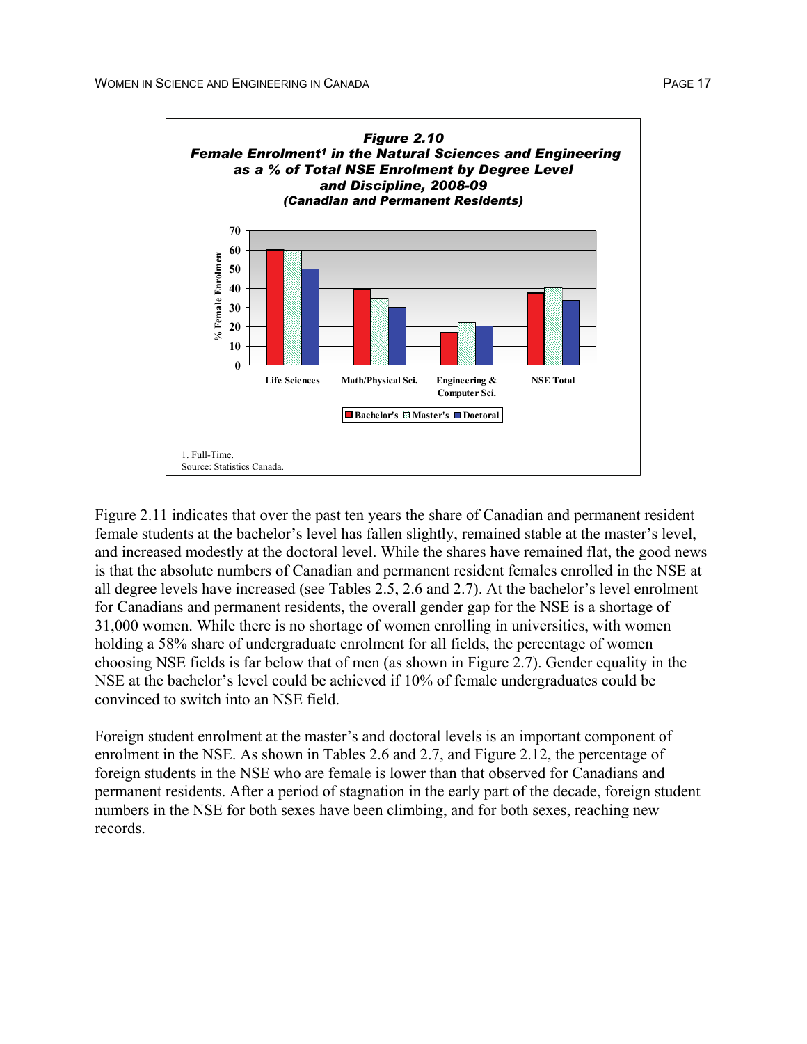***Figure 2.10***
***Female Enrolment[1] in the Natural Sciences and Engineering as a % of Total NSE Enrolment by Degree Level and Discipline, 2008-09***
***(Canadian and Permanent Residents)***

1. Full-Time.
Source: Statistics Canada.

Figure 2.11 indicates that over the past ten years the share of Canadian and permanent resident female students at the bachelor's level has fallen slightly, remained stable at the master's level, and increased modestly at the doctoral level. While the shares have remained flat, the good news is that the absolute numbers of Canadian and permanent resident females enrolled in the NSE at all degree levels have increased (see Tables 2.5, 2.6 and 2.7). At the bachelor's level enrolment for Canadians and permanent residents, the overall gender gap for the NSE is a shortage of 31,000 women. While there is no shortage of women enrolling in universities, with women holding a 58% share of undergraduate enrolment for all fields, the percentage of women choosing NSE fields is far below that of men (as shown in Figure 2.7). Gender equality in the NSE at the bachelor's level could be achieved if 10% of female undergraduates could be convinced to switch into an NSE field.

Foreign student enrolment at the master's and doctoral levels is an important component of enrolment in the NSE. As shown in Tables 2.6 and 2.7, and Figure 2.12, the percentage of foreign students in the NSE who are female is lower than that observed for Canadians and permanent residents. After a period of stagnation in the early part of the decade, foreign student numbers in the NSE for both sexes have been climbing, and for both sexes, reaching new records.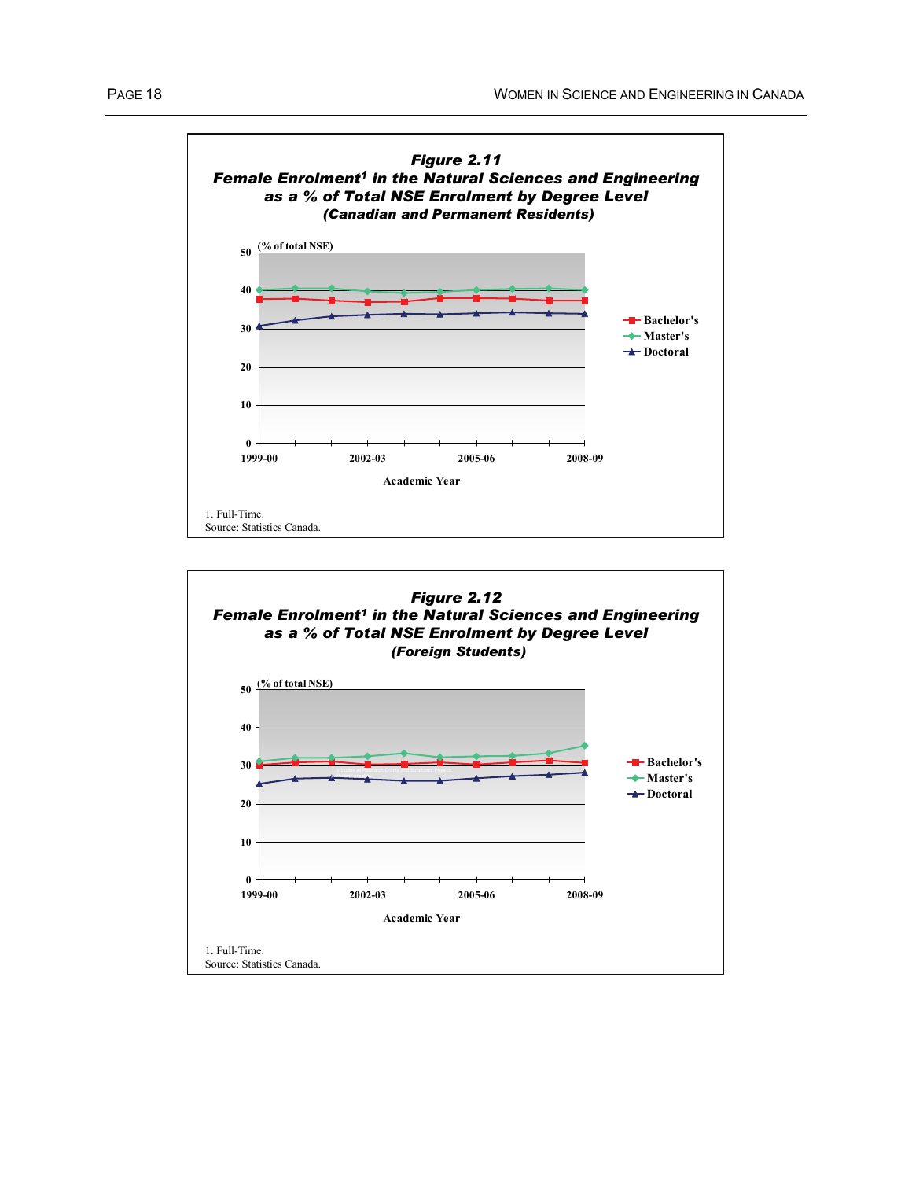**Figure 2.11**
**Female Enrolment[1] in the Natural Sciences and Engineering as a % of Total NSE Enrolment by Degree Level**
**(Canadian and Permanent Residents)**

(% of total NSE)

Academic Year

1. Full-Time.
Source: Statistics Canada.

**Figure 2.12**
**Female Enrolment[1] in the Natural Sciences and Engineering as a % of Total NSE Enrolment by Degree Level**
**(Foreign Students)**

(% of total NSE)

Academic Year

1. Full-Time.
Source: Statistics Canada.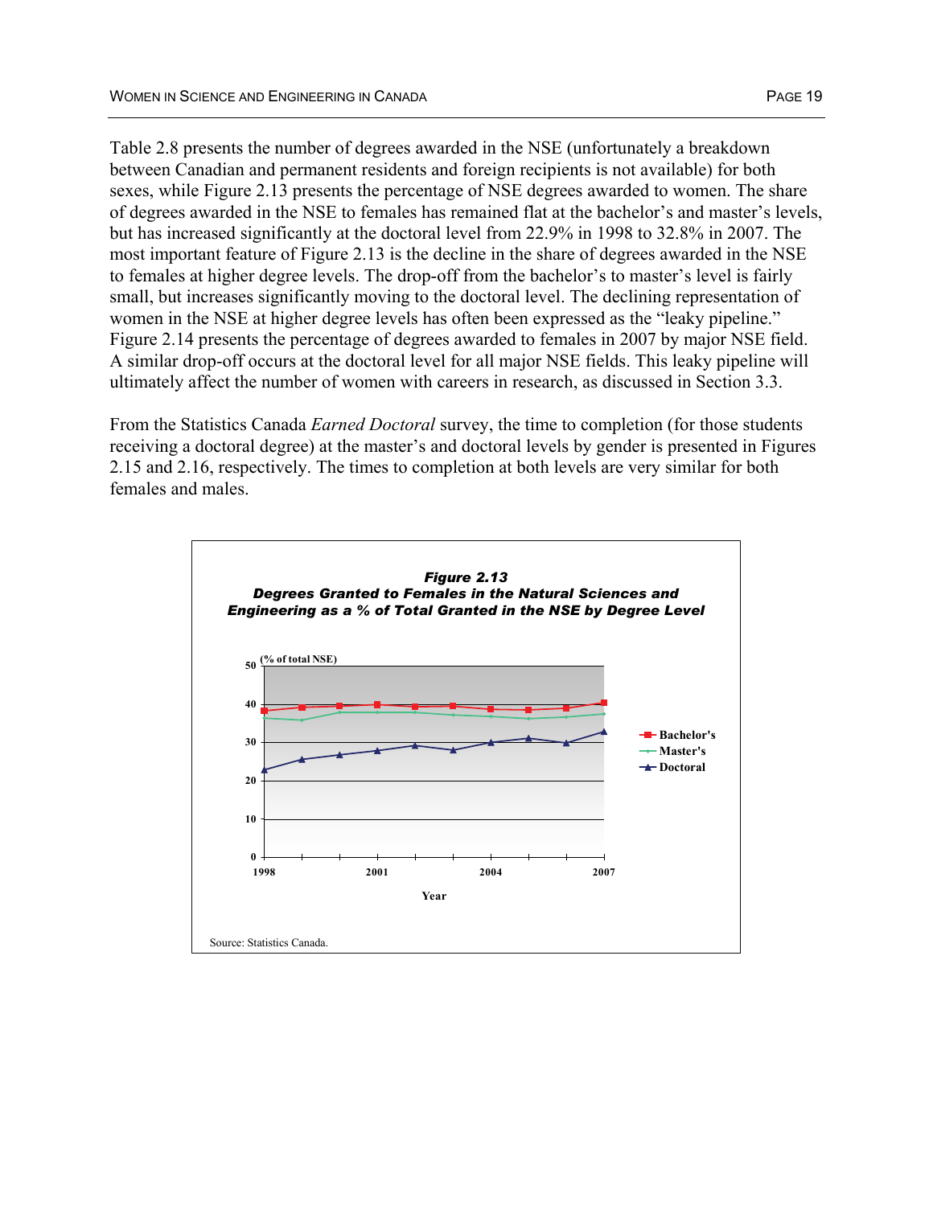Table 2.8 presents the number of degrees awarded in the NSE (unfortunately a breakdown between Canadian and permanent residents and foreign recipients is not available) for both sexes, while Figure 2.13 presents the percentage of NSE degrees awarded to women. The share of degrees awarded in the NSE to females has remained flat at the bachelor's and master's levels, but has increased significantly at the doctoral level from 22.9% in 1998 to 32.8% in 2007. The most important feature of Figure 2.13 is the decline in the share of degrees awarded in the NSE to females at higher degree levels. The drop-off from the bachelor's to master's level is fairly small, but increases significantly moving to the doctoral level. The declining representation of women in the NSE at higher degree levels has often been expressed as the "leaky pipeline." Figure 2.14 presents the percentage of degrees awarded to females in 2007 by major NSE field. A similar drop-off occurs at the doctoral level for all major NSE fields. This leaky pipeline will ultimately affect the number of women with careers in research, as discussed in Section 3.3.

From the Statistics Canada *Earned Doctoral* survey, the time to completion (for those students receiving a doctoral degree) at the master's and doctoral levels by gender is presented in Figures 2.15 and 2.16, respectively. The times to completion at both levels are very similar for both females and males.

***Figure 2.13***
***Degrees Granted to Females in the Natural Sciences and Engineering as a % of Total Granted in the NSE by Degree Level***

Source: Statistics Canada.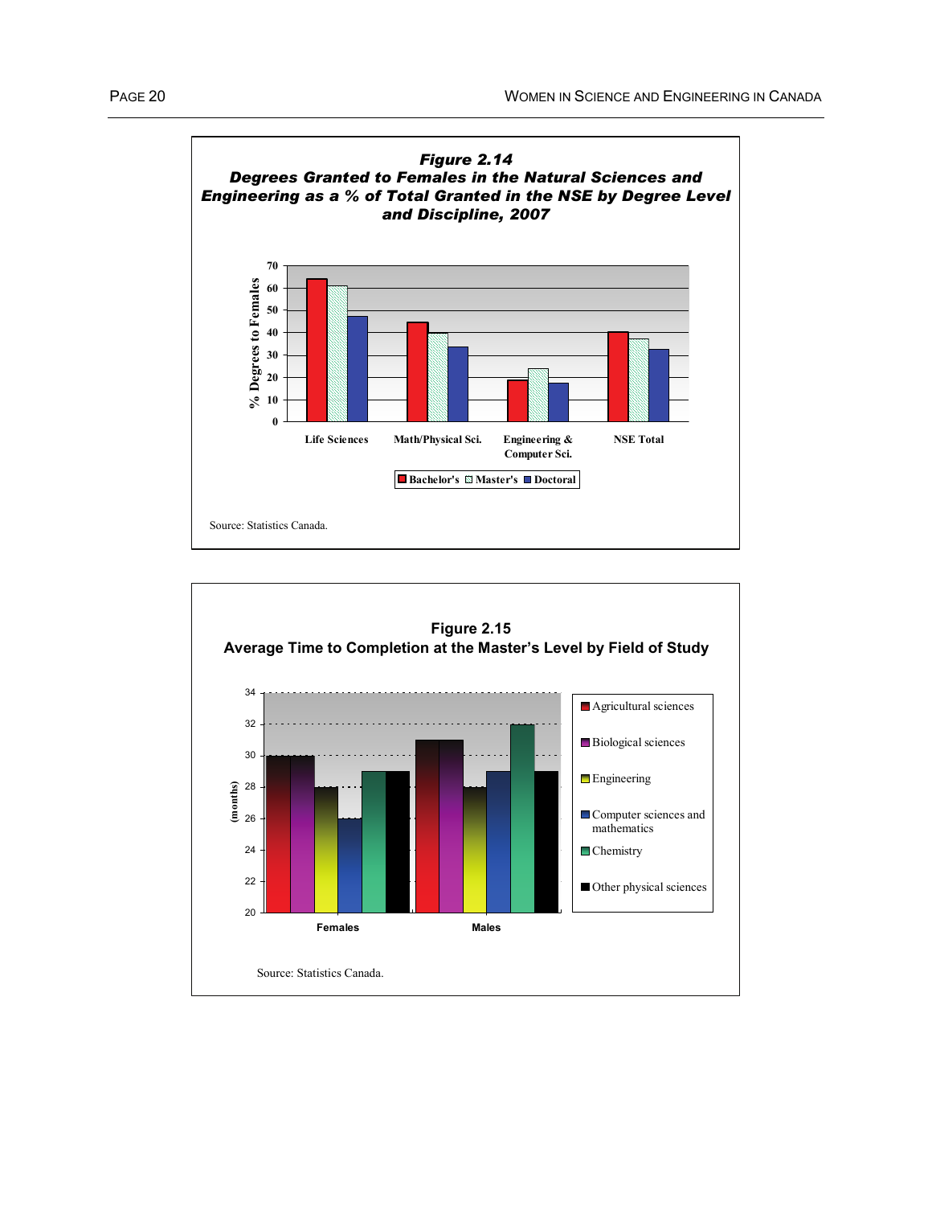**Figure 2.14**
**Degrees Granted to Females in the Natural Sciences and Engineering as a % of Total Granted in the NSE by Degree Level and Discipline, 2007**

Source: Statistics Canada.

**Figure 2.15**
**Average Time to Completion at the Master's Level by Field of Study**

Source: Statistics Canada.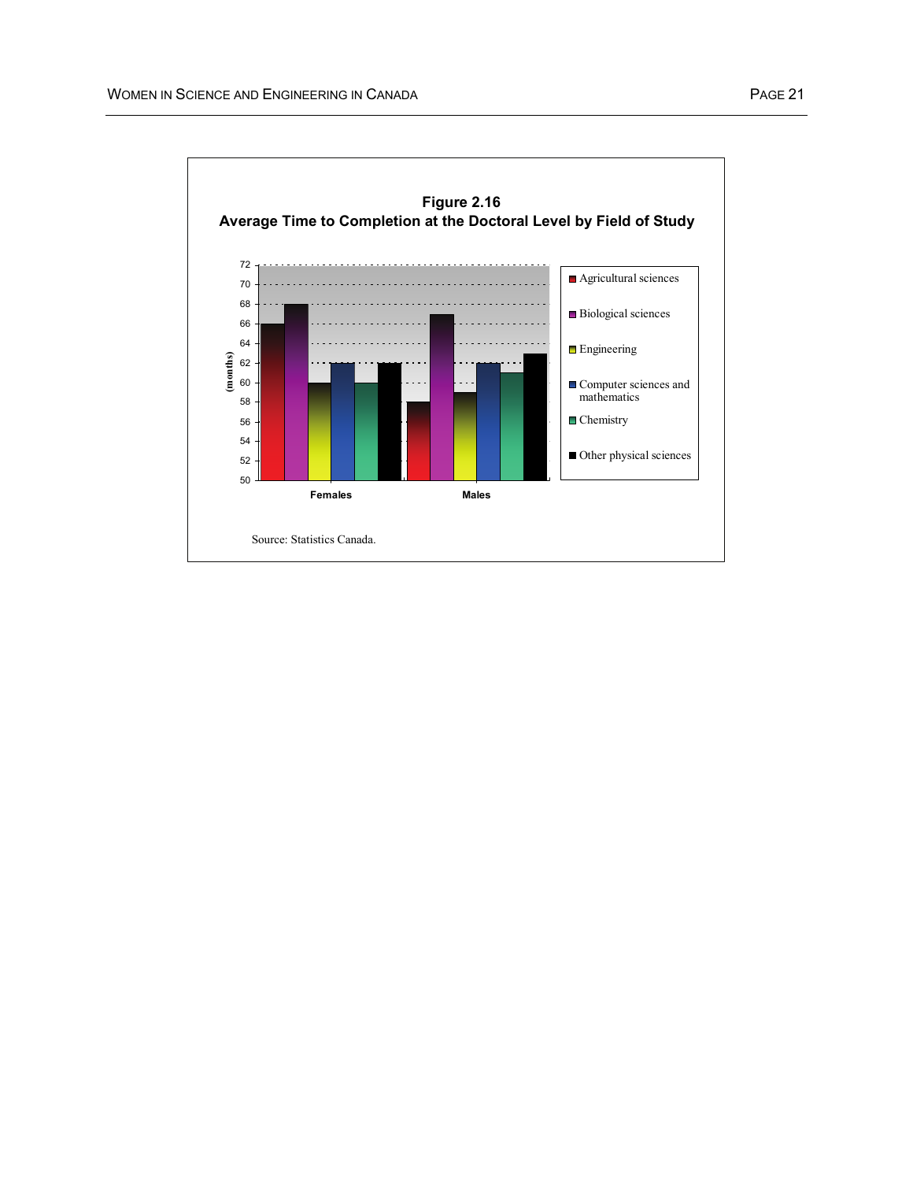**Figure 2.16**
**Average Time to Completion at the Doctoral Level by Field of Study**

Source: Statistics Canada.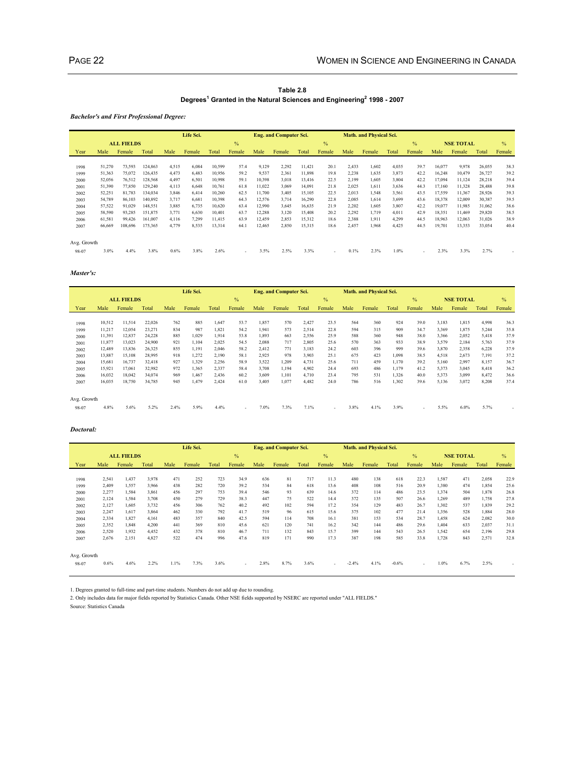**Table 2.8**
**Degrees[1] Granted in the Natural Sciences and Engineering[2] 1998 - 2007**

***Bachelor's and First Professional Degree:***

| | ALL FIELDS | | | Life Sci. | | | % | Eng. and Computer Sci. | | | % | Math. and Physical Sci. | | | % | NSE TOTAL | | | % |
|---|---|---|---|---|---|---|---|---|---|---|---|---|---|---|---|---|---|---|---|
| Year | Male | Female | Total | Male | Female | Total | Female | Male | Female | Total | Female | Male | Female | Total | Female | Male | Female | Total | Female |
| 1998 | 51,270 | 73,593 | 124,863 | 4,515 | 6,084 | 10,599 | 57.4 | 9,129 | 2,292 | 11,421 | 20.1 | 2,433 | 1,602 | 4,035 | 39.7 | 16,077 | 9,978 | 26,055 | 38.3 |
| 1999 | 51,363 | 75,072 | 126,435 | 4,473 | 6,483 | 10,956 | 59.2 | 9,537 | 2,361 | 11,898 | 19.8 | 2,238 | 1,635 | 3,873 | 42.2 | 16,248 | 10,479 | 26,727 | 39.2 |
| 2000 | 52,056 | 76,512 | 128,568 | 4,497 | 6,501 | 10,998 | 59.1 | 10,398 | 3,018 | 13,416 | 22.5 | 2,199 | 1,605 | 3,804 | 42.2 | 17,094 | 11,124 | 28,218 | 39.4 |
| 2001 | 51,390 | 77,850 | 129,240 | 4,113 | 6,648 | 10,761 | 61.8 | 11,022 | 3,069 | 14,091 | 21.8 | 2,025 | 1,611 | 3,636 | 44.3 | 17,160 | 11,328 | 28,488 | 39.8 |
| 2002 | 52,251 | 81,783 | 134,034 | 3,846 | 6,414 | 10,260 | 62.5 | 11,700 | 3,405 | 15,105 | 22.5 | 2,013 | 1,548 | 3,561 | 43.5 | 17,559 | 11,367 | 28,926 | 39.3 |
| 2003 | 54,789 | 86,103 | 140,892 | 3,717 | 6,681 | 10,398 | 64.3 | 12,576 | 3,714 | 16,290 | 22.8 | 2,085 | 1,614 | 3,699 | 43.6 | 18,378 | 12,009 | 30,387 | 39.5 |
| 2004 | 57,522 | 91,029 | 148,551 | 3,885 | 6,735 | 10,620 | 63.4 | 12,990 | 3,645 | 16,635 | 21.9 | 2,202 | 1,605 | 3,807 | 42.2 | 19,077 | 11,985 | 31,062 | 38.6 |
| 2005 | 58,590 | 93,285 | 151,875 | 3,771 | 6,630 | 10,401 | 63.7 | 12,288 | 3,120 | 15,408 | 20.2 | 2,292 | 1,719 | 4,011 | 42.9 | 18,351 | 11,469 | 29,820 | 38.5 |
| 2006 | 61,581 | 99,426 | 161,007 | 4,116 | 7,299 | 11,415 | 63.9 | 12,459 | 2,853 | 15,312 | 18.6 | 2,388 | 1,911 | 4,299 | 44.5 | 18,963 | 12,063 | 31,026 | 38.9 |
| 2007 | 66,669 | 108,696 | 175,365 | 4,779 | 8,535 | 13,314 | 64.1 | 12,465 | 2,850 | 15,315 | 18.6 | 2,457 | 1,968 | 4,425 | 44.5 | 19,701 | 13,353 | 33,054 | 40.4 |
| Avg. Growth 98-07 | 3.0% | 4.4% | 3.8% | 0.6% | 3.8% | 2.6% | - | 3.5% | 2.5% | 3.3% | - | 0.1% | 2.3% | 1.0% | - | 2.3% | 3.3% | 2.7% | - |

***Master's:***

| | ALL FIELDS | | | Life Sci. | | | % | Eng. and Computer Sci. | | | % | Math. and Physical Sci. | | | % | NSE TOTAL | | | % |
|---|---|---|---|---|---|---|---|---|---|---|---|---|---|---|---|---|---|---|---|
| Year | Male | Female | Total | Male | Female | Total | Female | Male | Female | Total | Female | Male | Female | Total | Female | Male | Female | Total | Female |
| 1998 | 10,512 | 11,514 | 22,026 | 762 | 885 | 1,647 | 53.7 | 1,857 | 570 | 2,427 | 23.5 | 564 | 360 | 924 | 39.0 | 3,183 | 1,815 | 4,998 | 36.3 |
| 1999 | 11,217 | 12,054 | 23,271 | 834 | 987 | 1,821 | 54.2 | 1,941 | 573 | 2,514 | 22.8 | 594 | 315 | 909 | 34.7 | 3,369 | 1,875 | 5,244 | 35.8 |
| 2000 | 11,391 | 12,837 | 24,228 | 885 | 1,029 | 1,914 | 53.8 | 1,893 | 663 | 2,556 | 25.9 | 588 | 360 | 948 | 38.0 | 3,366 | 2,052 | 5,418 | 37.9 |
| 2001 | 11,877 | 13,023 | 24,900 | 921 | 1,104 | 2,025 | 54.5 | 2,088 | 717 | 2,805 | 25.6 | 570 | 363 | 933 | 38.9 | 3,579 | 2,184 | 5,763 | 37.9 |
| 2002 | 12,489 | 13,836 | 26,325 | 855 | 1,191 | 2,046 | 58.2 | 2,412 | 771 | 3,183 | 24.2 | 603 | 396 | 999 | 39.6 | 3,870 | 2,358 | 6,228 | 37.9 |
| 2003 | 13,887 | 15,108 | 28,995 | 918 | 1,272 | 2,190 | 58.1 | 2,925 | 978 | 3,903 | 25.1 | 675 | 423 | 1,098 | 38.5 | 4,518 | 2,673 | 7,191 | 37.2 |
| 2004 | 15,681 | 16,737 | 32,418 | 927 | 1,329 | 2,256 | 58.9 | 3,522 | 1,209 | 4,731 | 25.6 | 711 | 459 | 1,170 | 39.2 | 5,160 | 2,997 | 8,157 | 36.7 |
| 2005 | 15,921 | 17,061 | 32,982 | 972 | 1,365 | 2,337 | 58.4 | 3,708 | 1,194 | 4,902 | 24.4 | 693 | 486 | 1,179 | 41.2 | 5,373 | 3,045 | 8,418 | 36.2 |
| 2006 | 16,032 | 18,042 | 34,074 | 969 | 1,467 | 2,436 | 60.2 | 3,609 | 1,101 | 4,710 | 23.4 | 795 | 531 | 1,326 | 40.0 | 5,373 | 3,099 | 8,472 | 36.6 |
| 2007 | 16,035 | 18,750 | 34,785 | 945 | 1,479 | 2,424 | 61.0 | 3,405 | 1,077 | 4,482 | 24.0 | 786 | 516 | 1,302 | 39.6 | 5,136 | 3,072 | 8,208 | 37.4 |
| Avg. Growth 98-07 | 4.8% | 5.6% | 5.2% | 2.4% | 5.9% | 4.4% | - | 7.0% | 7.3% | 7.1% | - | 3.8% | 4.1% | 3.9% | - | 5.5% | 6.0% | 5.7% | - |

***Doctoral:***

| | ALL FIELDS | | | Life Sci. | | | % | Eng. and Computer Sci. | | | % | Math. and Physical Sci. | | | % | NSE TOTAL | | | % |
|---|---|---|---|---|---|---|---|---|---|---|---|---|---|---|---|---|---|---|---|
| Year | Male | Female | Total | Male | Female | Total | Female | Male | Female | Total | Female | Male | Female | Total | Female | Male | Female | Total | Female |
| 1998 | 2,541 | 1,437 | 3,978 | 471 | 252 | 723 | 34.9 | 636 | 81 | 717 | 11.3 | 480 | 138 | 618 | 22.3 | 1,587 | 471 | 2,058 | 22.9 |
| 1999 | 2,409 | 1,557 | 3,966 | 438 | 282 | 720 | 39.2 | 534 | 84 | 618 | 13.6 | 408 | 108 | 516 | 20.9 | 1,380 | 474 | 1,854 | 25.6 |
| 2000 | 2,277 | 1,584 | 3,861 | 456 | 297 | 753 | 39.4 | 546 | 93 | 639 | 14.6 | 372 | 114 | 486 | 23.5 | 1,374 | 504 | 1,878 | 26.8 |
| 2001 | 2,124 | 1,584 | 3,708 | 450 | 279 | 729 | 38.3 | 447 | 75 | 522 | 14.4 | 372 | 135 | 507 | 26.6 | 1,269 | 489 | 1,758 | 27.8 |
| 2002 | 2,127 | 1,605 | 3,732 | 456 | 306 | 762 | 40.2 | 492 | 102 | 594 | 17.2 | 354 | 129 | 483 | 26.7 | 1,302 | 537 | 1,839 | 29.2 |
| 2003 | 2,247 | 1,617 | 3,864 | 462 | 330 | 792 | 41.7 | 519 | 96 | 615 | 15.6 | 375 | 102 | 477 | 21.4 | 1,356 | 528 | 1,884 | 28.0 |
| 2004 | 2,334 | 1,827 | 4,161 | 483 | 357 | 840 | 42.5 | 594 | 114 | 708 | 16.1 | 381 | 153 | 534 | 28.7 | 1,458 | 624 | 2,082 | 30.0 |
| 2005 | 2,352 | 1,848 | 4,200 | 441 | 369 | 810 | 45.6 | 621 | 120 | 741 | 16.2 | 342 | 144 | 486 | 29.6 | 1,404 | 633 | 2,037 | 31.1 |
| 2006 | 2,520 | 1,932 | 4,452 | 432 | 378 | 810 | 46.7 | 711 | 132 | 843 | 15.7 | 399 | 144 | 543 | 26.5 | 1,542 | 654 | 2,196 | 29.8 |
| 2007 | 2,676 | 2,151 | 4,827 | 522 | 474 | 996 | 47.6 | 819 | 171 | 990 | 17.3 | 387 | 198 | 585 | 33.8 | 1,728 | 843 | 2,571 | 32.8 |
| Avg. Growth 98-07 | 0.6% | 4.6% | 2.2% | 1.1% | 7.3% | 3.6% | - | 2.8% | 8.7% | 3.6% | - | -2.4% | 4.1% | -0.6% | - | 1.0% | 6.7% | 2.5% | - |

1. Degrees granted to full-time and part-time students. Numbers do not add up due to rounding.
2. Only includes data for major fields reported by Statistics Canada. Other NSE fields supported by NSERC are reported under "ALL FIELDS."
Source: Statistics Canada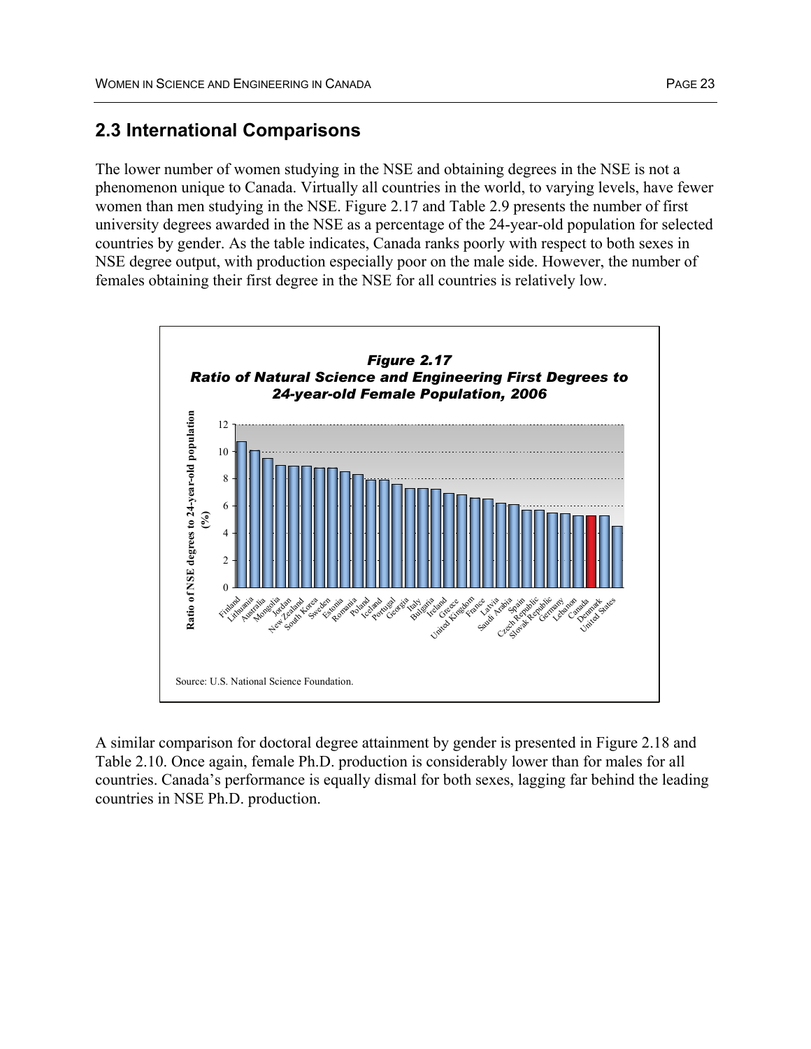## 2.3 International Comparisons

The lower number of women studying in the NSE and obtaining degrees in the NSE is not a phenomenon unique to Canada. Virtually all countries in the world, to varying levels, have fewer women than men studying in the NSE. Figure 2.17 and Table 2.9 presents the number of first university degrees awarded in the NSE as a percentage of the 24-year-old population for selected countries by gender. As the table indicates, Canada ranks poorly with respect to both sexes in NSE degree output, with production especially poor on the male side. However, the number of females obtaining their first degree in the NSE for all countries is relatively low.

***Figure 2.17***
***Ratio of Natural Science and Engineering First Degrees to 24-year-old Female Population, 2006***

Source: U.S. National Science Foundation.

A similar comparison for doctoral degree attainment by gender is presented in Figure 2.18 and Table 2.10. Once again, female Ph.D. production is considerably lower than for males for all countries. Canada's performance is equally dismal for both sexes, lagging far behind the leading countries in NSE Ph.D. production.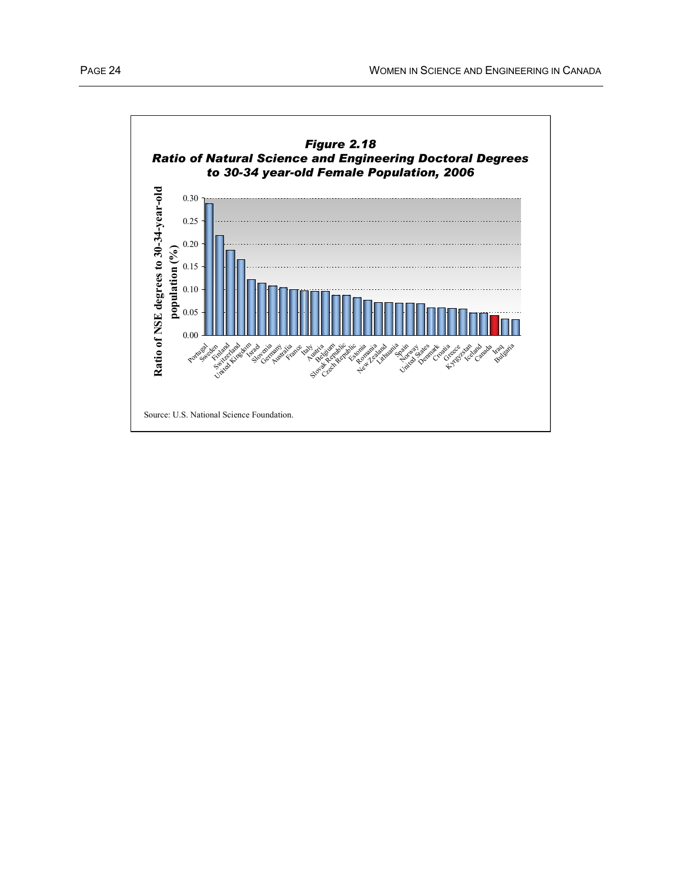*Figure 2.18*
*Ratio of Natural Science and Engineering Doctoral Degrees to 30-34 year-old Female Population, 2006*

Source: U.S. National Science Foundation.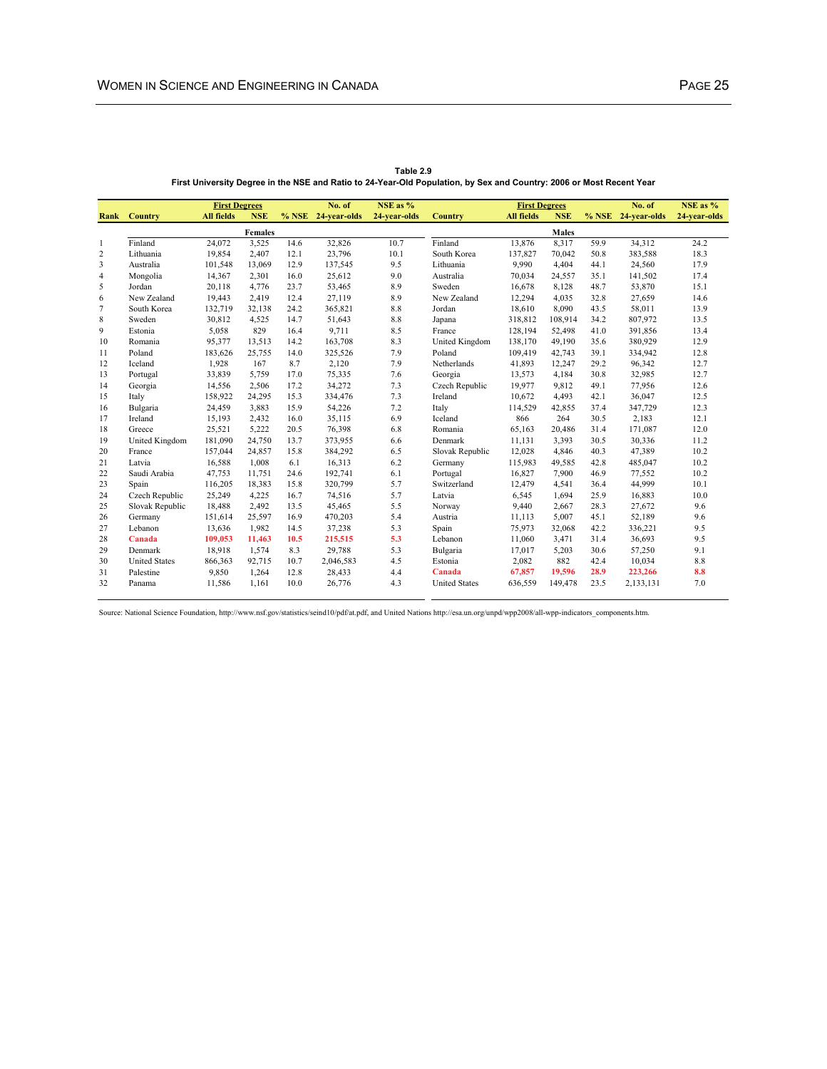**Table 2.9**
**First University Degree in the NSE and Ratio to 24-Year-Old Population, by Sex and Country: 2006 or Most Recent Year**

| Rank | Country | First Degrees | | % NSE | No. of | NSE as % | Country | First Degrees | | % NSE | No. of | NSE as % |
|---|---|---|---|---|---|---|---|---|---|---|---|---|
| | | All fields | NSE | | 24-year-olds | 24-year-olds | | All fields | NSE | | 24-year-olds | 24-year-olds |
| | | Females | | | | | | Males | | | | |
| 1 | Finland | 24,072 | 3,525 | 14.6 | 32,826 | 10.7 | Finland | 13,876 | 8,317 | 59.9 | 34,312 | 24.2 |
| 2 | Lithuania | 19,854 | 2,407 | 12.1 | 23,796 | 10.1 | South Korea | 137,827 | 70,042 | 50.8 | 383,588 | 18.3 |
| 3 | Australia | 101,548 | 13,069 | 12.9 | 137,545 | 9.5 | Lithuania | 9,990 | 4,404 | 44.1 | 24,560 | 17.9 |
| 4 | Mongolia | 14,367 | 2,301 | 16.0 | 25,612 | 9.0 | Australia | 70,034 | 24,557 | 35.1 | 141,502 | 17.4 |
| 5 | Jordan | 20,118 | 4,776 | 23.7 | 53,465 | 8.9 | Sweden | 16,678 | 8,128 | 48.7 | 53,870 | 15.1 |
| 6 | New Zealand | 19,443 | 2,419 | 12.4 | 27,119 | 8.9 | New Zealand | 12,294 | 4,035 | 32.8 | 27,659 | 14.6 |
| 7 | South Korea | 132,719 | 32,138 | 24.2 | 365,821 | 8.8 | Jordan | 18,610 | 8,090 | 43.5 | 58,011 | 13.9 |
| 8 | Sweden | 30,812 | 4,525 | 14.7 | 51,643 | 8.8 | Japana | 318,812 | 108,914 | 34.2 | 807,972 | 13.5 |
| 9 | Estonia | 5,058 | 829 | 16.4 | 9,711 | 8.5 | France | 128,194 | 52,498 | 41.0 | 391,856 | 13.4 |
| 10 | Romania | 95,377 | 13,513 | 14.2 | 163,708 | 8.3 | United Kingdom | 138,170 | 49,190 | 35.6 | 380,929 | 12.9 |
| 11 | Poland | 183,626 | 25,755 | 14.0 | 325,526 | 7.9 | Poland | 109,419 | 42,743 | 39.1 | 334,942 | 12.8 |
| 12 | Iceland | 1,928 | 167 | 8.7 | 2,120 | 7.9 | Netherlands | 41,893 | 12,247 | 29.2 | 96,342 | 12.7 |
| 13 | Portugal | 33,839 | 5,759 | 17.0 | 75,335 | 7.6 | Georgia | 13,573 | 4,184 | 30.8 | 32,985 | 12.7 |
| 14 | Georgia | 14,556 | 2,506 | 17.2 | 34,272 | 7.3 | Czech Republic | 19,977 | 9,812 | 49.1 | 77,956 | 12.6 |
| 15 | Italy | 158,922 | 24,295 | 15.3 | 334,476 | 7.3 | Ireland | 10,672 | 4,493 | 42.1 | 36,047 | 12.5 |
| 16 | Bulgaria | 24,459 | 3,883 | 15.9 | 54,226 | 7.2 | Italy | 114,529 | 42,855 | 37.4 | 347,729 | 12.3 |
| 17 | Ireland | 15,193 | 2,432 | 16.0 | 35,115 | 6.9 | Iceland | 866 | 264 | 30.5 | 2,183 | 12.1 |
| 18 | Greece | 25,521 | 5,222 | 20.5 | 76,398 | 6.8 | Romania | 65,163 | 20,486 | 31.4 | 171,087 | 12.0 |
| 19 | United Kingdom | 181,090 | 24,750 | 13.7 | 373,955 | 6.6 | Denmark | 11,131 | 3,393 | 30.5 | 30,336 | 11.2 |
| 20 | France | 157,044 | 24,857 | 15.8 | 384,292 | 6.5 | Slovak Republic | 12,028 | 4,846 | 40.3 | 47,389 | 10.2 |
| 21 | Latvia | 16,588 | 1,008 | 6.1 | 16,313 | 6.2 | Germany | 115,983 | 49,585 | 42.8 | 485,047 | 10.2 |
| 22 | Saudi Arabia | 47,753 | 11,751 | 24.6 | 192,741 | 6.1 | Portugal | 16,827 | 7,900 | 46.9 | 77,552 | 10.2 |
| 23 | Spain | 116,205 | 18,383 | 15.8 | 320,799 | 5.7 | Switzerland | 12,479 | 4,541 | 36.4 | 44,999 | 10.1 |
| 24 | Czech Republic | 25,249 | 4,225 | 16.7 | 74,516 | 5.7 | Latvia | 6,545 | 1,694 | 25.9 | 16,883 | 10.0 |
| 25 | Slovak Republic | 18,488 | 2,492 | 13.5 | 45,465 | 5.5 | Norway | 9,440 | 2,667 | 28.3 | 27,672 | 9.6 |
| 26 | Germany | 151,614 | 25,597 | 16.9 | 470,203 | 5.4 | Austria | 11,113 | 5,007 | 45.1 | 52,189 | 9.6 |
| 27 | Lebanon | 13,636 | 1,982 | 14.5 | 37,238 | 5.3 | Spain | 75,973 | 32,068 | 42.2 | 336,221 | 9.5 |
| 28 | **Canada** | **109,053** | **11,463** | **10.5** | **215,515** | **5.3** | Lebanon | 11,060 | 3,471 | 31.4 | 36,693 | 9.5 |
| 29 | Denmark | 18,918 | 1,574 | 8.3 | 29,788 | 5.3 | Bulgaria | 17,017 | 5,203 | 30.6 | 57,250 | 9.1 |
| 30 | United States | 866,363 | 92,715 | 10.7 | 2,046,583 | 4.5 | Estonia | 2,082 | 882 | 42.4 | 10,034 | 8.8 |
| 31 | Palestine | 9,850 | 1,264 | 12.8 | 28,433 | 4.4 | **Canada** | **67,857** | **19,596** | **28.9** | **223,266** | **8.8** |
| 32 | Panama | 11,586 | 1,161 | 10.0 | 26,776 | 4.3 | United States | 636,559 | 149,478 | 23.5 | 2,133,131 | 7.0 |

Source: National Science Foundation, http://www.nsf.gov/statistics/seind10/pdf/at.pdf, and United Nations http://esa.un.org/unpd/wpp2008/all-wpp-indicators_components.htm.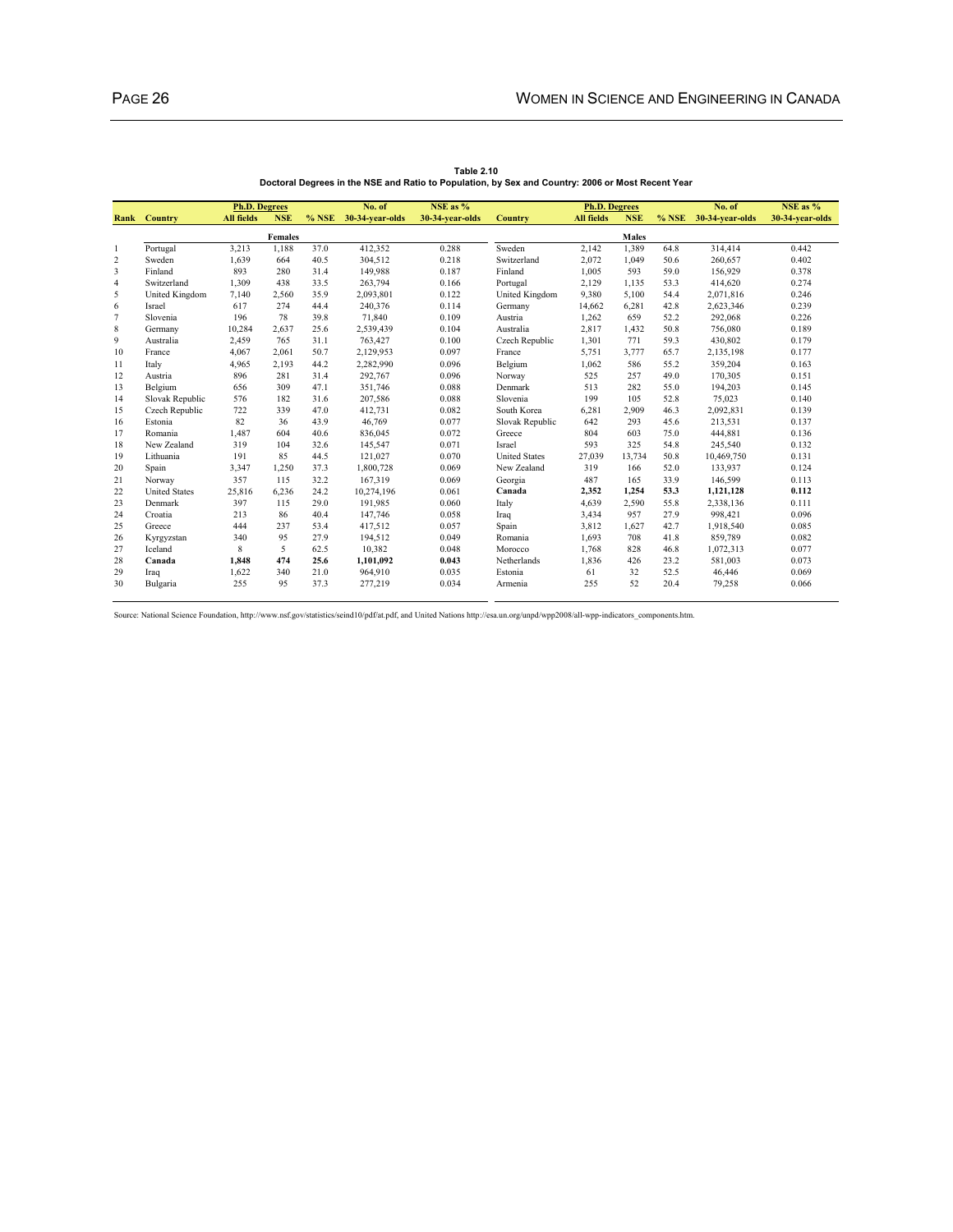**Table 2.10**
**Doctoral Degrees in the NSE and Ratio to Population, by Sex and Country: 2006 or Most Recent Year**

| Rank | Country | Ph.D. Degrees | | | No. of | NSE as % | Country | Ph.D. Degrees | | | No. of | NSE as % |
|---|---|---|---|---|---|---|---|---|---|---|---|---|
| | | All fields | NSE | % NSE | 30-34-year-olds | 30-34-year-olds | | All fields | NSE | % NSE | 30-34-year-olds | 30-34-year-olds |
| | | | **Females** | | | | | | **Males** | | | |
| 1 | Portugal | 3,213 | 1,188 | 37.0 | 412,352 | 0.288 | Sweden | 2,142 | 1,389 | 64.8 | 314,414 | 0.442 |
| 2 | Sweden | 1,639 | 664 | 40.5 | 304,512 | 0.218 | Switzerland | 2,072 | 1,049 | 50.6 | 260,657 | 0.402 |
| 3 | Finland | 893 | 280 | 31.4 | 149,988 | 0.187 | Finland | 1,005 | 593 | 59.0 | 156,929 | 0.378 |
| 4 | Switzerland | 1,309 | 438 | 33.5 | 263,794 | 0.166 | Portugal | 2,129 | 1,135 | 53.3 | 414,620 | 0.274 |
| 5 | United Kingdom | 7,140 | 2,560 | 35.9 | 2,093,801 | 0.122 | United Kingdom | 9,380 | 5,100 | 54.4 | 2,071,816 | 0.246 |
| 6 | Israel | 617 | 274 | 44.4 | 240,376 | 0.114 | Germany | 14,662 | 6,281 | 42.8 | 2,623,346 | 0.239 |
| 7 | Slovenia | 196 | 78 | 39.8 | 71,840 | 0.109 | Austria | 1,262 | 659 | 52.2 | 292,068 | 0.226 |
| 8 | Germany | 10,284 | 2,637 | 25.6 | 2,539,439 | 0.104 | Australia | 2,817 | 1,432 | 50.8 | 756,080 | 0.189 |
| 9 | Australia | 2,459 | 765 | 31.1 | 763,427 | 0.100 | Czech Republic | 1,301 | 771 | 59.3 | 430,802 | 0.179 |
| 10 | France | 4,067 | 2,061 | 50.7 | 2,129,953 | 0.097 | France | 5,751 | 3,777 | 65.7 | 2,135,198 | 0.177 |
| 11 | Italy | 4,965 | 2,193 | 44.2 | 2,282,990 | 0.096 | Belgium | 1,062 | 586 | 55.2 | 359,204 | 0.163 |
| 12 | Austria | 896 | 281 | 31.4 | 292,767 | 0.096 | Norway | 525 | 257 | 49.0 | 170,305 | 0.151 |
| 13 | Belgium | 656 | 309 | 47.1 | 351,746 | 0.088 | Denmark | 513 | 282 | 55.0 | 194,203 | 0.145 |
| 14 | Slovak Republic | 576 | 182 | 31.6 | 207,586 | 0.088 | Slovenia | 199 | 105 | 52.8 | 75,023 | 0.140 |
| 15 | Czech Republic | 722 | 339 | 47.0 | 412,731 | 0.082 | South Korea | 6,281 | 2,909 | 46.3 | 2,092,831 | 0.139 |
| 16 | Estonia | 82 | 36 | 43.9 | 46,769 | 0.077 | Slovak Republic | 642 | 293 | 45.6 | 213,531 | 0.137 |
| 17 | Romania | 1,487 | 604 | 40.6 | 836,045 | 0.072 | Greece | 804 | 603 | 75.0 | 444,881 | 0.136 |
| 18 | New Zealand | 319 | 104 | 32.6 | 145,547 | 0.071 | Israel | 593 | 325 | 54.8 | 245,540 | 0.132 |
| 19 | Lithuania | 191 | 85 | 44.5 | 121,027 | 0.070 | United States | 27,039 | 13,734 | 50.8 | 10,469,750 | 0.131 |
| 20 | Spain | 3,347 | 1,250 | 37.3 | 1,800,728 | 0.069 | New Zealand | 319 | 166 | 52.0 | 133,937 | 0.124 |
| 21 | Norway | 357 | 115 | 32.2 | 167,319 | 0.069 | Georgia | 487 | 165 | 33.9 | 146,599 | 0.113 |
| 22 | United States | 25,816 | 6,236 | 24.2 | 10,274,196 | 0.061 | **Canada** | **2,352** | **1,254** | **53.3** | **1,121,128** | **0.112** |
| 23 | Denmark | 397 | 115 | 29.0 | 191,985 | 0.060 | Italy | 4,639 | 2,590 | 55.8 | 2,338,136 | 0.111 |
| 24 | Croatia | 213 | 86 | 40.4 | 147,746 | 0.058 | Iraq | 3,434 | 957 | 27.9 | 998,421 | 0.096 |
| 25 | Greece | 444 | 237 | 53.4 | 417,512 | 0.057 | Spain | 3,812 | 1,627 | 42.7 | 1,918,540 | 0.085 |
| 26 | Kyrgyzstan | 340 | 95 | 27.9 | 194,512 | 0.049 | Romania | 1,693 | 708 | 41.8 | 859,789 | 0.082 |
| 27 | Iceland | 8 | 5 | 62.5 | 10,382 | 0.048 | Morocco | 1,768 | 828 | 46.8 | 1,072,313 | 0.077 |
| 28 | **Canada** | **1,848** | **474** | **25.6** | **1,101,092** | **0.043** | Netherlands | 1,836 | 426 | 23.2 | 581,003 | 0.073 |
| 29 | Iraq | 1,622 | 340 | 21.0 | 964,910 | 0.035 | Estonia | 61 | 32 | 52.5 | 46,446 | 0.069 |
| 30 | Bulgaria | 255 | 95 | 37.3 | 277,219 | 0.034 | Armenia | 255 | 52 | 20.4 | 79,258 | 0.066 |

Source: National Science Foundation, http://www.nsf.gov/statistics/seind10/pdf/at.pdf, and United Nations http://esa.un.org/unpd/wpp2008/all-wpp-indicators_components.htm.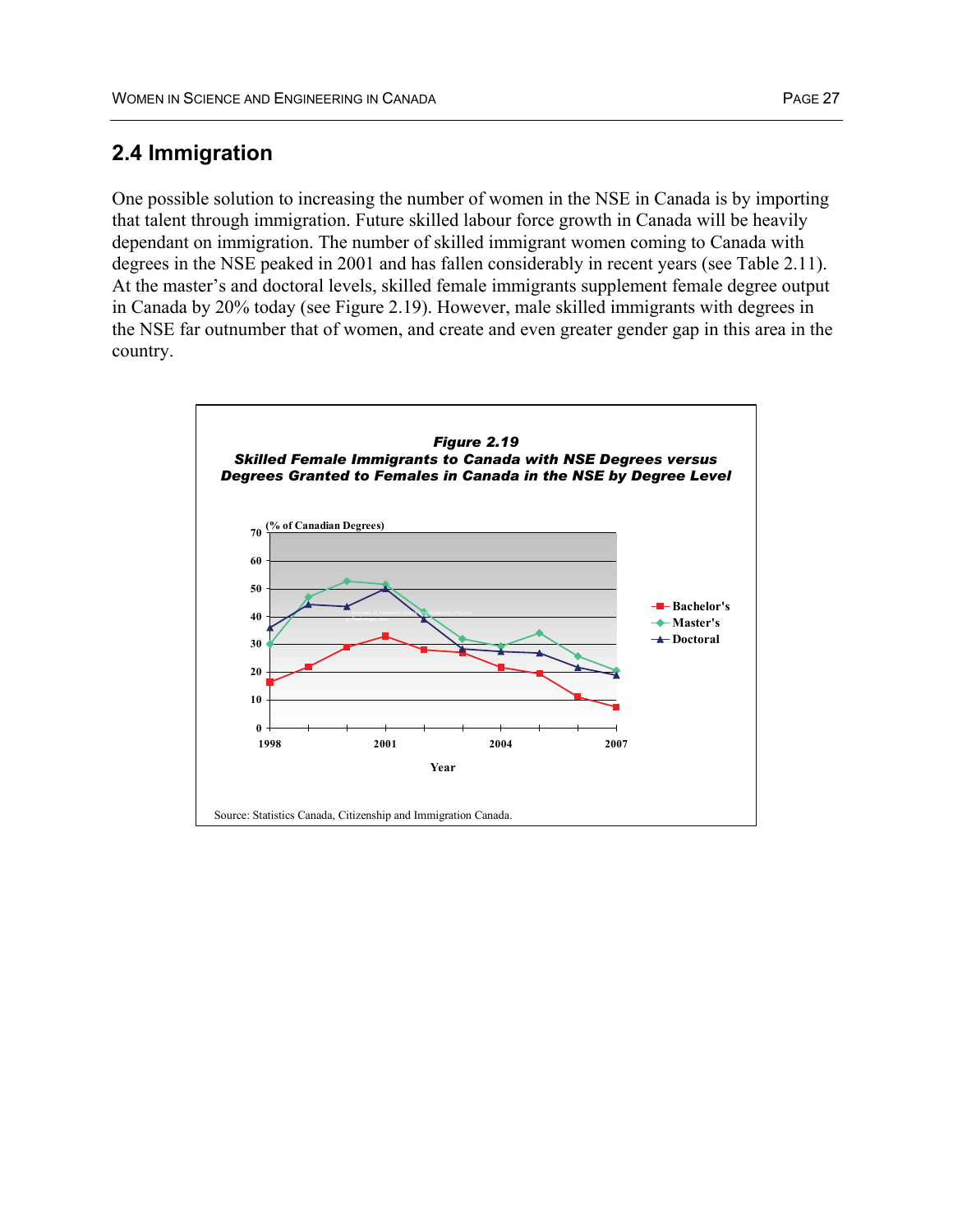## 2.4 Immigration

One possible solution to increasing the number of women in the NSE in Canada is by importing that talent through immigration. Future skilled labour force growth in Canada will be heavily dependant on immigration. The number of skilled immigrant women coming to Canada with degrees in the NSE peaked in 2001 and has fallen considerably in recent years (see Table 2.11). At the master's and doctoral levels, skilled female immigrants supplement female degree output in Canada by 20% today (see Figure 2.19). However, male skilled immigrants with degrees in the NSE far outnumber that of women, and create and even greater gender gap in this area in the country.

***Figure 2.19***
***Skilled Female Immigrants to Canada with NSE Degrees versus Degrees Granted to Females in Canada in the NSE by Degree Level***

Source: Statistics Canada, Citizenship and Immigration Canada.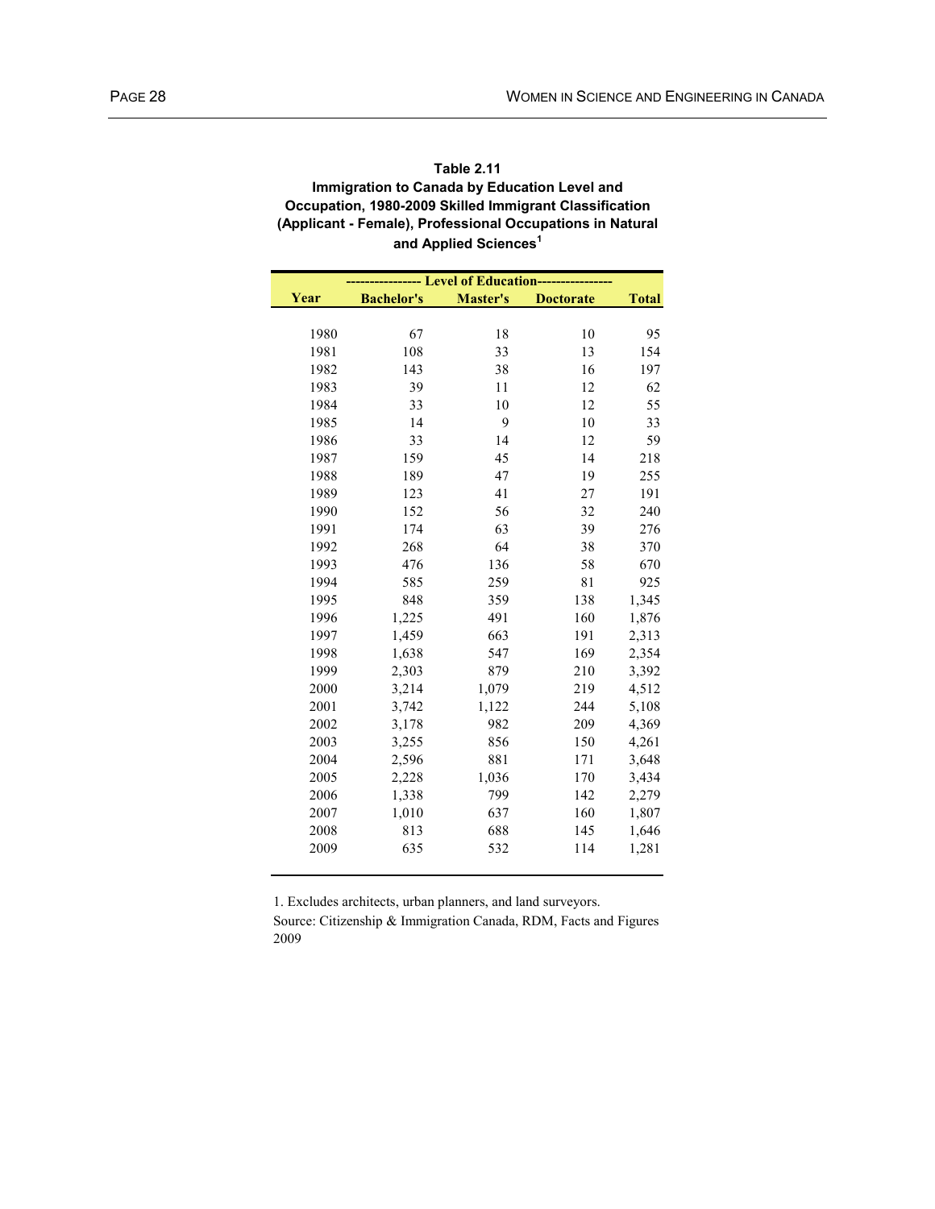**Table 2.11**
**Immigration to Canada by Education Level and Occupation, 1980-2009 Skilled Immigrant Classification (Applicant - Female), Professional Occupations in Natural and Applied Sciences[1]**

| | Level of Education | | | |
|---|---|---|---|---|
| Year | Bachelor's | Master's | Doctorate | Total |
| 1980 | 67 | 18 | 10 | 95 |
| 1981 | 108 | 33 | 13 | 154 |
| 1982 | 143 | 38 | 16 | 197 |
| 1983 | 39 | 11 | 12 | 62 |
| 1984 | 33 | 10 | 12 | 55 |
| 1985 | 14 | 9 | 10 | 33 |
| 1986 | 33 | 14 | 12 | 59 |
| 1987 | 159 | 45 | 14 | 218 |
| 1988 | 189 | 47 | 19 | 255 |
| 1989 | 123 | 41 | 27 | 191 |
| 1990 | 152 | 56 | 32 | 240 |
| 1991 | 174 | 63 | 39 | 276 |
| 1992 | 268 | 64 | 38 | 370 |
| 1993 | 476 | 136 | 58 | 670 |
| 1994 | 585 | 259 | 81 | 925 |
| 1995 | 848 | 359 | 138 | 1,345 |
| 1996 | 1,225 | 491 | 160 | 1,876 |
| 1997 | 1,459 | 663 | 191 | 2,313 |
| 1998 | 1,638 | 547 | 169 | 2,354 |
| 1999 | 2,303 | 879 | 210 | 3,392 |
| 2000 | 3,214 | 1,079 | 219 | 4,512 |
| 2001 | 3,742 | 1,122 | 244 | 5,108 |
| 2002 | 3,178 | 982 | 209 | 4,369 |
| 2003 | 3,255 | 856 | 150 | 4,261 |
| 2004 | 2,596 | 881 | 171 | 3,648 |
| 2005 | 2,228 | 1,036 | 170 | 3,434 |
| 2006 | 1,338 | 799 | 142 | 2,279 |
| 2007 | 1,010 | 637 | 160 | 1,807 |
| 2008 | 813 | 688 | 145 | 1,646 |
| 2009 | 635 | 532 | 114 | 1,281 |

1. Excludes architects, urban planners, and land surveyors.

Source: Citizenship & Immigration Canada, RDM, Facts and Figures 2009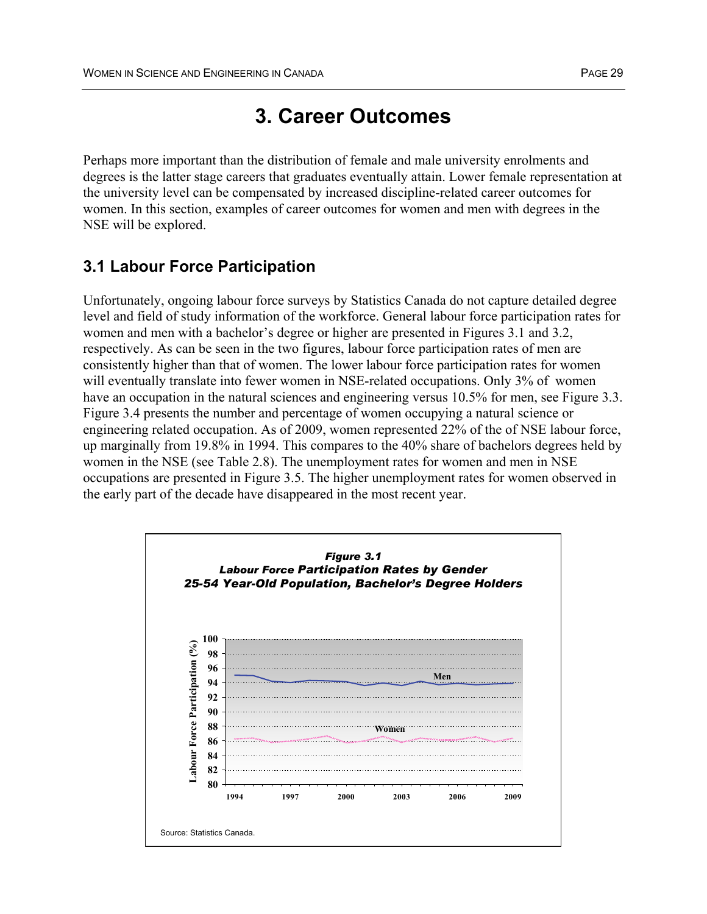# 3. Career Outcomes

Perhaps more important than the distribution of female and male university enrolments and degrees is the latter stage careers that graduates eventually attain. Lower female representation at the university level can be compensated by increased discipline-related career outcomes for women. In this section, examples of career outcomes for women and men with degrees in the NSE will be explored.

## 3.1 Labour Force Participation

Unfortunately, ongoing labour force surveys by Statistics Canada do not capture detailed degree level and field of study information of the workforce. General labour force participation rates for women and men with a bachelor's degree or higher are presented in Figures 3.1 and 3.2, respectively. As can be seen in the two figures, labour force participation rates of men are consistently higher than that of women. The lower labour force participation rates for women will eventually translate into fewer women in NSE-related occupations. Only 3% of women have an occupation in the natural sciences and engineering versus 10.5% for men, see Figure 3.3. Figure 3.4 presents the number and percentage of women occupying a natural science or engineering related occupation. As of 2009, women represented 22% of the of NSE labour force, up marginally from 19.8% in 1994. This compares to the 40% share of bachelors degrees held by women in the NSE (see Table 2.8). The unemployment rates for women and men in NSE occupations are presented in Figure 3.5. The higher unemployment rates for women observed in the early part of the decade have disappeared in the most recent year.

***Figure 3.1***
***Labour Force Participation Rates by Gender***
***25-54 Year-Old Population, Bachelor's Degree Holders***

Source: Statistics Canada.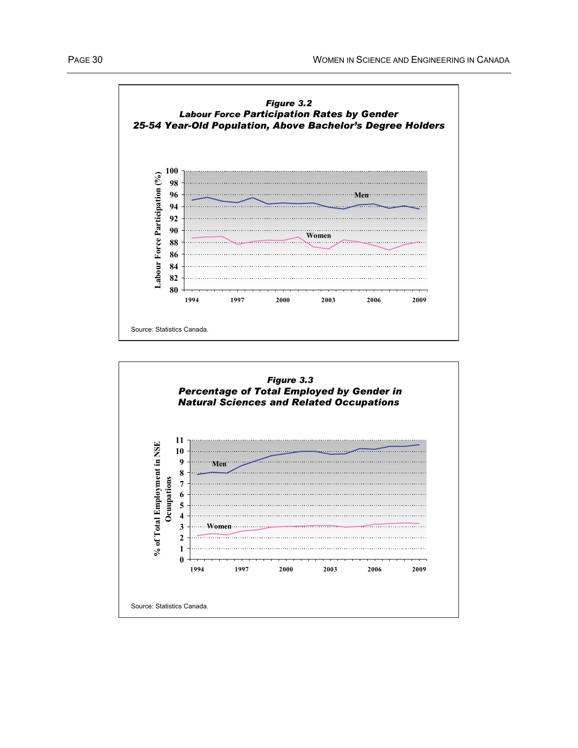***Figure 3.2***
***Labour Force Participation Rates by Gender***
***25-54 Year-Old Population, Above Bachelor's Degree Holders***

Source: Statistics Canada.

***Figure 3.3***
***Percentage of Total Employed by Gender in Natural Sciences and Related Occupations***

Source: Statistics Canada.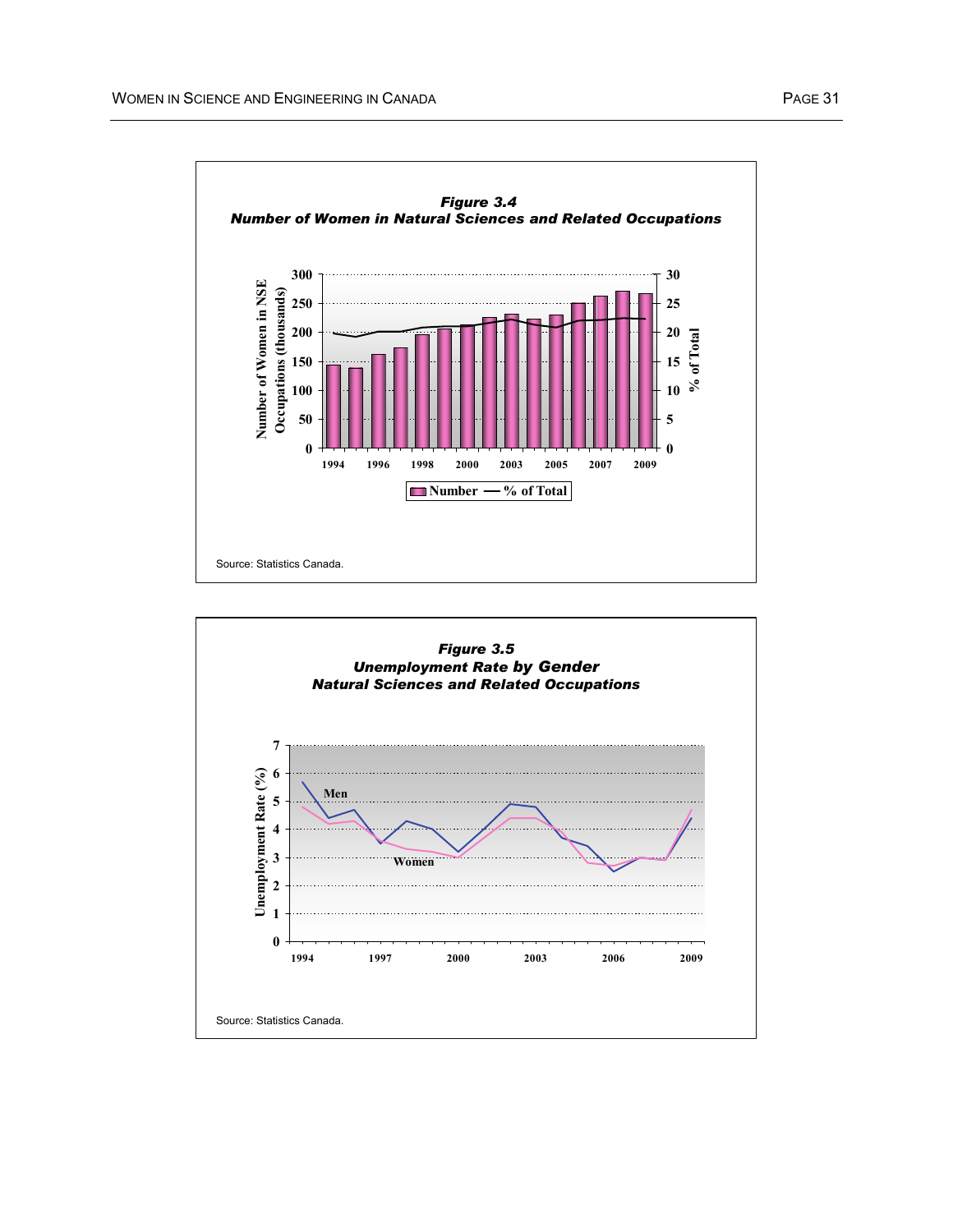**Figure 3.4**
**Number of Women in Natural Sciences and Related Occupations**

Source: Statistics Canada.

**Figure 3.5**
**Unemployment Rate by Gender**
**Natural Sciences and Related Occupations**

Source: Statistics Canada.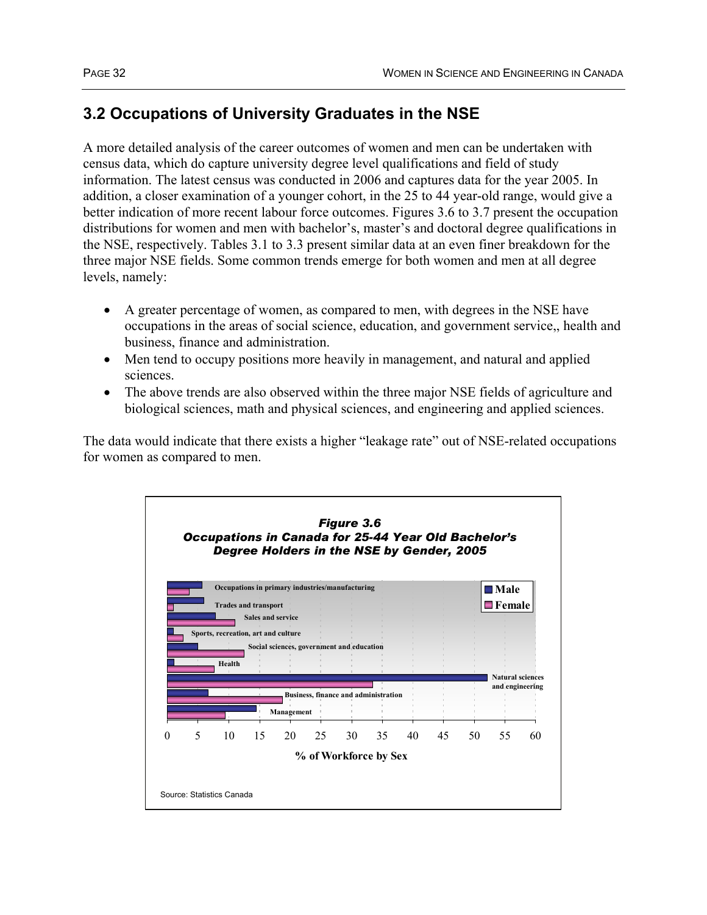## 3.2 Occupations of University Graduates in the NSE

A more detailed analysis of the career outcomes of women and men can be undertaken with census data, which do capture university degree level qualifications and field of study information. The latest census was conducted in 2006 and captures data for the year 2005. In addition, a closer examination of a younger cohort, in the 25 to 44 year-old range, would give a better indication of more recent labour force outcomes. Figures 3.6 to 3.7 present the occupation distributions for women and men with bachelor's, master's and doctoral degree qualifications in the NSE, respectively. Tables 3.1 to 3.3 present similar data at an even finer breakdown for the three major NSE fields. Some common trends emerge for both women and men at all degree levels, namely:

- A greater percentage of women, as compared to men, with degrees in the NSE have occupations in the areas of social science, education, and government service,, health and business, finance and administration.
- Men tend to occupy positions more heavily in management, and natural and applied sciences.
- The above trends are also observed within the three major NSE fields of agriculture and biological sciences, math and physical sciences, and engineering and applied sciences.

The data would indicate that there exists a higher "leakage rate" out of NSE-related occupations for women as compared to men.

***Figure 3.6***
***Occupations in Canada for 25-44 Year Old Bachelor's Degree Holders in the NSE by Gender, 2005***

Source: Statistics Canada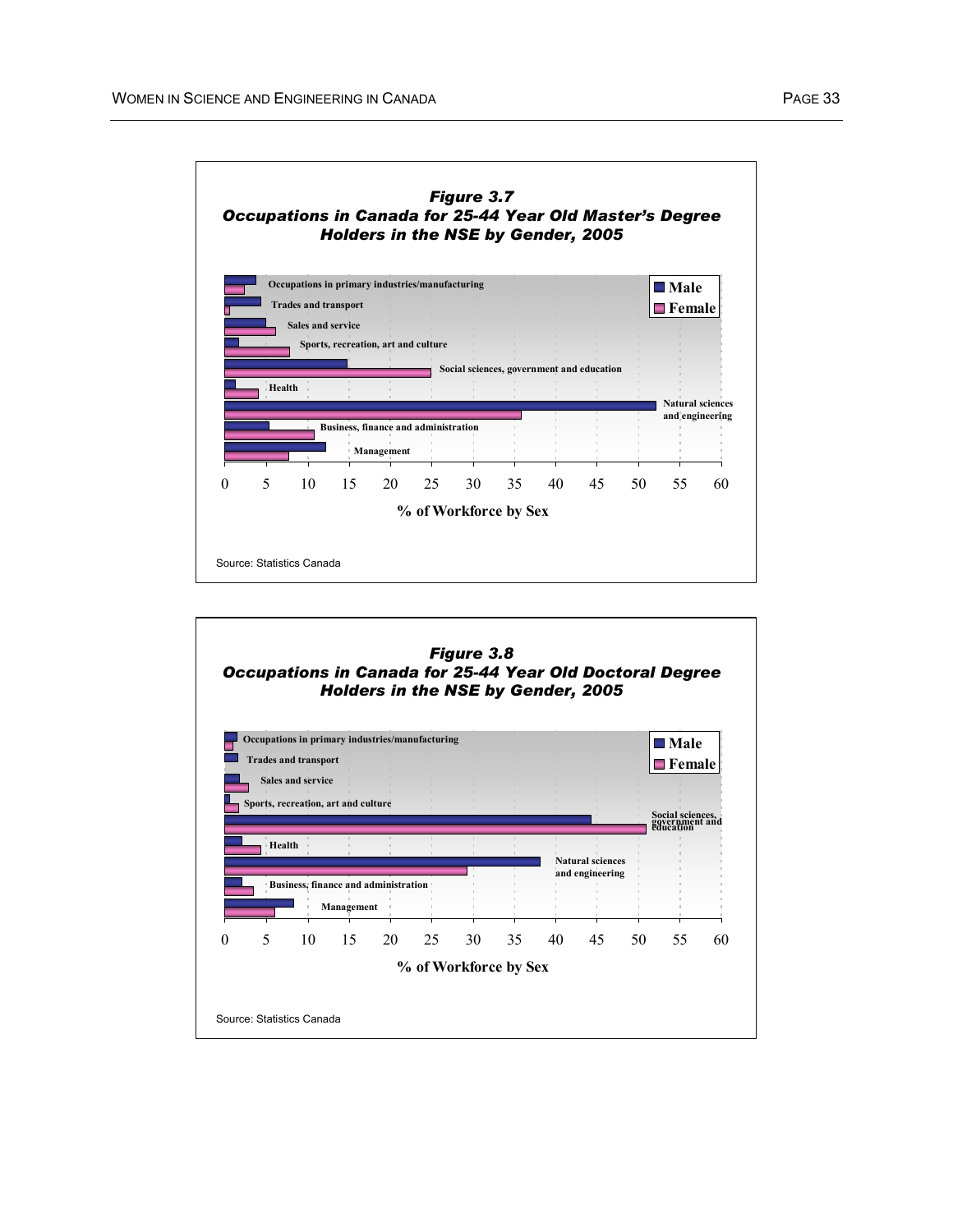*Figure 3.7*
*Occupations in Canada for 25-44 Year Old Master's Degree Holders in the NSE by Gender, 2005*

Source: Statistics Canada

*Figure 3.8*
*Occupations in Canada for 25-44 Year Old Doctoral Degree Holders in the NSE by Gender, 2005*

Source: Statistics Canada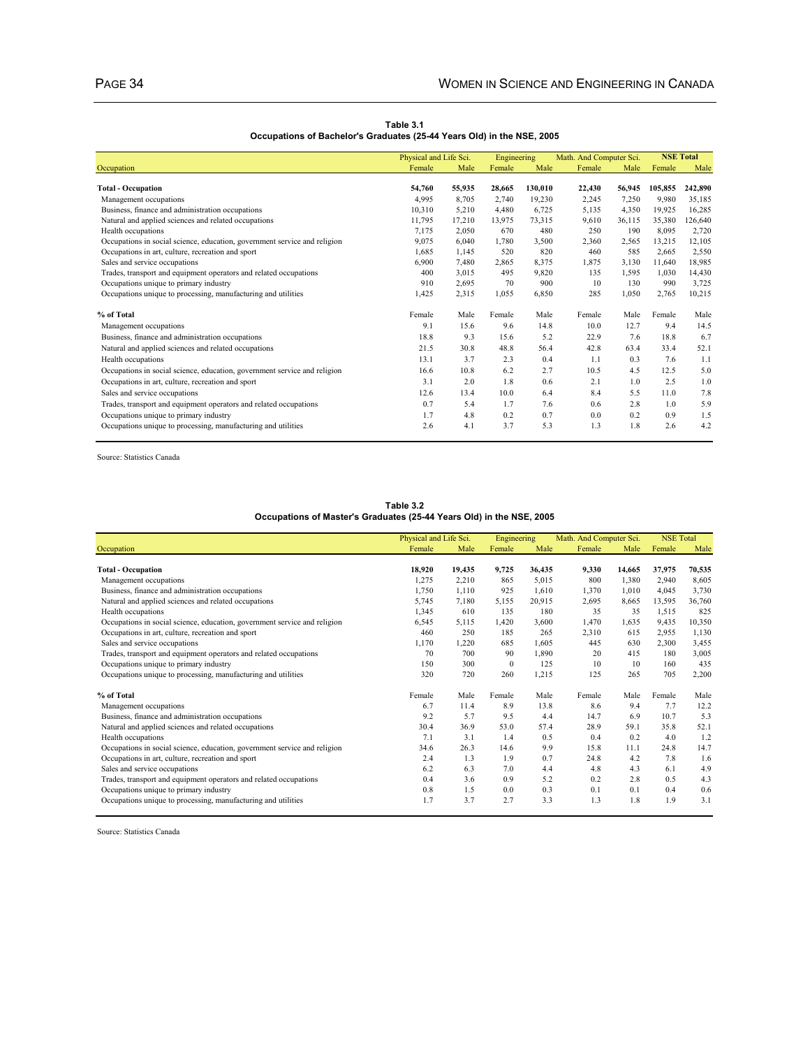**Table 3.1**
**Occupations of Bachelor's Graduates (25-44 Years Old) in the NSE, 2005**

| Occupation | Physical and Life Sci. Female | Physical and Life Sci. Male | Engineering Female | Engineering Male | Math. And Computer Sci. Female | Math. And Computer Sci. Male | NSE Total Female | NSE Total Male |
|---|---|---|---|---|---|---|---|---|
| **Total - Occupation** | **54,760** | **55,935** | **28,665** | **130,010** | **22,430** | **56,945** | **105,855** | **242,890** |
| Management occupations | 4,995 | 8,705 | 2,740 | 19,230 | 2,245 | 7,250 | 9,980 | 35,185 |
| Business, finance and administration occupations | 10,310 | 5,210 | 4,480 | 6,725 | 5,135 | 4,350 | 19,925 | 16,285 |
| Natural and applied sciences and related occupations | 11,795 | 17,210 | 13,975 | 73,315 | 9,610 | 36,115 | 35,380 | 126,640 |
| Health occupations | 7,175 | 2,050 | 670 | 480 | 250 | 190 | 8,095 | 2,720 |
| Occupations in social science, education, government service and religion | 9,075 | 6,040 | 1,780 | 3,500 | 2,360 | 2,565 | 13,215 | 12,105 |
| Occupations in art, culture, recreation and sport | 1,685 | 1,145 | 520 | 820 | 460 | 585 | 2,665 | 2,550 |
| Sales and service occupations | 6,900 | 7,480 | 2,865 | 8,375 | 1,875 | 3,130 | 11,640 | 18,985 |
| Trades, transport and equipment operators and related occupations | 400 | 3,015 | 495 | 9,820 | 135 | 1,595 | 1,030 | 14,430 |
| Occupations unique to primary industry | 910 | 2,695 | 70 | 900 | 10 | 130 | 990 | 3,725 |
| Occupations unique to processing, manufacturing and utilities | 1,425 | 2,315 | 1,055 | 6,850 | 285 | 1,050 | 2,765 | 10,215 |
| **% of Total** | Female | Male | Female | Male | Female | Male | Female | Male |
| Management occupations | 9.1 | 15.6 | 9.6 | 14.8 | 10.0 | 12.7 | 9.4 | 14.5 |
| Business, finance and administration occupations | 18.8 | 9.3 | 15.6 | 5.2 | 22.9 | 7.6 | 18.8 | 6.7 |
| Natural and applied sciences and related occupations | 21.5 | 30.8 | 48.8 | 56.4 | 42.8 | 63.4 | 33.4 | 52.1 |
| Health occupations | 13.1 | 3.7 | 2.3 | 0.4 | 1.1 | 0.3 | 7.6 | 1.1 |
| Occupations in social science, education, government service and religion | 16.6 | 10.8 | 6.2 | 2.7 | 10.5 | 4.5 | 12.5 | 5.0 |
| Occupations in art, culture, recreation and sport | 3.1 | 2.0 | 1.8 | 0.6 | 2.1 | 1.0 | 2.5 | 1.0 |
| Sales and service occupations | 12.6 | 13.4 | 10.0 | 6.4 | 8.4 | 5.5 | 11.0 | 7.8 |
| Trades, transport and equipment operators and related occupations | 0.7 | 5.4 | 1.7 | 7.6 | 0.6 | 2.8 | 1.0 | 5.9 |
| Occupations unique to primary industry | 1.7 | 4.8 | 0.2 | 0.7 | 0.0 | 0.2 | 0.9 | 1.5 |
| Occupations unique to processing, manufacturing and utilities | 2.6 | 4.1 | 3.7 | 5.3 | 1.3 | 1.8 | 2.6 | 4.2 |

Source: Statistics Canada

**Table 3.2**
**Occupations of Master's Graduates (25-44 Years Old) in the NSE, 2005**

| Occupation | Physical and Life Sci. Female | Physical and Life Sci. Male | Engineering Female | Engineering Male | Math. And Computer Sci. Female | Math. And Computer Sci. Male | NSE Total Female | NSE Total Male |
|---|---|---|---|---|---|---|---|---|
| **Total - Occupation** | **18,920** | **19,435** | **9,725** | **36,435** | **9,330** | **14,665** | **37,975** | **70,535** |
| Management occupations | 1,275 | 2,210 | 865 | 5,015 | 800 | 1,380 | 2,940 | 8,605 |
| Business, finance and administration occupations | 1,750 | 1,110 | 925 | 1,610 | 1,370 | 1,010 | 4,045 | 3,730 |
| Natural and applied sciences and related occupations | 5,745 | 7,180 | 5,155 | 20,915 | 2,695 | 8,665 | 13,595 | 36,760 |
| Health occupations | 1,345 | 610 | 135 | 180 | 35 | 35 | 1,515 | 825 |
| Occupations in social science, education, government service and religion | 6,545 | 5,115 | 1,420 | 3,600 | 1,470 | 1,635 | 9,435 | 10,350 |
| Occupations in art, culture, recreation and sport | 460 | 250 | 185 | 265 | 2,310 | 615 | 2,955 | 1,130 |
| Sales and service occupations | 1,170 | 1,220 | 685 | 1,605 | 445 | 630 | 2,300 | 3,455 |
| Trades, transport and equipment operators and related occupations | 70 | 700 | 90 | 1,890 | 20 | 415 | 180 | 3,005 |
| Occupations unique to primary industry | 150 | 300 | 0 | 125 | 10 | 10 | 160 | 435 |
| Occupations unique to processing, manufacturing and utilities | 320 | 720 | 260 | 1,215 | 125 | 265 | 705 | 2,200 |
| **% of Total** | Female | Male | Female | Male | Female | Male | Female | Male |
| Management occupations | 6.7 | 11.4 | 8.9 | 13.8 | 8.6 | 9.4 | 7.7 | 12.2 |
| Business, finance and administration occupations | 9.2 | 5.7 | 9.5 | 4.4 | 14.7 | 6.9 | 10.7 | 5.3 |
| Natural and applied sciences and related occupations | 30.4 | 36.9 | 53.0 | 57.4 | 28.9 | 59.1 | 35.8 | 52.1 |
| Health occupations | 7.1 | 3.1 | 1.4 | 0.5 | 0.4 | 0.2 | 4.0 | 1.2 |
| Occupations in social science, education, government service and religion | 34.6 | 26.3 | 14.6 | 9.9 | 15.8 | 11.1 | 24.8 | 14.7 |
| Occupations in art, culture, recreation and sport | 2.4 | 1.3 | 1.9 | 0.7 | 24.8 | 4.2 | 7.8 | 1.6 |
| Sales and service occupations | 6.2 | 6.3 | 7.0 | 4.4 | 4.8 | 4.3 | 6.1 | 4.9 |
| Trades, transport and equipment operators and related occupations | 0.4 | 3.6 | 0.9 | 5.2 | 0.2 | 2.8 | 0.5 | 4.3 |
| Occupations unique to primary industry | 0.8 | 1.5 | 0.0 | 0.3 | 0.1 | 0.1 | 0.4 | 0.6 |
| Occupations unique to processing, manufacturing and utilities | 1.7 | 3.7 | 2.7 | 3.3 | 1.3 | 1.8 | 1.9 | 3.1 |

Source: Statistics Canada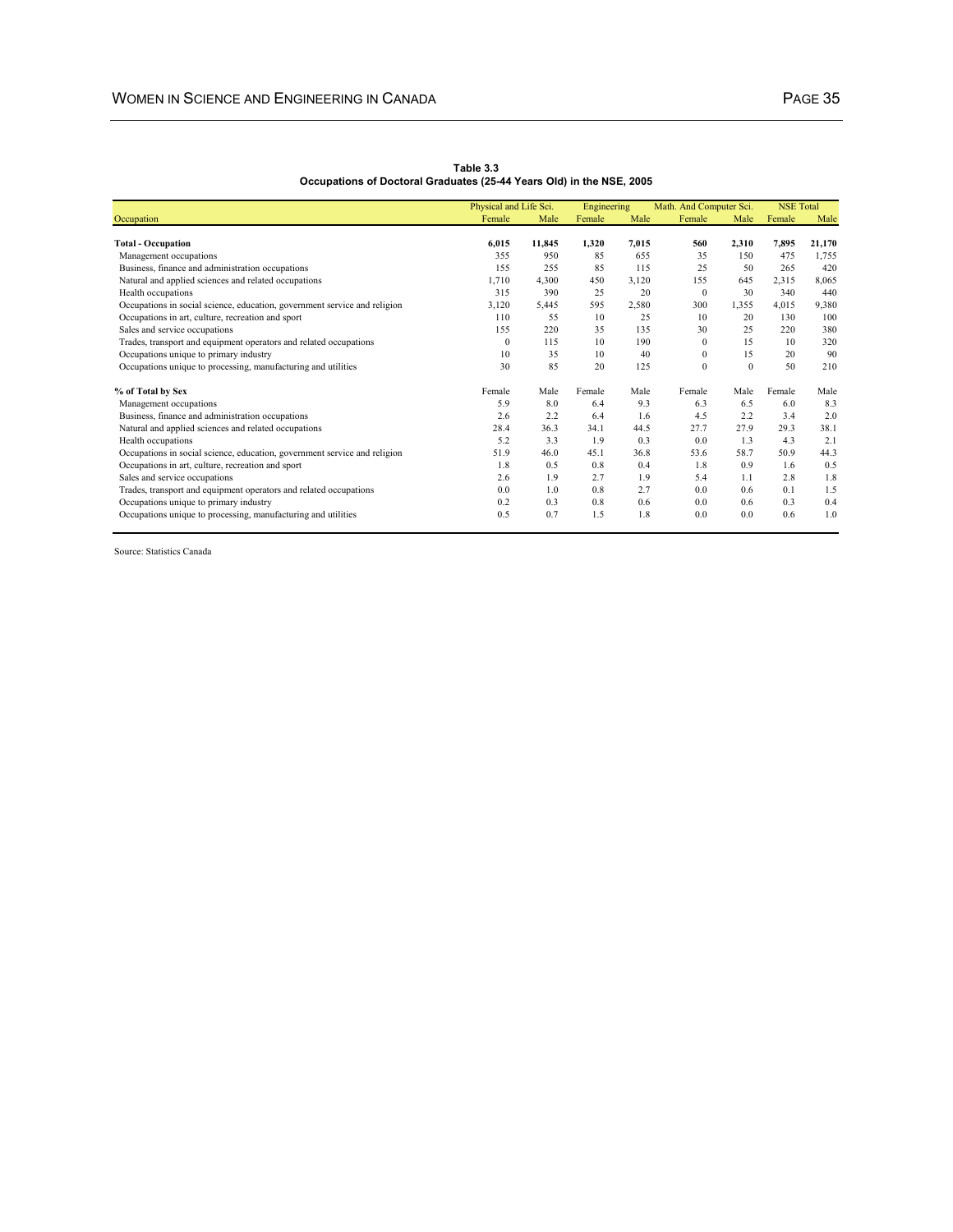**Table 3.3**
**Occupations of Doctoral Graduates (25-44 Years Old) in the NSE, 2005**

| Occupation | Physical and Life Sci. | | Engineering | | Math. And Computer Sci. | | NSE Total | |
|---|---|---|---|---|---|---|---|---|
| | Female | Male | Female | Male | Female | Male | Female | Male |
| **Total - Occupation** | **6,015** | **11,845** | **1,320** | **7,015** | **560** | **2,310** | **7,895** | **21,170** |
| Management occupations | 355 | 950 | 85 | 655 | 35 | 150 | 475 | 1,755 |
| Business, finance and administration occupations | 155 | 255 | 85 | 115 | 25 | 50 | 265 | 420 |
| Natural and applied sciences and related occupations | 1,710 | 4,300 | 450 | 3,120 | 155 | 645 | 2,315 | 8,065 |
| Health occupations | 315 | 390 | 25 | 20 | 0 | 30 | 340 | 440 |
| Occupations in social science, education, government service and religion | 3,120 | 5,445 | 595 | 2,580 | 300 | 1,355 | 4,015 | 9,380 |
| Occupations in art, culture, recreation and sport | 110 | 55 | 10 | 25 | 10 | 20 | 130 | 100 |
| Sales and service occupations | 155 | 220 | 35 | 135 | 30 | 25 | 220 | 380 |
| Trades, transport and equipment operators and related occupations | 0 | 115 | 10 | 190 | 0 | 15 | 10 | 320 |
| Occupations unique to primary industry | 10 | 35 | 10 | 40 | 0 | 15 | 20 | 90 |
| Occupations unique to processing, manufacturing and utilities | 30 | 85 | 20 | 125 | 0 | 0 | 50 | 210 |
| **% of Total by Sex** | Female | Male | Female | Male | Female | Male | Female | Male |
| Management occupations | 5.9 | 8.0 | 6.4 | 9.3 | 6.3 | 6.5 | 6.0 | 8.3 |
| Business, finance and administration occupations | 2.6 | 2.2 | 6.4 | 1.6 | 4.5 | 2.2 | 3.4 | 2.0 |
| Natural and applied sciences and related occupations | 28.4 | 36.3 | 34.1 | 44.5 | 27.7 | 27.9 | 29.3 | 38.1 |
| Health occupations | 5.2 | 3.3 | 1.9 | 0.3 | 0.0 | 1.3 | 4.3 | 2.1 |
| Occupations in social science, education, government service and religion | 51.9 | 46.0 | 45.1 | 36.8 | 53.6 | 58.7 | 50.9 | 44.3 |
| Occupations in art, culture, recreation and sport | 1.8 | 0.5 | 0.8 | 0.4 | 1.8 | 0.9 | 1.6 | 0.5 |
| Sales and service occupations | 2.6 | 1.9 | 2.7 | 1.9 | 5.4 | 1.1 | 2.8 | 1.8 |
| Trades, transport and equipment operators and related occupations | 0.0 | 1.0 | 0.8 | 2.7 | 0.0 | 0.6 | 0.1 | 1.5 |
| Occupations unique to primary industry | 0.2 | 0.3 | 0.8 | 0.6 | 0.0 | 0.6 | 0.3 | 0.4 |
| Occupations unique to processing, manufacturing and utilities | 0.5 | 0.7 | 1.5 | 1.8 | 0.0 | 0.0 | 0.6 | 1.0 |

Source: Statistics Canada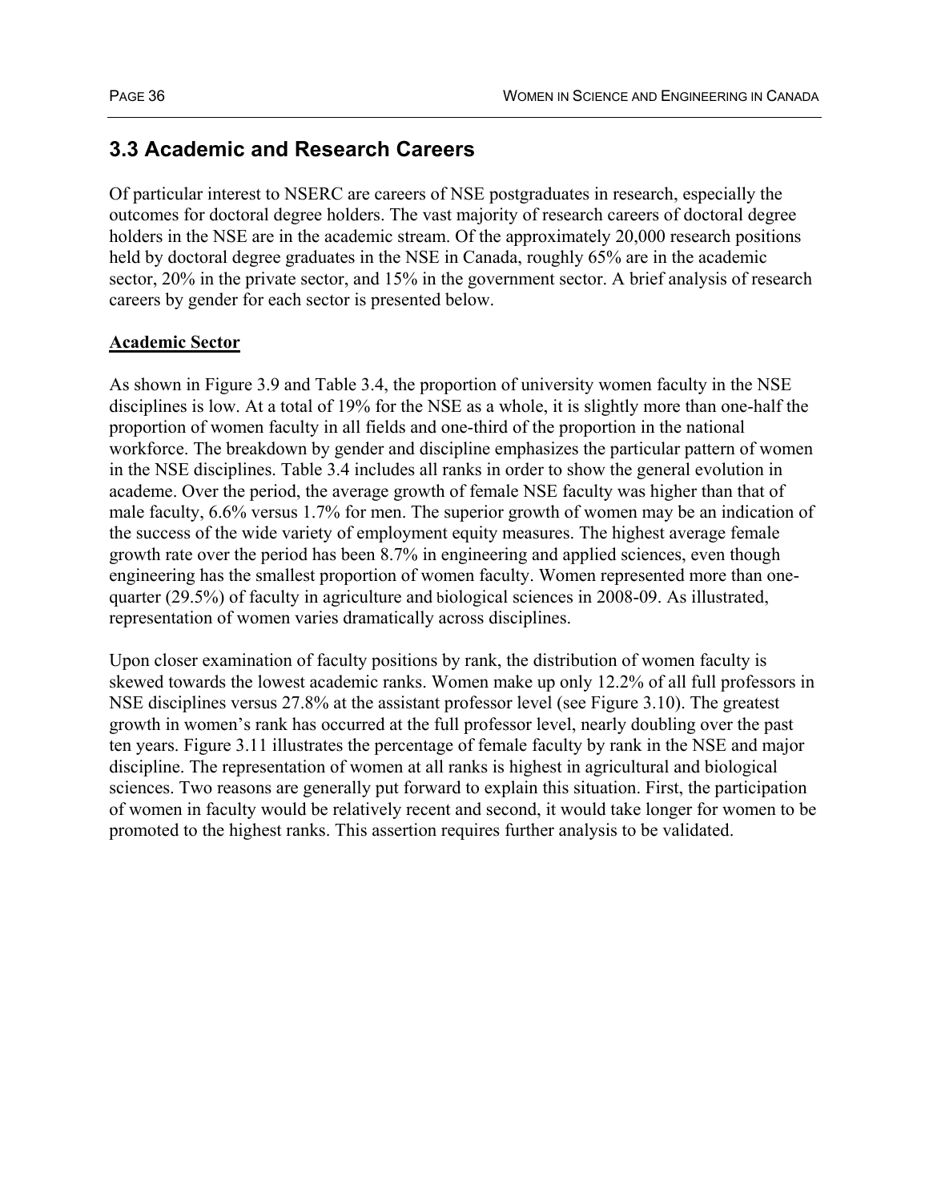## 3.3 Academic and Research Careers

Of particular interest to NSERC are careers of NSE postgraduates in research, especially the outcomes for doctoral degree holders. The vast majority of research careers of doctoral degree holders in the NSE are in the academic stream. Of the approximately 20,000 research positions held by doctoral degree graduates in the NSE in Canada, roughly 65% are in the academic sector, 20% in the private sector, and 15% in the government sector. A brief analysis of research careers by gender for each sector is presented below.

**Academic Sector**

As shown in Figure 3.9 and Table 3.4, the proportion of university women faculty in the NSE disciplines is low. At a total of 19% for the NSE as a whole, it is slightly more than one-half the proportion of women faculty in all fields and one-third of the proportion in the national workforce. The breakdown by gender and discipline emphasizes the particular pattern of women in the NSE disciplines. Table 3.4 includes all ranks in order to show the general evolution in academe. Over the period, the average growth of female NSE faculty was higher than that of male faculty, 6.6% versus 1.7% for men. The superior growth of women may be an indication of the success of the wide variety of employment equity measures. The highest average female growth rate over the period has been 8.7% in engineering and applied sciences, even though engineering has the smallest proportion of women faculty. Women represented more than one-quarter (29.5%) of faculty in agriculture and biological sciences in 2008-09. As illustrated, representation of women varies dramatically across disciplines.

Upon closer examination of faculty positions by rank, the distribution of women faculty is skewed towards the lowest academic ranks. Women make up only 12.2% of all full professors in NSE disciplines versus 27.8% at the assistant professor level (see Figure 3.10). The greatest growth in women's rank has occurred at the full professor level, nearly doubling over the past ten years. Figure 3.11 illustrates the percentage of female faculty by rank in the NSE and major discipline. The representation of women at all ranks is highest in agricultural and biological sciences. Two reasons are generally put forward to explain this situation. First, the participation of women in faculty would be relatively recent and second, it would take longer for women to be promoted to the highest ranks. This assertion requires further analysis to be validated.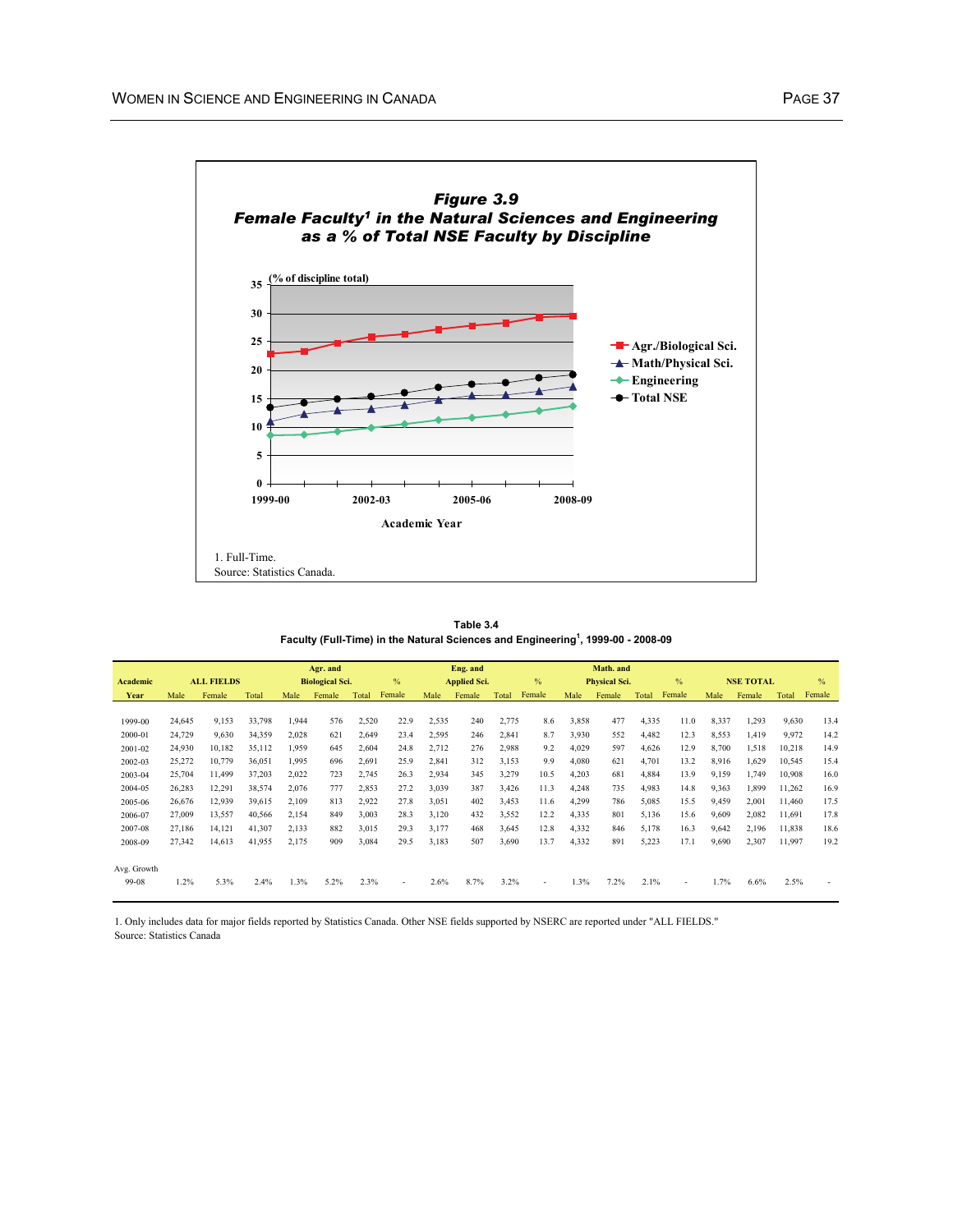**Figure 3.9**

**Female Faculty[1] in the Natural Sciences and Engineering as a % of Total NSE Faculty by Discipline**

(% of discipline total)

Legend: Agr./Biological Sci.; Math/Physical Sci.; Engineering; Total NSE

Academic Year: 1999-00, 2002-03, 2005-06, 2008-09

1. Full-Time.
Source: Statistics Canada.

**Table 3.4**

**Faculty (Full-Time) in the Natural Sciences and Engineering[1], 1999-00 - 2008-09**

| Academic Year | ALL FIELDS Male | ALL FIELDS Female | ALL FIELDS Total | Agr. and Biological Sci. Male | Agr. and Biological Sci. Female | Agr. and Biological Sci. Total | % Female | Eng. and Applied Sci. Male | Eng. and Applied Sci. Female | Eng. and Applied Sci. Total | % Female | Math. and Physical Sci. Male | Math. and Physical Sci. Female | Math. and Physical Sci. Total | % Female | NSE TOTAL Male | NSE TOTAL Female | NSE TOTAL Total | % Female |
|---|---|---|---|---|---|---|---|---|---|---|---|---|---|---|---|---|---|---|---|
| 1999-00 | 24,645 | 9,153 | 33,798 | 1,944 | 576 | 2,520 | 22.9 | 2,535 | 240 | 2,775 | 8.6 | 3,858 | 477 | 4,335 | 11.0 | 8,337 | 1,293 | 9,630 | 13.4 |
| 2000-01 | 24,729 | 9,630 | 34,359 | 2,028 | 621 | 2,649 | 23.4 | 2,595 | 246 | 2,841 | 8.7 | 3,930 | 552 | 4,482 | 12.3 | 8,553 | 1,419 | 9,972 | 14.2 |
| 2001-02 | 24,930 | 10,182 | 35,112 | 1,959 | 645 | 2,604 | 24.8 | 2,712 | 276 | 2,988 | 9.2 | 4,029 | 597 | 4,626 | 12.9 | 8,700 | 1,518 | 10,218 | 14.9 |
| 2002-03 | 25,272 | 10,779 | 36,051 | 1,995 | 696 | 2,691 | 25.9 | 2,841 | 312 | 3,153 | 9.9 | 4,080 | 621 | 4,701 | 13.2 | 8,916 | 1,629 | 10,545 | 15.4 |
| 2003-04 | 25,704 | 11,499 | 37,203 | 2,022 | 723 | 2,745 | 26.3 | 2,934 | 345 | 3,279 | 10.5 | 4,203 | 681 | 4,884 | 13.9 | 9,159 | 1,749 | 10,908 | 16.0 |
| 2004-05 | 26,283 | 12,291 | 38,574 | 2,076 | 777 | 2,853 | 27.2 | 3,039 | 387 | 3,426 | 11.3 | 4,248 | 735 | 4,983 | 14.8 | 9,363 | 1,899 | 11,262 | 16.9 |
| 2005-06 | 26,676 | 12,939 | 39,615 | 2,109 | 813 | 2,922 | 27.8 | 3,051 | 402 | 3,453 | 11.6 | 4,299 | 786 | 5,085 | 15.5 | 9,459 | 2,001 | 11,460 | 17.5 |
| 2006-07 | 27,009 | 13,557 | 40,566 | 2,154 | 849 | 3,003 | 28.3 | 3,120 | 432 | 3,552 | 12.2 | 4,335 | 801 | 5,136 | 15.6 | 9,609 | 2,082 | 11,691 | 17.8 |
| 2007-08 | 27,186 | 14,121 | 41,307 | 2,133 | 882 | 3,015 | 29.3 | 3,177 | 468 | 3,645 | 12.8 | 4,332 | 846 | 5,178 | 16.3 | 9,642 | 2,196 | 11,838 | 18.6 |
| 2008-09 | 27,342 | 14,613 | 41,955 | 2,175 | 909 | 3,084 | 29.5 | 3,183 | 507 | 3,690 | 13.7 | 4,332 | 891 | 5,223 | 17.1 | 9,690 | 2,307 | 11,997 | 19.2 |
| Avg. Growth 99-08 | 1.2% | 5.3% | 2.4% | 1.3% | 5.2% | 2.3% | - | 2.6% | 8.7% | 3.2% | - | 1.3% | 7.2% | 2.1% | - | 1.7% | 6.6% | 2.5% | - |

1. Only includes data for major fields reported by Statistics Canada. Other NSE fields supported by NSERC are reported under "ALL FIELDS."
Source: Statistics Canada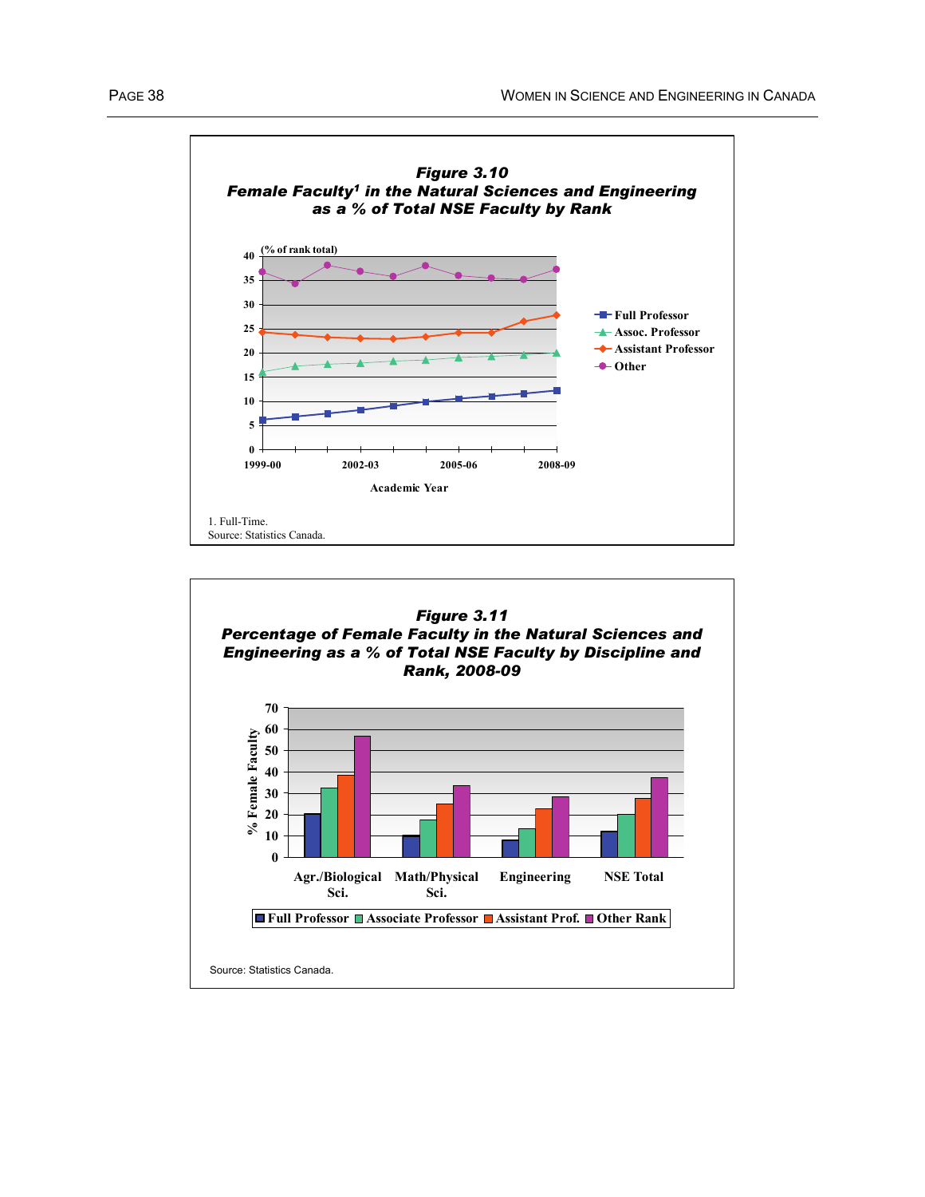### *Figure 3.10*
### *Female Faculty[1] in the Natural Sciences and Engineering as a % of Total NSE Faculty by Rank*

(% of rank total)

Academic Year: 1999-00, 2002-03, 2005-06, 2008-09

Legend: Full Professor, Assoc. Professor, Assistant Professor, Other

1. Full-Time.
Source: Statistics Canada.

### *Figure 3.11*
### *Percentage of Female Faculty in the Natural Sciences and Engineering as a % of Total NSE Faculty by Discipline and Rank, 2008-09*

% Female Faculty

Agr./Biological Sci., Math/Physical Sci., Engineering, NSE Total

Legend: Full Professor, Associate Professor, Assistant Prof., Other Rank

Source: Statistics Canada.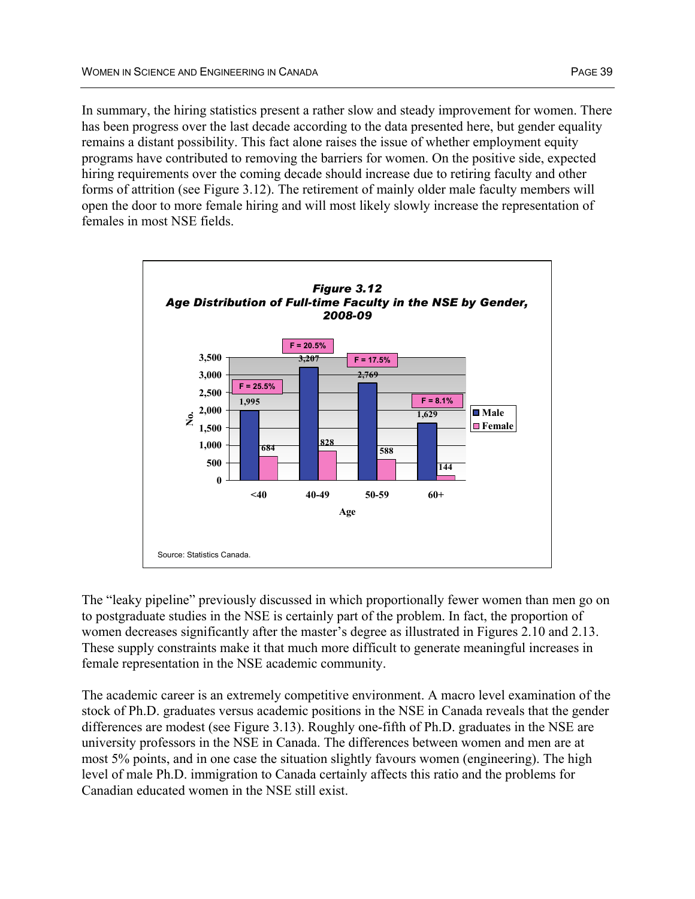In summary, the hiring statistics present a rather slow and steady improvement for women. There has been progress over the last decade according to the data presented here, but gender equality remains a distant possibility. This fact alone raises the issue of whether employment equity programs have contributed to removing the barriers for women. On the positive side, expected hiring requirements over the coming decade should increase due to retiring faculty and other forms of attrition (see Figure 3.12). The retirement of mainly older male faculty members will open the door to more female hiring and will most likely slowly increase the representation of females in most NSE fields.

***Figure 3.12***
***Age Distribution of Full-time Faculty in the NSE by Gender, 2008-09***

| Age | Male | Female | F (%) |
|---|---|---|---|
| <40 | 1,995 | 684 | 25.5% |
| 40-49 | 3,207 | 828 | 20.5% |
| 50-59 | 2,769 | 588 | 17.5% |
| 60+ | 1,629 | 144 | 8.1% |

Source: Statistics Canada.

The "leaky pipeline" previously discussed in which proportionally fewer women than men go on to postgraduate studies in the NSE is certainly part of the problem. In fact, the proportion of women decreases significantly after the master's degree as illustrated in Figures 2.10 and 2.13. These supply constraints make it that much more difficult to generate meaningful increases in female representation in the NSE academic community.

The academic career is an extremely competitive environment. A macro level examination of the stock of Ph.D. graduates versus academic positions in the NSE in Canada reveals that the gender differences are modest (see Figure 3.13). Roughly one-fifth of Ph.D. graduates in the NSE are university professors in the NSE in Canada. The differences between women and men are at most 5% points, and in one case the situation slightly favours women (engineering). The high level of male Ph.D. immigration to Canada certainly affects this ratio and the problems for Canadian educated women in the NSE still exist.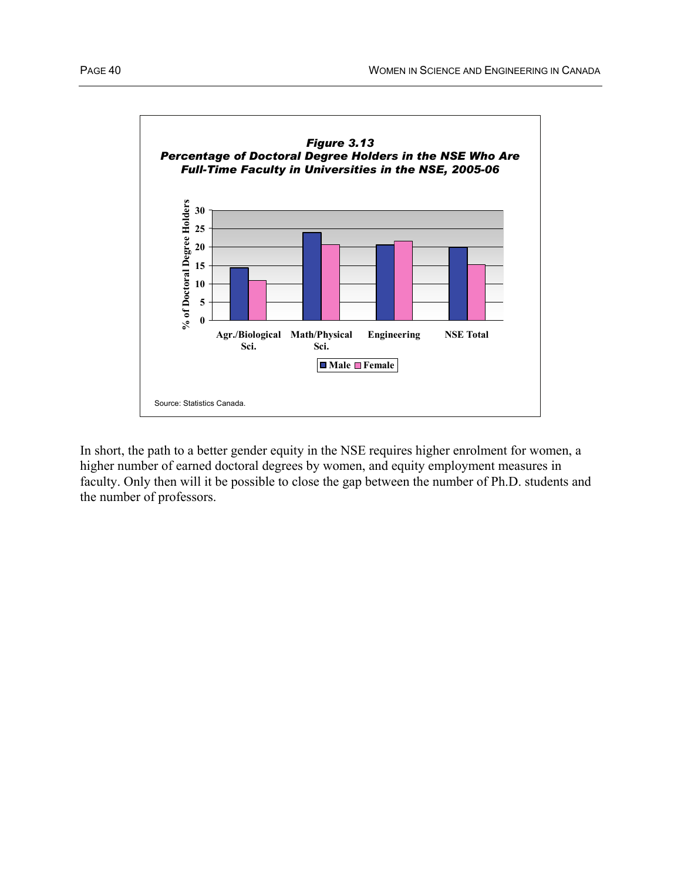**Figure 3.13**
**Percentage of Doctoral Degree Holders in the NSE Who Are Full-Time Faculty in Universities in the NSE, 2005-06**

Source: Statistics Canada.

In short, the path to a better gender equity in the NSE requires higher enrolment for women, a higher number of earned doctoral degrees by women, and equity employment measures in faculty. Only then will it be possible to close the gap between the number of Ph.D. students and the number of professors.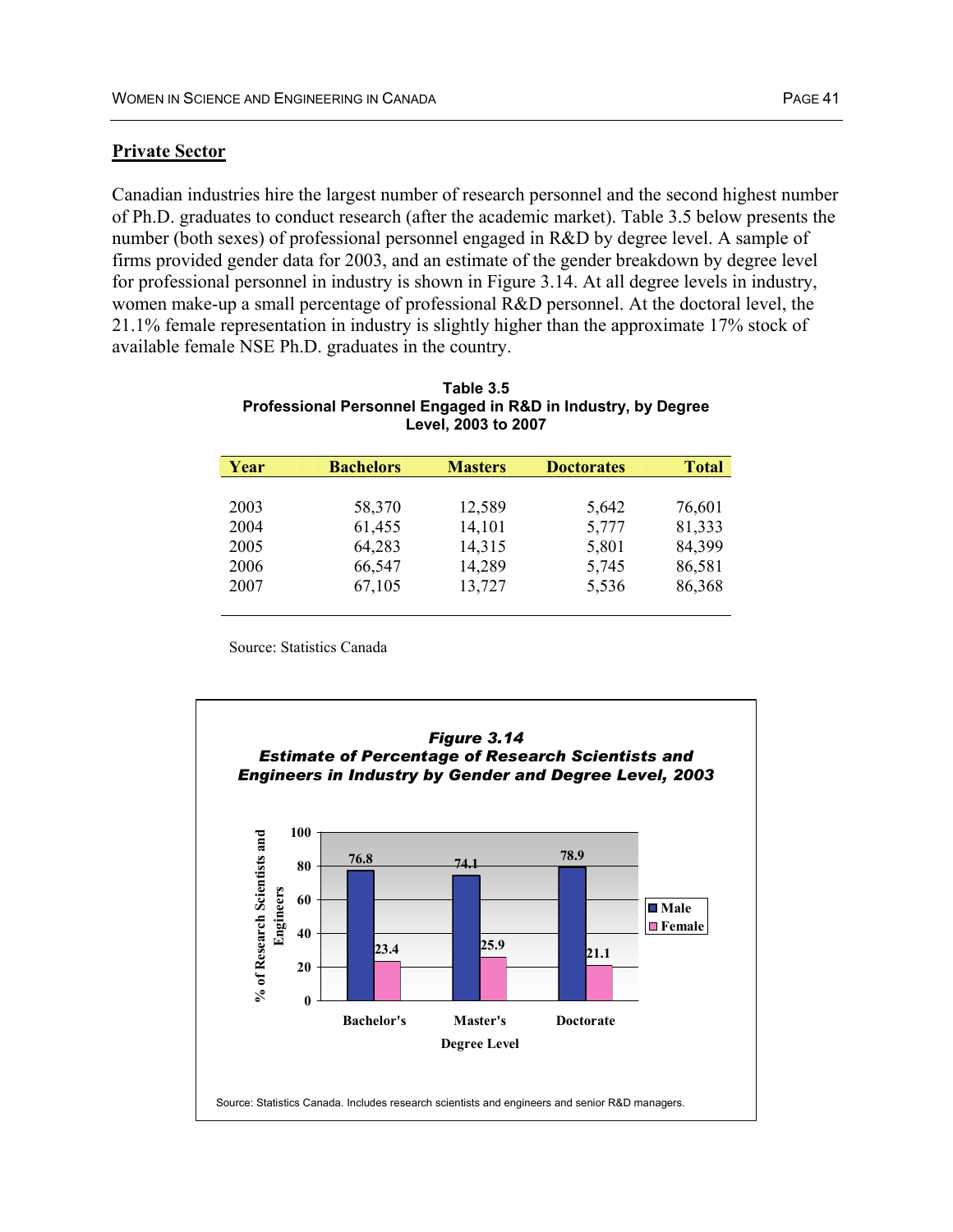## Private Sector

Canadian industries hire the largest number of research personnel and the second highest number of Ph.D. graduates to conduct research (after the academic market). Table 3.5 below presents the number (both sexes) of professional personnel engaged in R&D by degree level. A sample of firms provided gender data for 2003, and an estimate of the gender breakdown by degree level for professional personnel in industry is shown in Figure 3.14. At all degree levels in industry, women make-up a small percentage of professional R&D personnel. At the doctoral level, the 21.1% female representation in industry is slightly higher than the approximate 17% stock of available female NSE Ph.D. graduates in the country.

**Table 3.5**
**Professional Personnel Engaged in R&D in Industry, by Degree Level, 2003 to 2007**

| Year | Bachelors | Masters | Doctorates | Total |
|---|---|---|---|---|
| 2003 | 58,370 | 12,589 | 5,642 | 76,601 |
| 2004 | 61,455 | 14,101 | 5,777 | 81,333 |
| 2005 | 64,283 | 14,315 | 5,801 | 84,399 |
| 2006 | 66,547 | 14,289 | 5,745 | 86,581 |
| 2007 | 67,105 | 13,727 | 5,536 | 86,368 |

Source: Statistics Canada

***Figure 3.14***
***Estimate of Percentage of Research Scientists and Engineers in Industry by Gender and Degree Level, 2003***

| Degree Level | Male | Female |
|---|---|---|
| Bachelor's | 76.8 | 23.4 |
| Master's | 74.1 | 25.9 |
| Doctorate | 78.9 | 21.1 |

Source: Statistics Canada. Includes research scientists and engineers and senior R&D managers.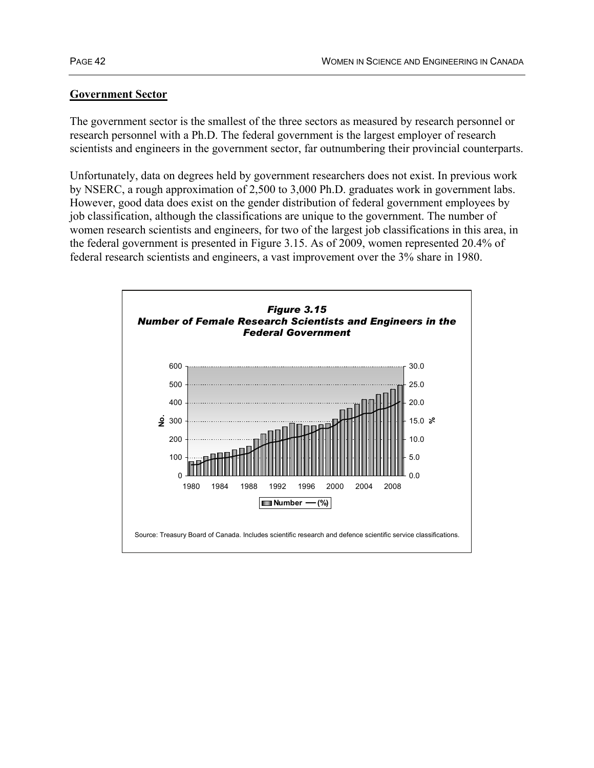## Government Sector

The government sector is the smallest of the three sectors as measured by research personnel or research personnel with a Ph.D. The federal government is the largest employer of research scientists and engineers in the government sector, far outnumbering their provincial counterparts.

Unfortunately, data on degrees held by government researchers does not exist. In previous work by NSERC, a rough approximation of 2,500 to 3,000 Ph.D. graduates work in government labs. However, good data does exist on the gender distribution of federal government employees by job classification, although the classifications are unique to the government. The number of women research scientists and engineers, for two of the largest job classifications in this area, in the federal government is presented in Figure 3.15. As of 2009, women represented 20.4% of federal research scientists and engineers, a vast improvement over the 3% share in 1980.

***Figure 3.15***
***Number of Female Research Scientists and Engineers in the Federal Government***

Source: Treasury Board of Canada. Includes scientific research and defence scientific service classifications.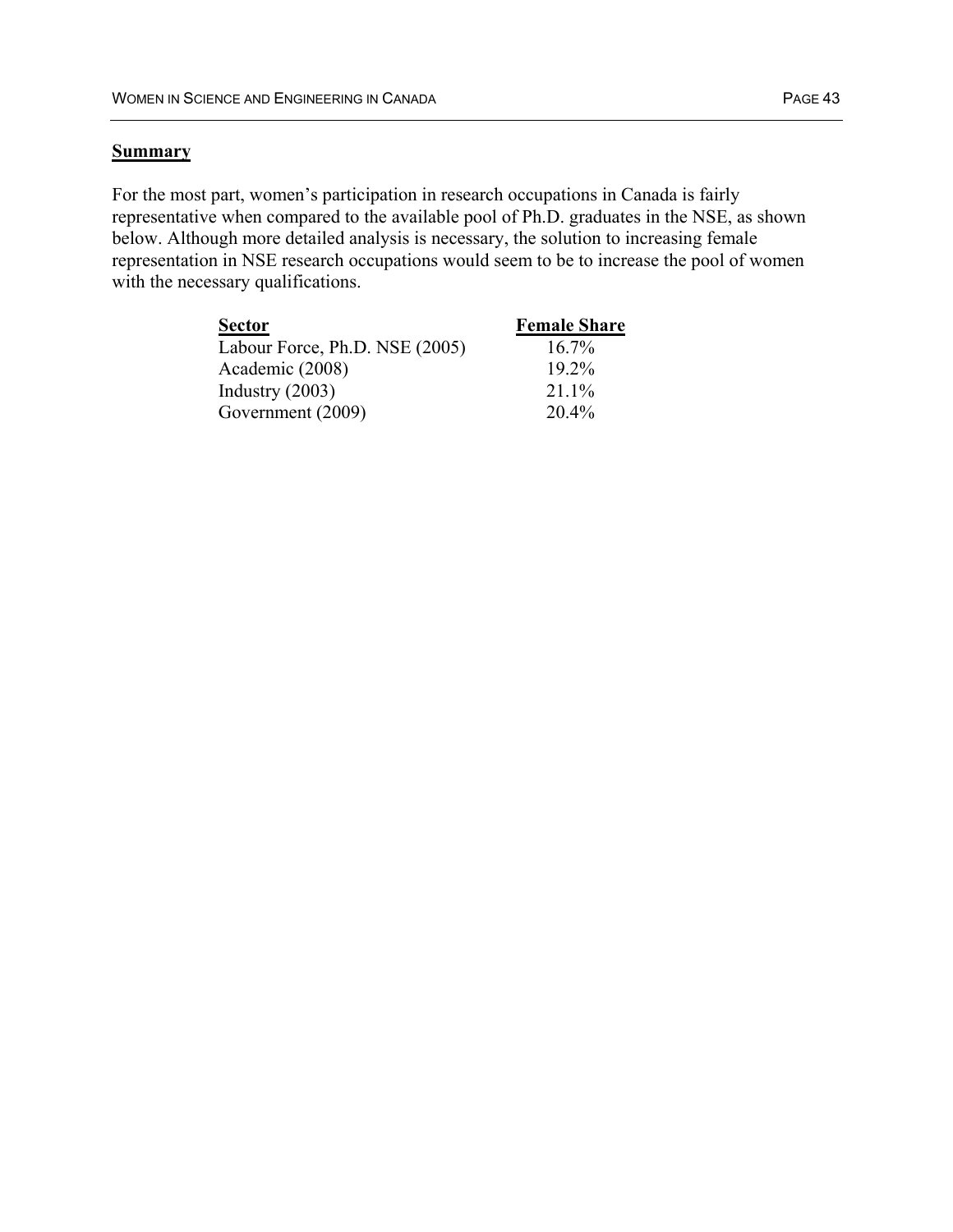**Summary**

For the most part, women's participation in research occupations in Canada is fairly representative when compared to the available pool of Ph.D. graduates in the NSE, as shown below. Although more detailed analysis is necessary, the solution to increasing female representation in NSE research occupations would seem to be to increase the pool of women with the necessary qualifications.

| Sector | Female Share |
| --- | --- |
| Labour Force, Ph.D. NSE (2005) | 16.7% |
| Academic (2008) | 19.2% |
| Industry (2003) | 21.1% |
| Government (2009) | 20.4% |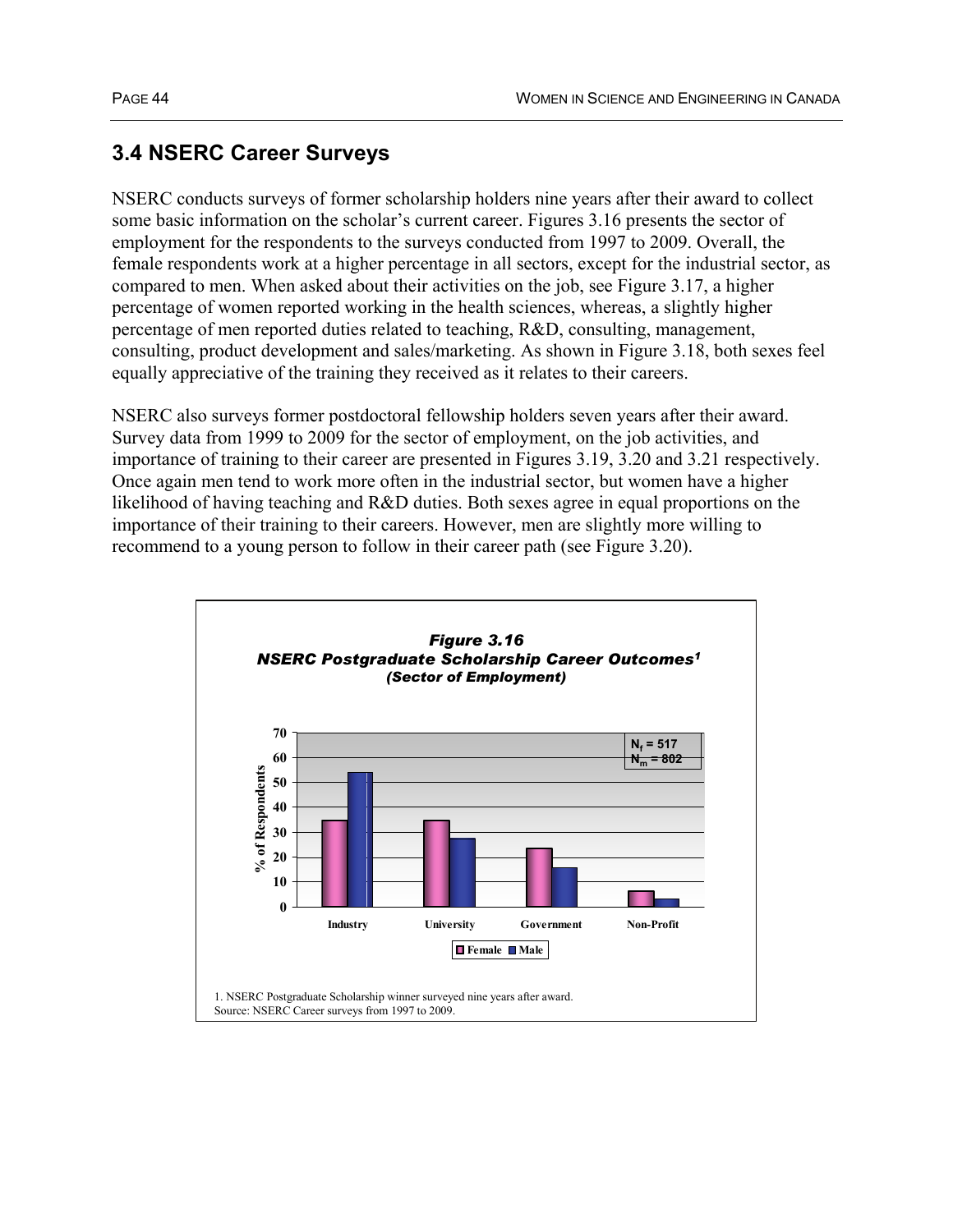## 3.4 NSERC Career Surveys

NSERC conducts surveys of former scholarship holders nine years after their award to collect some basic information on the scholar's current career. Figures 3.16 presents the sector of employment for the respondents to the surveys conducted from 1997 to 2009. Overall, the female respondents work at a higher percentage in all sectors, except for the industrial sector, as compared to men. When asked about their activities on the job, see Figure 3.17, a higher percentage of women reported working in the health sciences, whereas, a slightly higher percentage of men reported duties related to teaching, R&D, consulting, management, consulting, product development and sales/marketing. As shown in Figure 3.18, both sexes feel equally appreciative of the training they received as it relates to their careers.

NSERC also surveys former postdoctoral fellowship holders seven years after their award. Survey data from 1999 to 2009 for the sector of employment, on the job activities, and importance of training to their career are presented in Figures 3.19, 3.20 and 3.21 respectively. Once again men tend to work more often in the industrial sector, but women have a higher likelihood of having teaching and R&D duties. Both sexes agree in equal proportions on the importance of their training to their careers. However, men are slightly more willing to recommend to a young person to follow in their career path (see Figure 3.20).

***Figure 3.16***
***NSERC Postgraduate Scholarship Career Outcomes[1]***
***(Sector of Employment)***

$N_f = 517$
$N_m = 802$

| Sector | Female (% of Respondents) | Male (% of Respondents) |
|---|---|---|
| Industry | ~35 | ~54 |
| University | ~35 | ~27 |
| Government | ~23 | ~16 |
| Non-Profit | ~6 | ~3 |

1. NSERC Postgraduate Scholarship winner surveyed nine years after award.
Source: NSERC Career surveys from 1997 to 2009.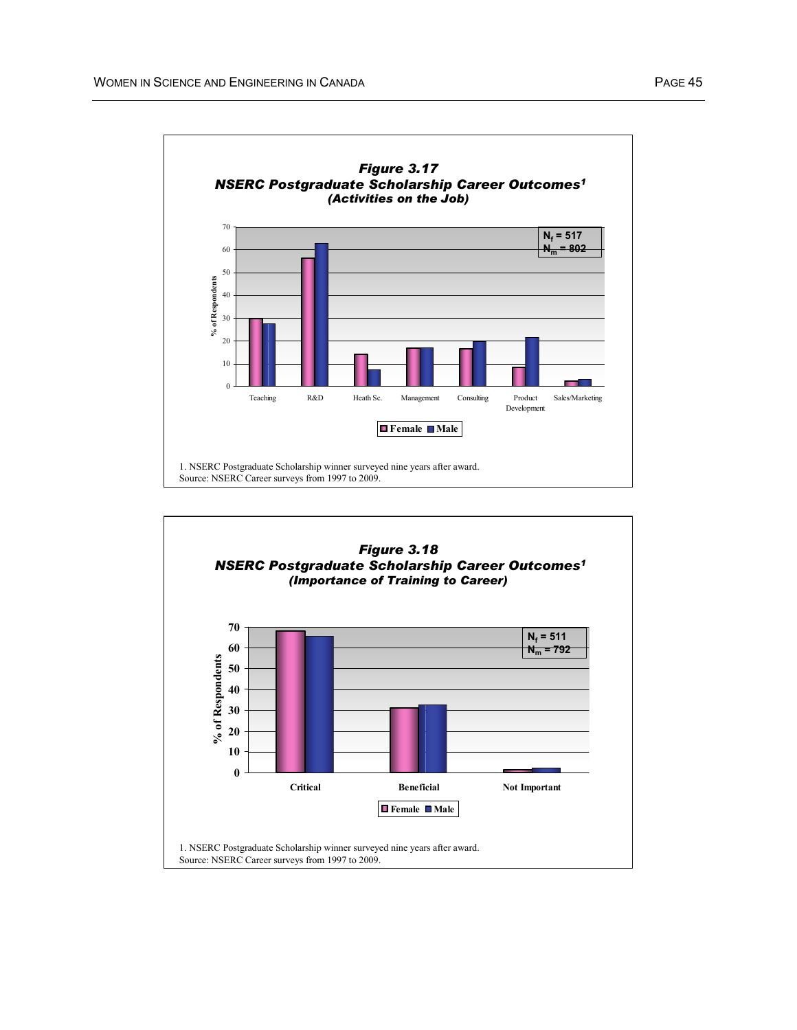**Figure 3.17**
**NSERC Postgraduate Scholarship Career Outcomes[1]**
**(Activities on the Job)**

$N_f = 517$
$N_m = 802$

% of Respondents

Teaching | R&D | Heath Sc. | Management | Consulting | Product Development | Sales/Marketing

Female | Male

1. NSERC Postgraduate Scholarship winner surveyed nine years after award.
Source: NSERC Career surveys from 1997 to 2009.

**Figure 3.18**
**NSERC Postgraduate Scholarship Career Outcomes[1]**
**(Importance of Training to Career)**

$N_f = 511$
$N_m = 792$

% of Respondents

Critical | Beneficial | Not Important

Female | Male

1. NSERC Postgraduate Scholarship winner surveyed nine years after award.
Source: NSERC Career surveys from 1997 to 2009.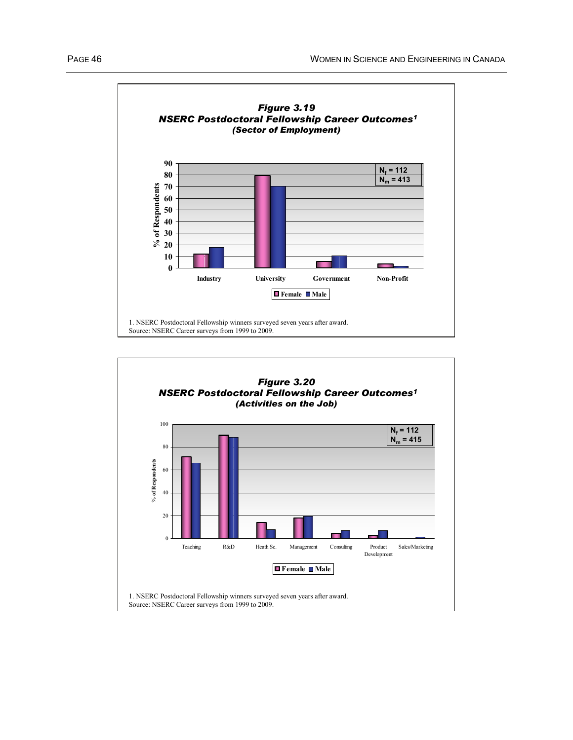***Figure 3.19***
***NSERC Postdoctoral Fellowship Career Outcomes[1]***
***(Sector of Employment)***

$N_f$ = 112
$N_m$ = 413

1. NSERC Postdoctoral Fellowship winners surveyed seven years after award.
Source: NSERC Career surveys from 1999 to 2009.

***Figure 3.20***
***NSERC Postdoctoral Fellowship Career Outcomes[1]***
***(Activities on the Job)***

$N_f$ = 112
$N_m$ = 415

1. NSERC Postdoctoral Fellowship winners surveyed seven years after award.
Source: NSERC Career surveys from 1999 to 2009.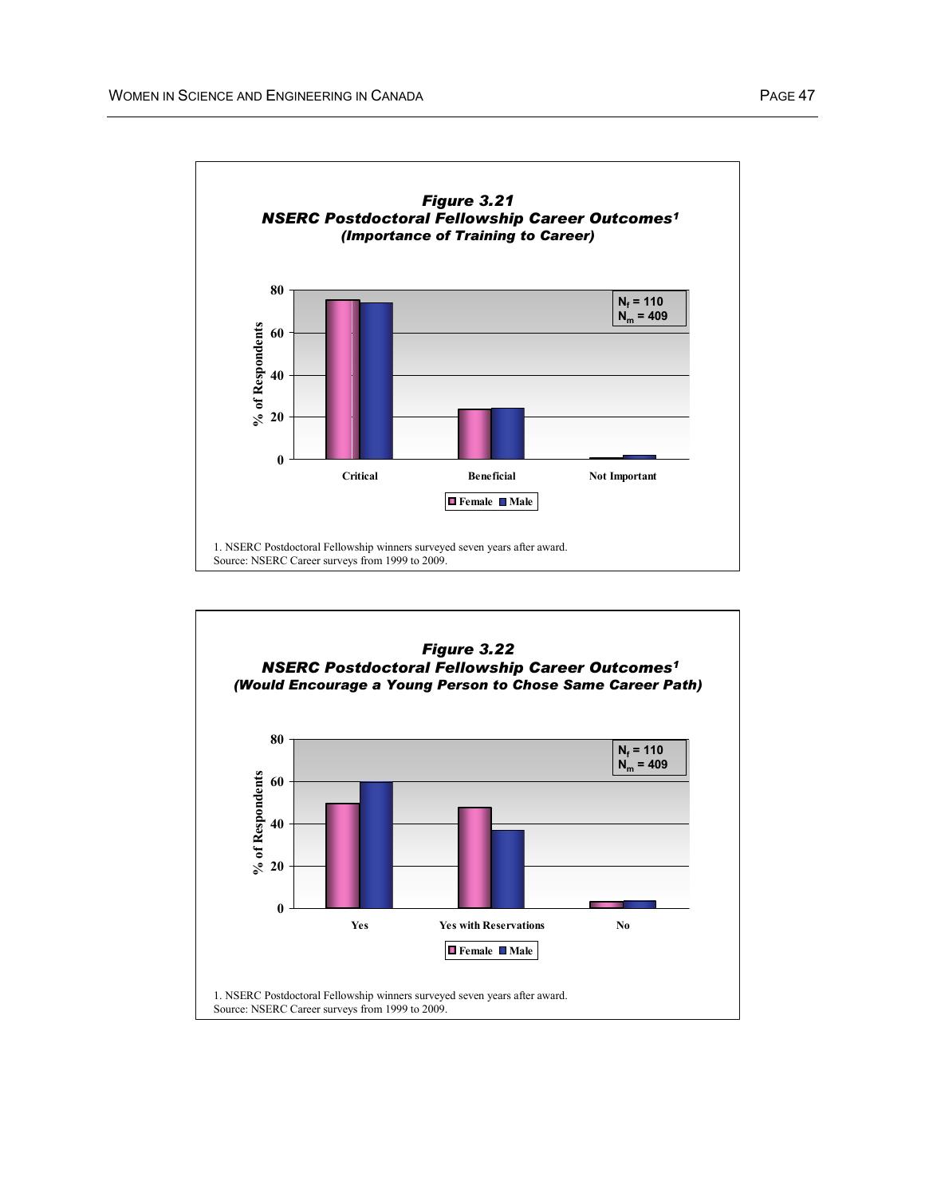**Figure 3.21**
**NSERC Postdoctoral Fellowship Career Outcomes[1]**
***(Importance of Training to Career)***

1. NSERC Postdoctoral Fellowship winners surveyed seven years after award.
Source: NSERC Career surveys from 1999 to 2009.

**Figure 3.22**
**NSERC Postdoctoral Fellowship Career Outcomes[1]**
***(Would Encourage a Young Person to Chose Same Career Path)***

1. NSERC Postdoctoral Fellowship winners surveyed seven years after award.
Source: NSERC Career surveys from 1999 to 2009.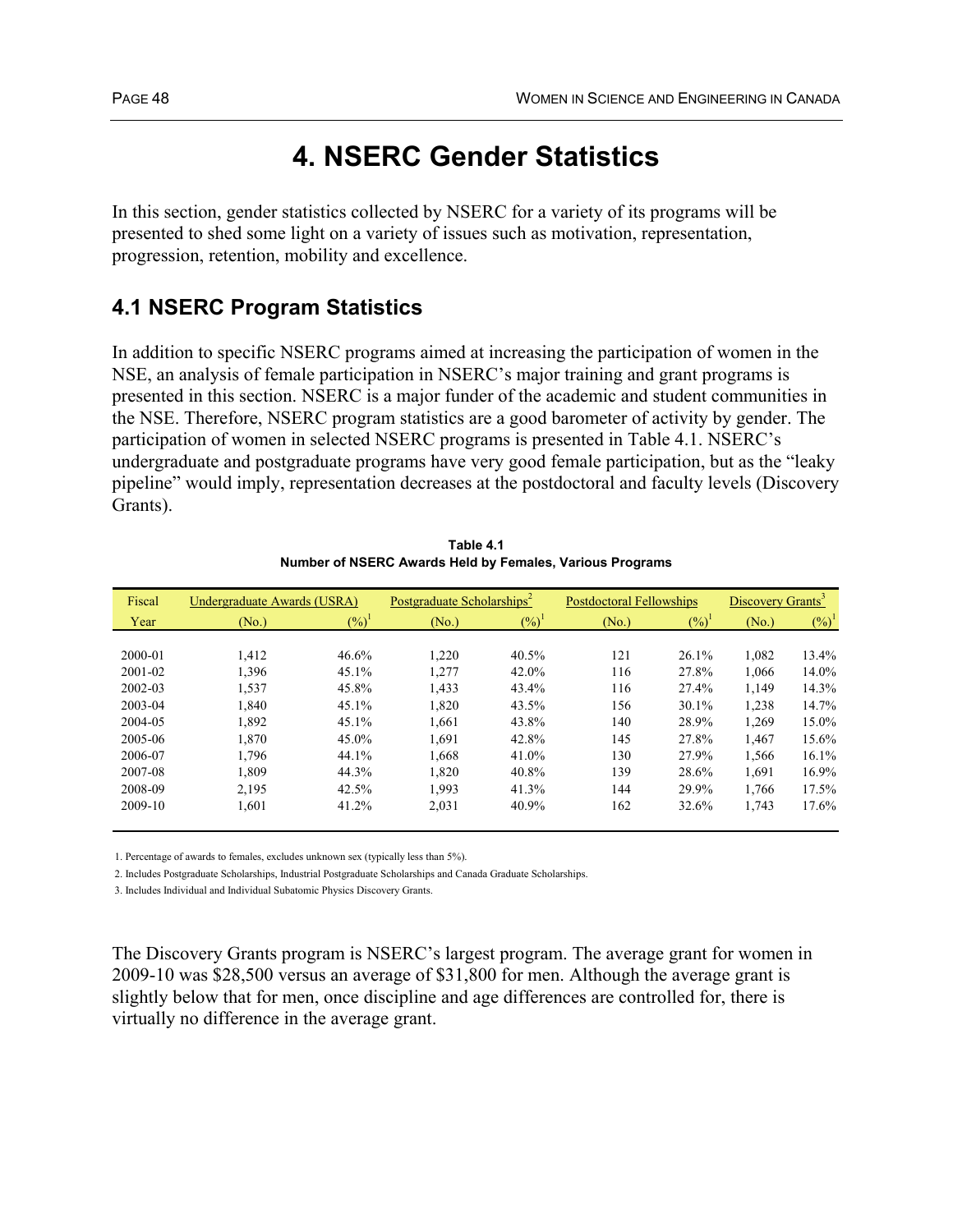# 4. NSERC Gender Statistics

In this section, gender statistics collected by NSERC for a variety of its programs will be presented to shed some light on a variety of issues such as motivation, representation, progression, retention, mobility and excellence.

## 4.1 NSERC Program Statistics

In addition to specific NSERC programs aimed at increasing the participation of women in the NSE, an analysis of female participation in NSERC's major training and grant programs is presented in this section. NSERC is a major funder of the academic and student communities in the NSE. Therefore, NSERC program statistics are a good barometer of activity by gender. The participation of women in selected NSERC programs is presented in Table 4.1. NSERC's undergraduate and postgraduate programs have very good female participation, but as the "leaky pipeline" would imply, representation decreases at the postdoctoral and faculty levels (Discovery Grants).

**Table 4.1**
**Number of NSERC Awards Held by Females, Various Programs**

| Fiscal | Undergraduate Awards (USRA) | | Postgraduate Scholarships[2] | | Postdoctoral Fellowships | | Discovery Grants[3] | |
|---|---|---|---|---|---|---|---|---|
| Year | (No.) | (%)[1] | (No.) | (%)[1] | (No.) | (%)[1] | (No.) | (%)[1] |
| 2000-01 | 1,412 | 46.6% | 1,220 | 40.5% | 121 | 26.1% | 1,082 | 13.4% |
| 2001-02 | 1,396 | 45.1% | 1,277 | 42.0% | 116 | 27.8% | 1,066 | 14.0% |
| 2002-03 | 1,537 | 45.8% | 1,433 | 43.4% | 116 | 27.4% | 1,149 | 14.3% |
| 2003-04 | 1,840 | 45.1% | 1,820 | 43.5% | 156 | 30.1% | 1,238 | 14.7% |
| 2004-05 | 1,892 | 45.1% | 1,661 | 43.8% | 140 | 28.9% | 1,269 | 15.0% |
| 2005-06 | 1,870 | 45.0% | 1,691 | 42.8% | 145 | 27.8% | 1,467 | 15.6% |
| 2006-07 | 1,796 | 44.1% | 1,668 | 41.0% | 130 | 27.9% | 1,566 | 16.1% |
| 2007-08 | 1,809 | 44.3% | 1,820 | 40.8% | 139 | 28.6% | 1,691 | 16.9% |
| 2008-09 | 2,195 | 42.5% | 1,993 | 41.3% | 144 | 29.9% | 1,766 | 17.5% |
| 2009-10 | 1,601 | 41.2% | 2,031 | 40.9% | 162 | 32.6% | 1,743 | 17.6% |

1. Percentage of awards to females, excludes unknown sex (typically less than 5%).

2. Includes Postgraduate Scholarships, Industrial Postgraduate Scholarships and Canada Graduate Scholarships.

3. Includes Individual and Individual Subatomic Physics Discovery Grants.

The Discovery Grants program is NSERC's largest program. The average grant for women in 2009-10 was $28,500 versus an average of $31,800 for men. Although the average grant is slightly below that for men, once discipline and age differences are controlled for, there is virtually no difference in the average grant.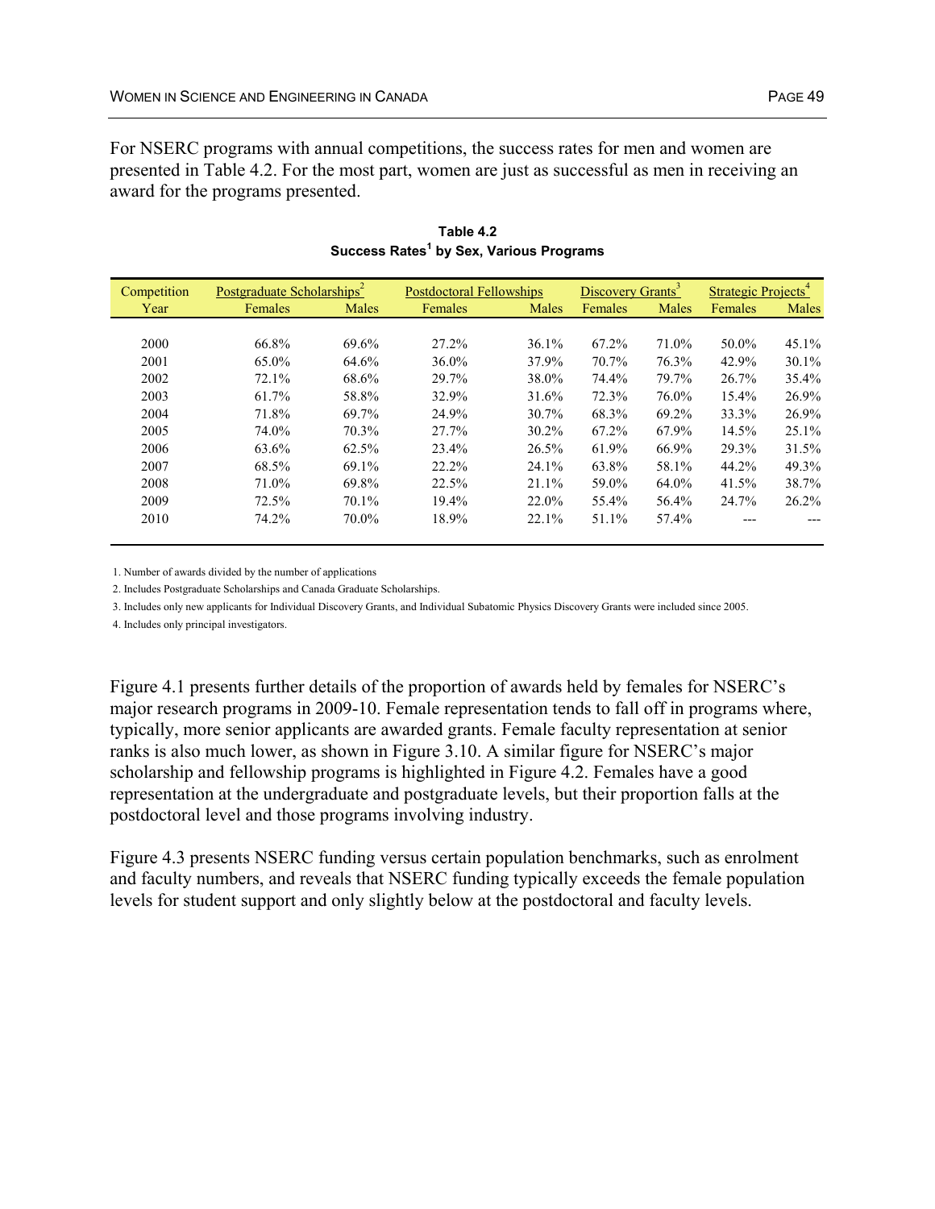For NSERC programs with annual competitions, the success rates for men and women are presented in Table 4.2. For the most part, women are just as successful as men in receiving an award for the programs presented.

**Table 4.2**
**Success Rates[1] by Sex, Various Programs**

| Competition | Postgraduate Scholarships[2] | | Postdoctoral Fellowships | | Discovery Grants[3] | | Strategic Projects[4] | |
|---|---|---|---|---|---|---|---|---|
| Year | Females | Males | Females | Males | Females | Males | Females | Males |
| 2000 | 66.8% | 69.6% | 27.2% | 36.1% | 67.2% | 71.0% | 50.0% | 45.1% |
| 2001 | 65.0% | 64.6% | 36.0% | 37.9% | 70.7% | 76.3% | 42.9% | 30.1% |
| 2002 | 72.1% | 68.6% | 29.7% | 38.0% | 74.4% | 79.7% | 26.7% | 35.4% |
| 2003 | 61.7% | 58.8% | 32.9% | 31.6% | 72.3% | 76.0% | 15.4% | 26.9% |
| 2004 | 71.8% | 69.7% | 24.9% | 30.7% | 68.3% | 69.2% | 33.3% | 26.9% |
| 2005 | 74.0% | 70.3% | 27.7% | 30.2% | 67.2% | 67.9% | 14.5% | 25.1% |
| 2006 | 63.6% | 62.5% | 23.4% | 26.5% | 61.9% | 66.9% | 29.3% | 31.5% |
| 2007 | 68.5% | 69.1% | 22.2% | 24.1% | 63.8% | 58.1% | 44.2% | 49.3% |
| 2008 | 71.0% | 69.8% | 22.5% | 21.1% | 59.0% | 64.0% | 41.5% | 38.7% |
| 2009 | 72.5% | 70.1% | 19.4% | 22.0% | 55.4% | 56.4% | 24.7% | 26.2% |
| 2010 | 74.2% | 70.0% | 18.9% | 22.1% | 51.1% | 57.4% | --- | --- |

1. Number of awards divided by the number of applications
2. Includes Postgraduate Scholarships and Canada Graduate Scholarships.
3. Includes only new applicants for Individual Discovery Grants, and Individual Subatomic Physics Discovery Grants were included since 2005.
4. Includes only principal investigators.

Figure 4.1 presents further details of the proportion of awards held by females for NSERC's major research programs in 2009-10. Female representation tends to fall off in programs where, typically, more senior applicants are awarded grants. Female faculty representation at senior ranks is also much lower, as shown in Figure 3.10. A similar figure for NSERC's major scholarship and fellowship programs is highlighted in Figure 4.2. Females have a good representation at the undergraduate and postgraduate levels, but their proportion falls at the postdoctoral level and those programs involving industry.

Figure 4.3 presents NSERC funding versus certain population benchmarks, such as enrolment and faculty numbers, and reveals that NSERC funding typically exceeds the female population levels for student support and only slightly below at the postdoctoral and faculty levels.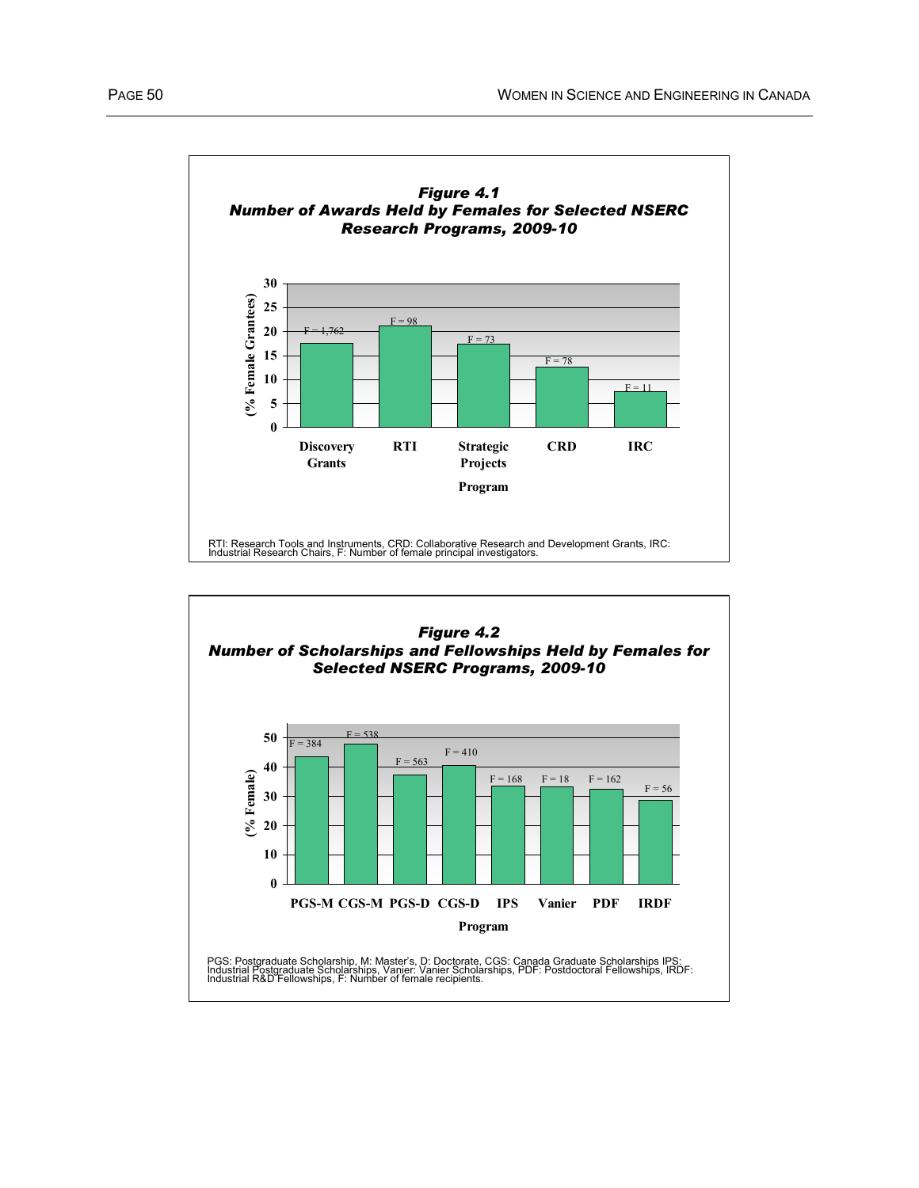***Figure 4.1***
***Number of Awards Held by Females for Selected NSERC Research Programs, 2009-10***

| Program | F (number of female principal investigators) |
|---|---|
| Discovery Grants | F = 1,762 |
| RTI | F = 98 |
| Strategic Projects | F = 73 |
| CRD | F = 78 |
| IRC | F = 11 |

RTI: Research Tools and Instruments, CRD: Collaborative Research and Development Grants, IRC: Industrial Research Chairs, F: Number of female principal investigators.

***Figure 4.2***
***Number of Scholarships and Fellowships Held by Females for Selected NSERC Programs, 2009-10***

| Program | F (number of female recipients) |
|---|---|
| PGS-M | F = 384 |
| CGS-M | F = 538 |
| PGS-D | F = 563 |
| CGS-D | F = 410 |
| IPS | F = 168 |
| Vanier | F = 18 |
| PDF | F = 162 |
| IRDF | F = 56 |

PGS: Postgraduate Scholarship, M: Master's, D: Doctorate, CGS: Canada Graduate Scholarships IPS: Industrial Postgraduate Scholarships, Vanier: Vanier Scholarships, PDF: Postdoctoral Fellowships, IRDF: Industrial R&D Fellowships, F: Number of female recipients.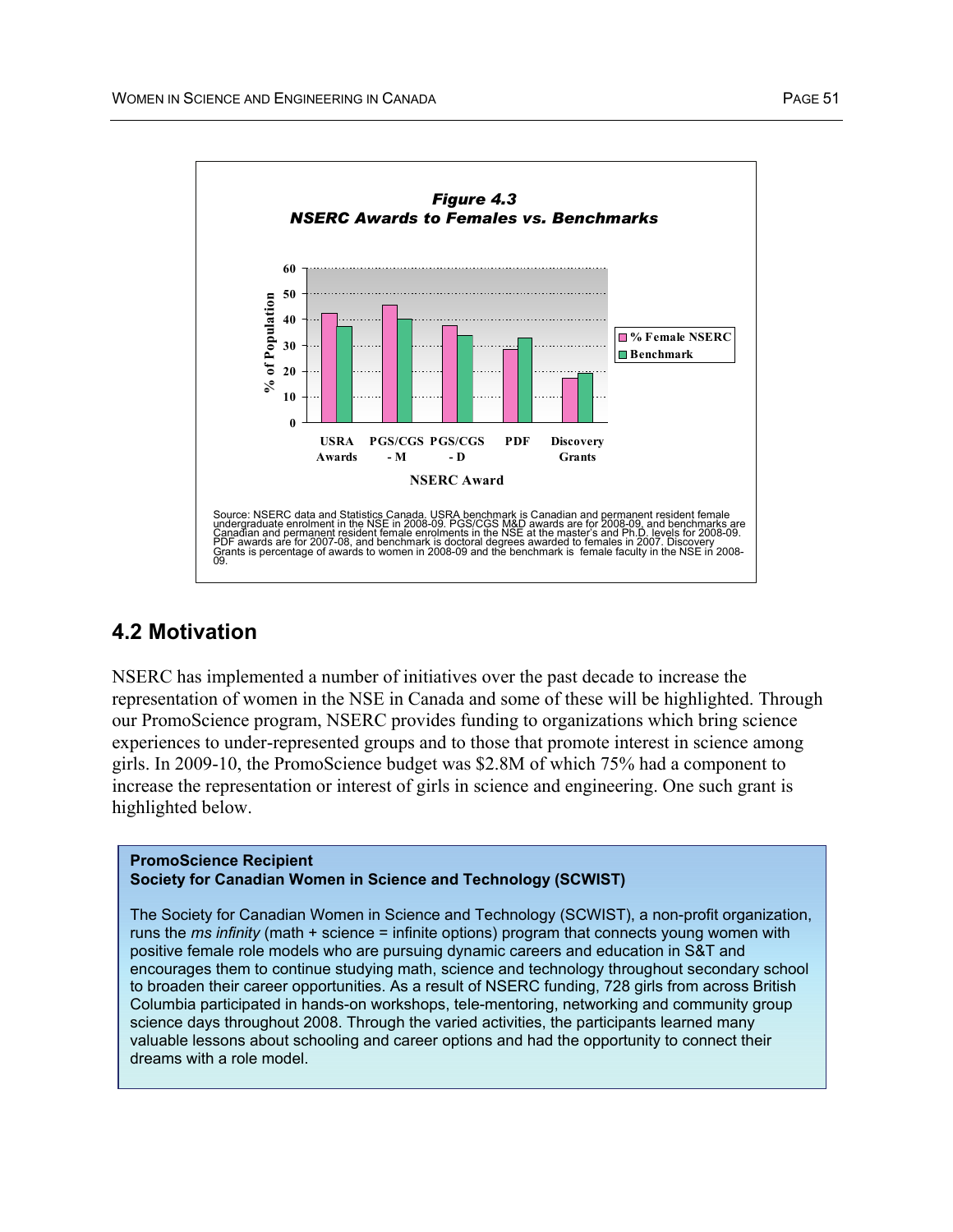*Figure 4.3*
*NSERC Awards to Females vs. Benchmarks*

Source: NSERC data and Statistics Canada. USRA benchmark is Canadian and permanent resident female undergraduate enrolment in the NSE in 2008-09. PGS/CGS M&D awards are for 2008-09, and benchmarks are Canadian and permanent resident female enrolments in the NSE at the master's and Ph.D. levels for 2008-09. PDF awards are for 2007-08, and benchmark is doctoral degrees awarded to females in 2007. Discovery Grants is percentage of awards to women in 2008-09 and the benchmark is female faculty in the NSE in 2008-09.

## 4.2 Motivation

NSERC has implemented a number of initiatives over the past decade to increase the representation of women in the NSE in Canada and some of these will be highlighted. Through our PromoScience program, NSERC provides funding to organizations which bring science experiences to under-represented groups and to those that promote interest in science among girls. In 2009-10, the PromoScience budget was $2.8M of which 75% had a component to increase the representation or interest of girls in science and engineering. One such grant is highlighted below.

**PromoScience Recipient**
**Society for Canadian Women in Science and Technology (SCWIST)**

The Society for Canadian Women in Science and Technology (SCWIST), a non-profit organization, runs the *ms infinity* (math + science = infinite options) program that connects young women with positive female role models who are pursuing dynamic careers and education in S&T and encourages them to continue studying math, science and technology throughout secondary school to broaden their career opportunities. As a result of NSERC funding, 728 girls from across British Columbia participated in hands-on workshops, tele-mentoring, networking and community group science days throughout 2008. Through the varied activities, the participants learned many valuable lessons about schooling and career options and had the opportunity to connect their dreams with a role model.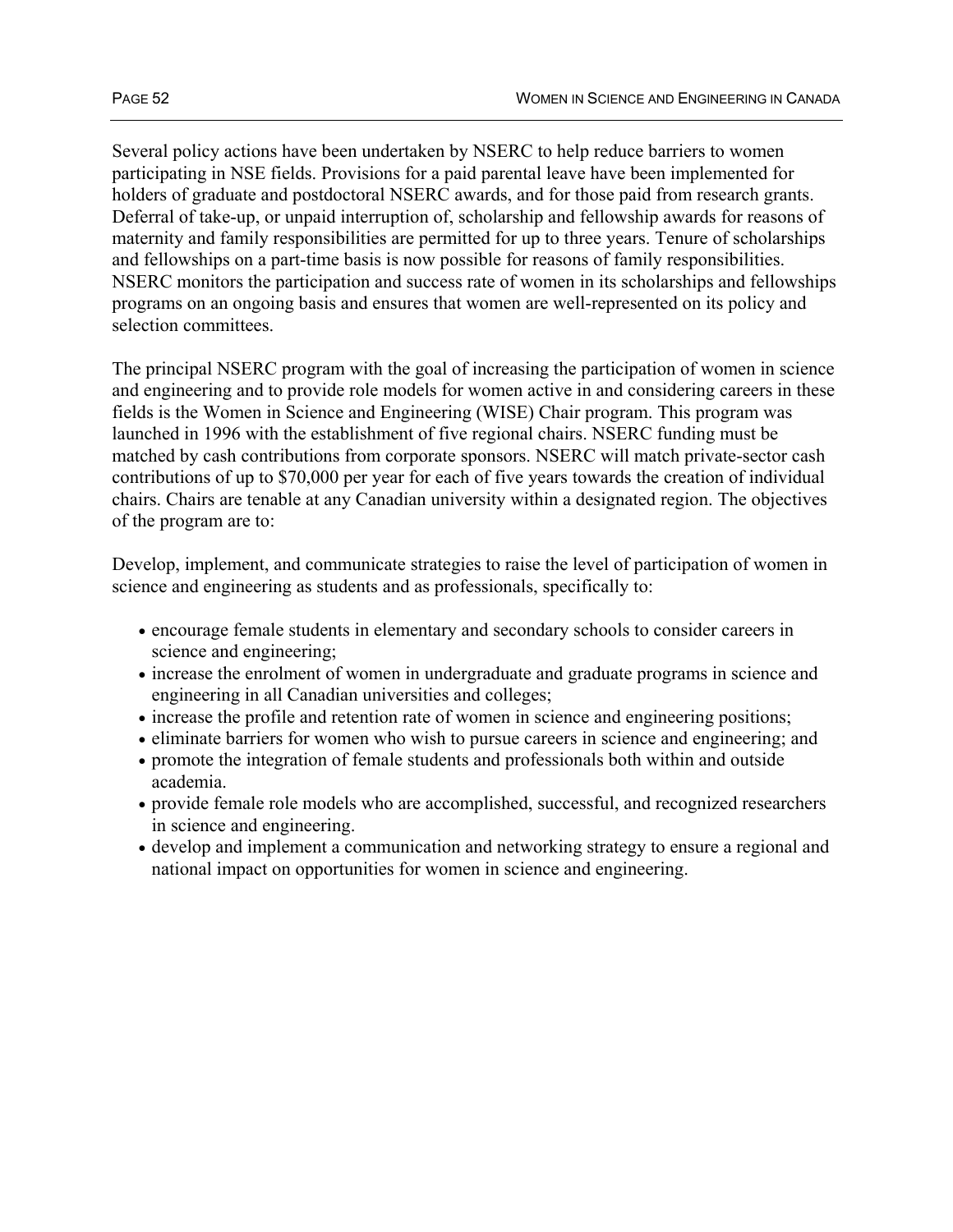Several policy actions have been undertaken by NSERC to help reduce barriers to women participating in NSE fields. Provisions for a paid parental leave have been implemented for holders of graduate and postdoctoral NSERC awards, and for those paid from research grants. Deferral of take-up, or unpaid interruption of, scholarship and fellowship awards for reasons of maternity and family responsibilities are permitted for up to three years. Tenure of scholarships and fellowships on a part-time basis is now possible for reasons of family responsibilities. NSERC monitors the participation and success rate of women in its scholarships and fellowships programs on an ongoing basis and ensures that women are well-represented on its policy and selection committees.

The principal NSERC program with the goal of increasing the participation of women in science and engineering and to provide role models for women active in and considering careers in these fields is the Women in Science and Engineering (WISE) Chair program. This program was launched in 1996 with the establishment of five regional chairs. NSERC funding must be matched by cash contributions from corporate sponsors. NSERC will match private-sector cash contributions of up to $70,000 per year for each of five years towards the creation of individual chairs. Chairs are tenable at any Canadian university within a designated region. The objectives of the program are to:

Develop, implement, and communicate strategies to raise the level of participation of women in science and engineering as students and as professionals, specifically to:

- encourage female students in elementary and secondary schools to consider careers in science and engineering;
- increase the enrolment of women in undergraduate and graduate programs in science and engineering in all Canadian universities and colleges;
- increase the profile and retention rate of women in science and engineering positions;
- eliminate barriers for women who wish to pursue careers in science and engineering; and
- promote the integration of female students and professionals both within and outside academia.
- provide female role models who are accomplished, successful, and recognized researchers in science and engineering.
- develop and implement a communication and networking strategy to ensure a regional and national impact on opportunities for women in science and engineering.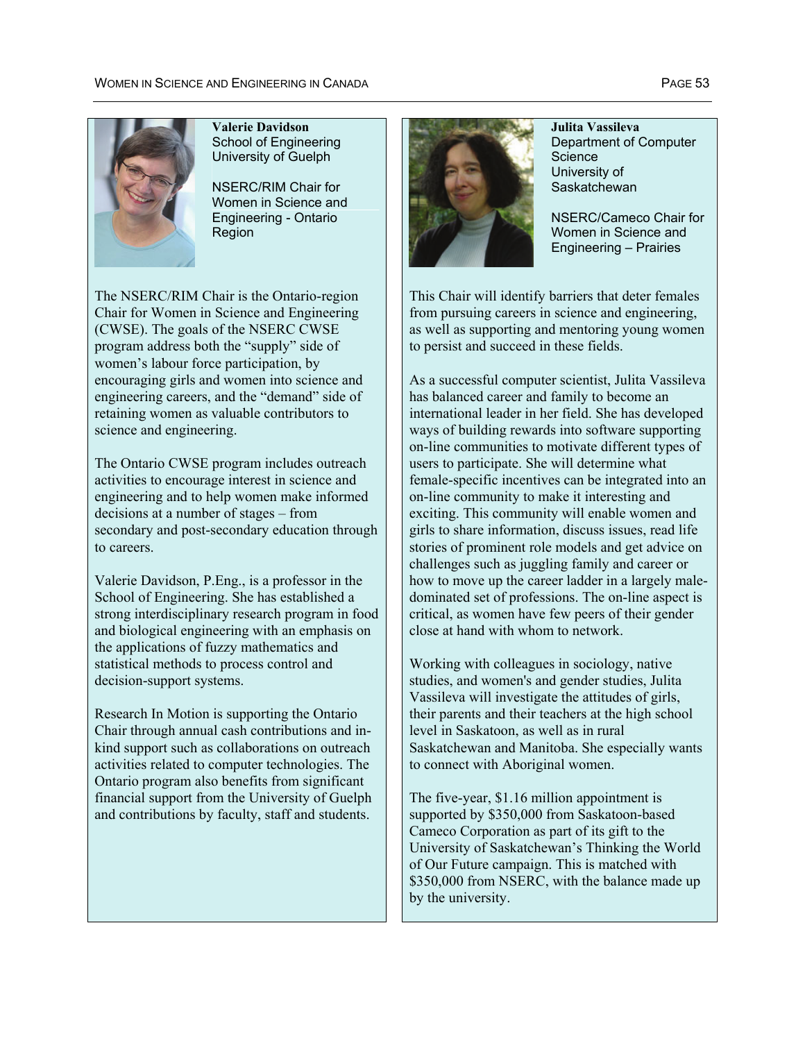**Valerie Davidson**
School of Engineering
University of Guelph

NSERC/RIM Chair for Women in Science and Engineering - Ontario Region

The NSERC/RIM Chair is the Ontario-region Chair for Women in Science and Engineering (CWSE). The goals of the NSERC CWSE program address both the "supply" side of women's labour force participation, by encouraging girls and women into science and engineering careers, and the "demand" side of retaining women as valuable contributors to science and engineering.

The Ontario CWSE program includes outreach activities to encourage interest in science and engineering and to help women make informed decisions at a number of stages – from secondary and post-secondary education through to careers.

Valerie Davidson, P.Eng., is a professor in the School of Engineering. She has established a strong interdisciplinary research program in food and biological engineering with an emphasis on the applications of fuzzy mathematics and statistical methods to process control and decision-support systems.

Research In Motion is supporting the Ontario Chair through annual cash contributions and in-kind support such as collaborations on outreach activities related to computer technologies. The Ontario program also benefits from significant financial support from the University of Guelph and contributions by faculty, staff and students.

**Julita Vassileva**
Department of Computer Science
University of Saskatchewan

NSERC/Cameco Chair for Women in Science and Engineering – Prairies

This Chair will identify barriers that deter females from pursuing careers in science and engineering, as well as supporting and mentoring young women to persist and succeed in these fields.

As a successful computer scientist, Julita Vassileva has balanced career and family to become an international leader in her field. She has developed ways of building rewards into software supporting on-line communities to motivate different types of users to participate. She will determine what female-specific incentives can be integrated into an on-line community to make it interesting and exciting. This community will enable women and girls to share information, discuss issues, read life stories of prominent role models and get advice on challenges such as juggling family and career or how to move up the career ladder in a largely male-dominated set of professions. The on-line aspect is critical, as women have few peers of their gender close at hand with whom to network.

Working with colleagues in sociology, native studies, and women's and gender studies, Julita Vassileva will investigate the attitudes of girls, their parents and their teachers at the high school level in Saskatoon, as well as in rural Saskatchewan and Manitoba. She especially wants to connect with Aboriginal women.

The five-year, $1.16 million appointment is supported by $350,000 from Saskatoon-based Cameco Corporation as part of its gift to the University of Saskatchewan's Thinking the World of Our Future campaign. This is matched with $350,000 from NSERC, with the balance made up by the university.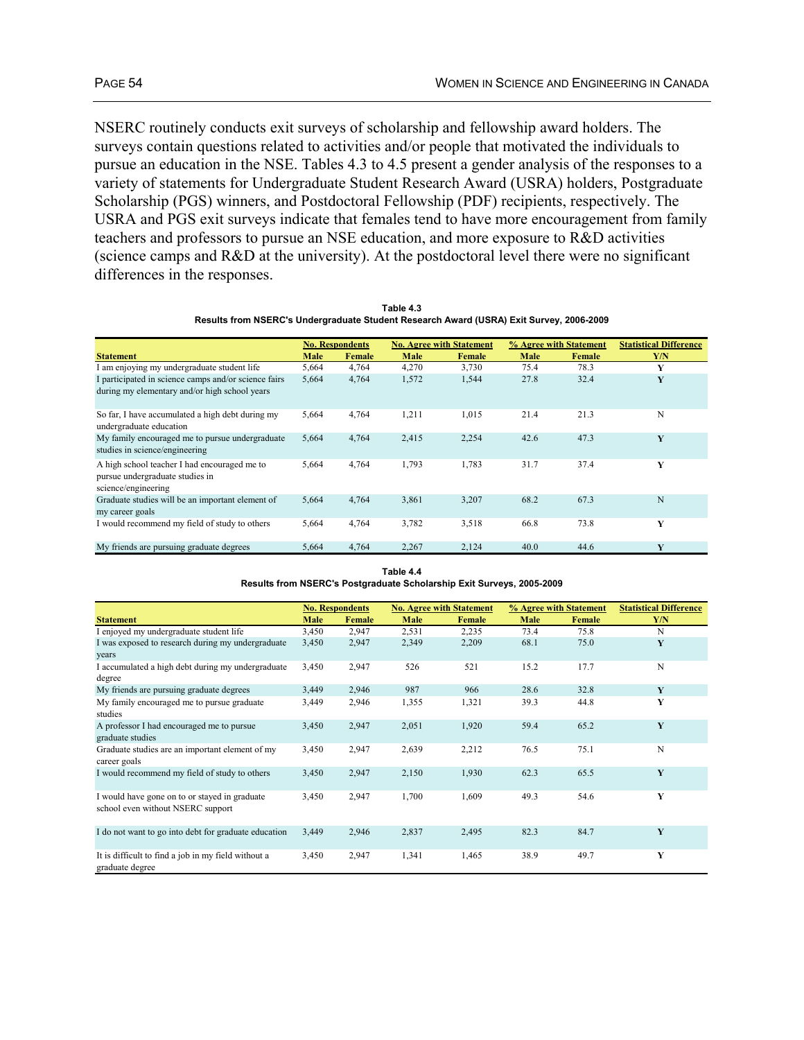NSERC routinely conducts exit surveys of scholarship and fellowship award holders. The surveys contain questions related to activities and/or people that motivated the individuals to pursue an education in the NSE. Tables 4.3 to 4.5 present a gender analysis of the responses to a variety of statements for Undergraduate Student Research Award (USRA) holders, Postgraduate Scholarship (PGS) winners, and Postdoctoral Fellowship (PDF) recipients, respectively. The USRA and PGS exit surveys indicate that females tend to have more encouragement from family teachers and professors to pursue an NSE education, and more exposure to R&D activities (science camps and R&D at the university). At the postdoctoral level there were no significant differences in the responses.

**Table 4.3**
**Results from NSERC's Undergraduate Student Research Award (USRA) Exit Survey, 2006-2009**

| Statement | No. Respondents | | No. Agree with Statement | | % Agree with Statement | | Statistical Difference |
|---|---|---|---|---|---|---|---|
| | Male | Female | Male | Female | Male | Female | Y/N |
| I am enjoying my undergraduate student life | 5,664 | 4,764 | 4,270 | 3,730 | 75.4 | 78.3 | Y |
| I participated in science camps and/or science fairs during my elementary and/or high school years | 5,664 | 4,764 | 1,572 | 1,544 | 27.8 | 32.4 | Y |
| So far, I have accumulated a high debt during my undergraduate education | 5,664 | 4,764 | 1,211 | 1,015 | 21.4 | 21.3 | N |
| My family encouraged me to pursue undergraduate studies in science/engineering | 5,664 | 4,764 | 2,415 | 2,254 | 42.6 | 47.3 | Y |
| A high school teacher I had encouraged me to pursue undergraduate studies in science/engineering | 5,664 | 4,764 | 1,793 | 1,783 | 31.7 | 37.4 | Y |
| Graduate studies will be an important element of my career goals | 5,664 | 4,764 | 3,861 | 3,207 | 68.2 | 67.3 | N |
| I would recommend my field of study to others | 5,664 | 4,764 | 3,782 | 3,518 | 66.8 | 73.8 | Y |
| My friends are pursuing graduate degrees | 5,664 | 4,764 | 2,267 | 2,124 | 40.0 | 44.6 | Y |

**Table 4.4**
**Results from NSERC's Postgraduate Scholarship Exit Surveys, 2005-2009**

| Statement | No. Respondents | | No. Agree with Statement | | % Agree with Statement | | Statistical Difference |
|---|---|---|---|---|---|---|---|
| | Male | Female | Male | Female | Male | Female | Y/N |
| I enjoyed my undergraduate student life | 3,450 | 2,947 | 2,531 | 2,235 | 73.4 | 75.8 | N |
| I was exposed to research during my undergraduate years | 3,450 | 2,947 | 2,349 | 2,209 | 68.1 | 75.0 | Y |
| I accumulated a high debt during my undergraduate degree | 3,450 | 2,947 | 526 | 521 | 15.2 | 17.7 | N |
| My friends are pursuing graduate degrees | 3,449 | 2,946 | 987 | 966 | 28.6 | 32.8 | Y |
| My family encouraged me to pursue graduate studies | 3,449 | 2,946 | 1,355 | 1,321 | 39.3 | 44.8 | Y |
| A professor I had encouraged me to pursue graduate studies | 3,450 | 2,947 | 2,051 | 1,920 | 59.4 | 65.2 | Y |
| Graduate studies are an important element of my career goals | 3,450 | 2,947 | 2,639 | 2,212 | 76.5 | 75.1 | N |
| I would recommend my field of study to others | 3,450 | 2,947 | 2,150 | 1,930 | 62.3 | 65.5 | Y |
| I would have gone on to or stayed in graduate school even without NSERC support | 3,450 | 2,947 | 1,700 | 1,609 | 49.3 | 54.6 | Y |
| I do not want to go into debt for graduate education | 3,449 | 2,946 | 2,837 | 2,495 | 82.3 | 84.7 | Y |
| It is difficult to find a job in my field without a graduate degree | 3,450 | 2,947 | 1,341 | 1,465 | 38.9 | 49.7 | Y |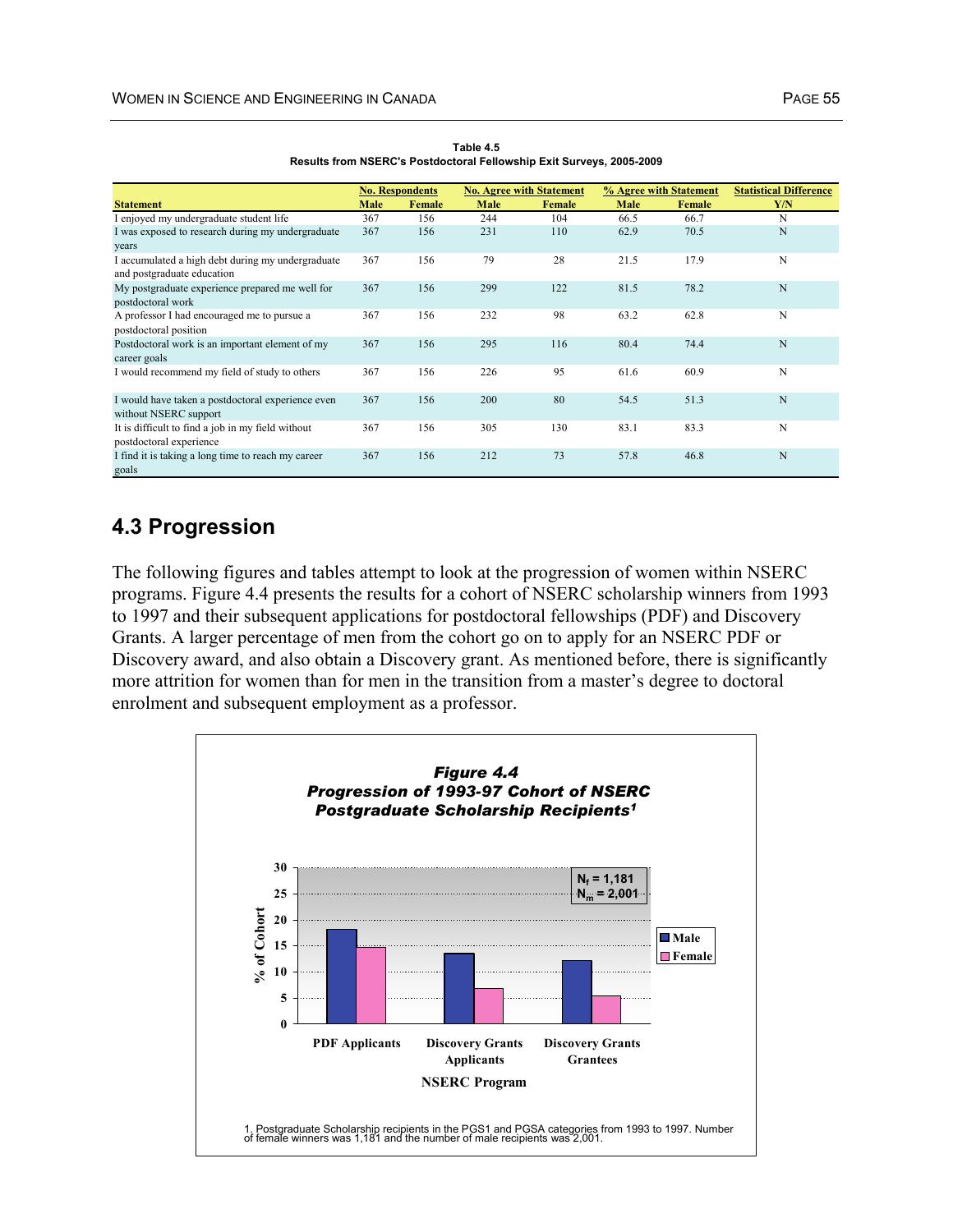**Table 4.5**
**Results from NSERC's Postdoctoral Fellowship Exit Surveys, 2005-2009**

| | No. Respondents | | No. Agree with Statement | | % Agree with Statement | | Statistical Difference |
|---|---|---|---|---|---|---|---|
| **Statement** | **Male** | **Female** | **Male** | **Female** | **Male** | **Female** | **Y/N** |
| I enjoyed my undergraduate student life | 367 | 156 | 244 | 104 | 66.5 | 66.7 | N |
| I was exposed to research during my undergraduate years | 367 | 156 | 231 | 110 | 62.9 | 70.5 | N |
| I accumulated a high debt during my undergraduate and postgraduate education | 367 | 156 | 79 | 28 | 21.5 | 17.9 | N |
| My postgraduate experience prepared me well for postdoctoral work | 367 | 156 | 299 | 122 | 81.5 | 78.2 | N |
| A professor I had encouraged me to pursue a postdoctoral position | 367 | 156 | 232 | 98 | 63.2 | 62.8 | N |
| Postdoctoral work is an important element of my career goals | 367 | 156 | 295 | 116 | 80.4 | 74.4 | N |
| I would recommend my field of study to others | 367 | 156 | 226 | 95 | 61.6 | 60.9 | N |
| I would have taken a postdoctoral experience even without NSERC support | 367 | 156 | 200 | 80 | 54.5 | 51.3 | N |
| It is difficult to find a job in my field without postdoctoral experience | 367 | 156 | 305 | 130 | 83.1 | 83.3 | N |
| I find it is taking a long time to reach my career goals | 367 | 156 | 212 | 73 | 57.8 | 46.8 | N |

## 4.3 Progression

The following figures and tables attempt to look at the progression of women within NSERC programs. Figure 4.4 presents the results for a cohort of NSERC scholarship winners from 1993 to 1997 and their subsequent applications for postdoctoral fellowships (PDF) and Discovery Grants. A larger percentage of men from the cohort go on to apply for an NSERC PDF or Discovery award, and also obtain a Discovery grant. As mentioned before, there is significantly more attrition for women than for men in the transition from a master's degree to doctoral enrolment and subsequent employment as a professor.

***Figure 4.4***
***Progression of 1993-97 Cohort of NSERC Postgraduate Scholarship Recipients[1]***

$N_f$ = 1,181
$N_m$ = 2,001

| NSERC Program | Male (% of Cohort) | Female (% of Cohort) |
|---|---|---|
| PDF Applicants | ~18 | ~14.5 |
| Discovery Grants Applicants | ~13.5 | ~6.8 |
| Discovery Grants Grantees | ~12 | ~5.3 |

1. Postgraduate Scholarship recipients in the PGS1 and PGSA categories from 1993 to 1997. Number of female winners was 1,181 and the number of male recipients was 2,001.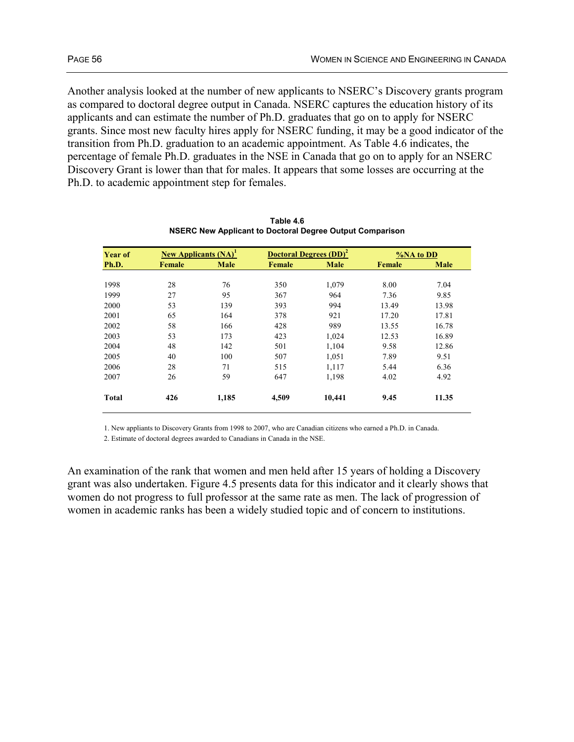Another analysis looked at the number of new applicants to NSERC's Discovery grants program as compared to doctoral degree output in Canada. NSERC captures the education history of its applicants and can estimate the number of Ph.D. graduates that go on to apply for NSERC grants. Since most new faculty hires apply for NSERC funding, it may be a good indicator of the transition from Ph.D. graduation to an academic appointment. As Table 4.6 indicates, the percentage of female Ph.D. graduates in the NSE in Canada that go on to apply for an NSERC Discovery Grant is lower than that for males. It appears that some losses are occurring at the Ph.D. to academic appointment step for females.

**Table 4.6**
**NSERC New Applicant to Doctoral Degree Output Comparison**

| Year of | New Applicants (NA)[1] | | Doctoral Degrees (DD)[2] | | %NA to DD | |
|---|---|---|---|---|---|---|
| Ph.D. | Female | Male | Female | Male | Female | Male |
| 1998 | 28 | 76 | 350 | 1,079 | 8.00 | 7.04 |
| 1999 | 27 | 95 | 367 | 964 | 7.36 | 9.85 |
| 2000 | 53 | 139 | 393 | 994 | 13.49 | 13.98 |
| 2001 | 65 | 164 | 378 | 921 | 17.20 | 17.81 |
| 2002 | 58 | 166 | 428 | 989 | 13.55 | 16.78 |
| 2003 | 53 | 173 | 423 | 1,024 | 12.53 | 16.89 |
| 2004 | 48 | 142 | 501 | 1,104 | 9.58 | 12.86 |
| 2005 | 40 | 100 | 507 | 1,051 | 7.89 | 9.51 |
| 2006 | 28 | 71 | 515 | 1,117 | 5.44 | 6.36 |
| 2007 | 26 | 59 | 647 | 1,198 | 4.02 | 4.92 |
| **Total** | **426** | **1,185** | **4,509** | **10,441** | **9.45** | **11.35** |

1. New appliants to Discovery Grants from 1998 to 2007, who are Canadian citizens who earned a Ph.D. in Canada.

2. Estimate of doctoral degrees awarded to Canadians in Canada in the NSE.

An examination of the rank that women and men held after 15 years of holding a Discovery grant was also undertaken. Figure 4.5 presents data for this indicator and it clearly shows that women do not progress to full professor at the same rate as men. The lack of progression of women in academic ranks has been a widely studied topic and of concern to institutions.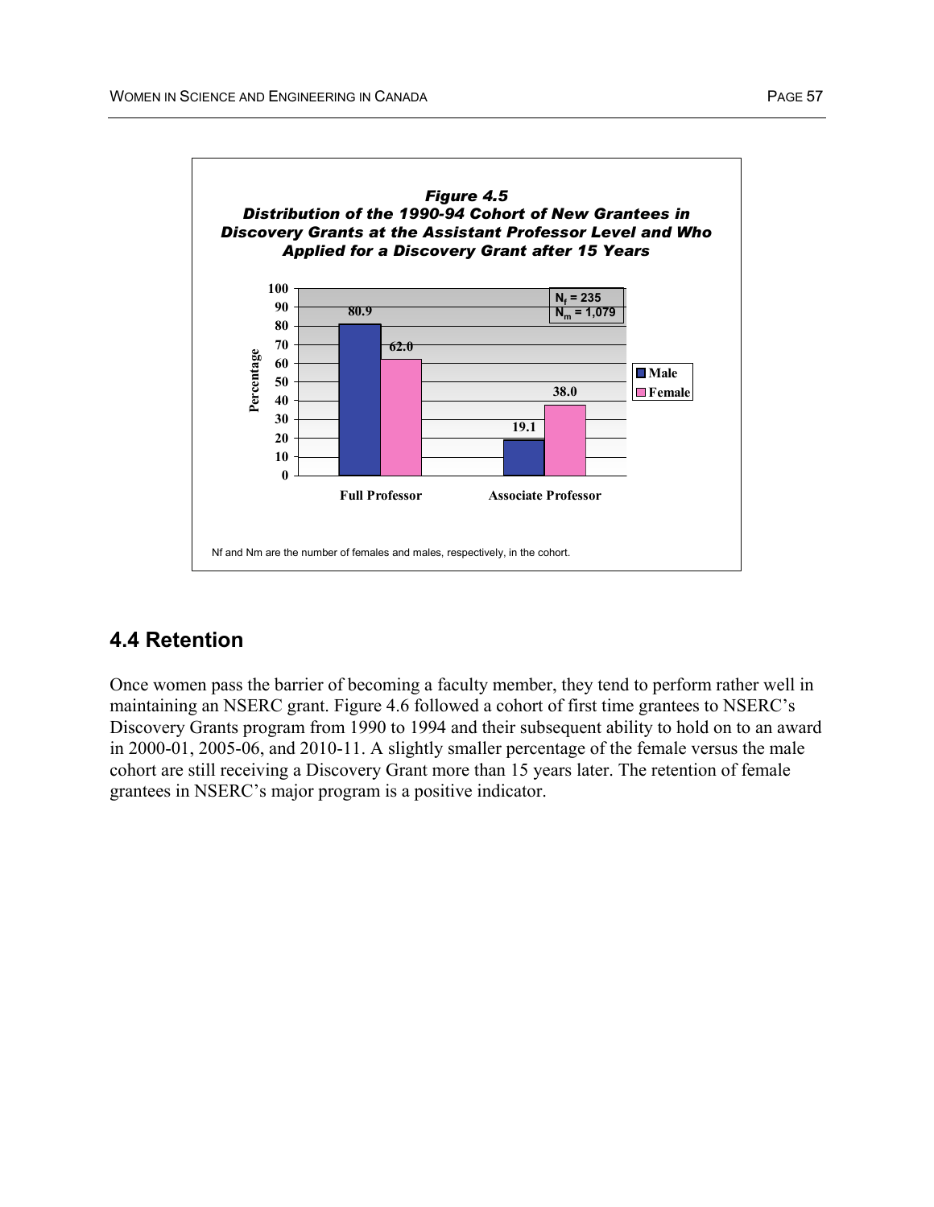*Figure 4.5*
*Distribution of the 1990-94 Cohort of New Grantees in Discovery Grants at the Assistant Professor Level and Who Applied for a Discovery Grant after 15 Years*

| | Male | Female |
|---|---|---|
| Full Professor | 80.9 | 62.0 |
| Associate Professor | 19.1 | 38.0 |

$N_f$ = 235
$N_m$ = 1,079

Nf and Nm are the number of females and males, respectively, in the cohort.

## 4.4 Retention

Once women pass the barrier of becoming a faculty member, they tend to perform rather well in maintaining an NSERC grant. Figure 4.6 followed a cohort of first time grantees to NSERC's Discovery Grants program from 1990 to 1994 and their subsequent ability to hold on to an award in 2000-01, 2005-06, and 2010-11. A slightly smaller percentage of the female versus the male cohort are still receiving a Discovery Grant more than 15 years later. The retention of female grantees in NSERC's major program is a positive indicator.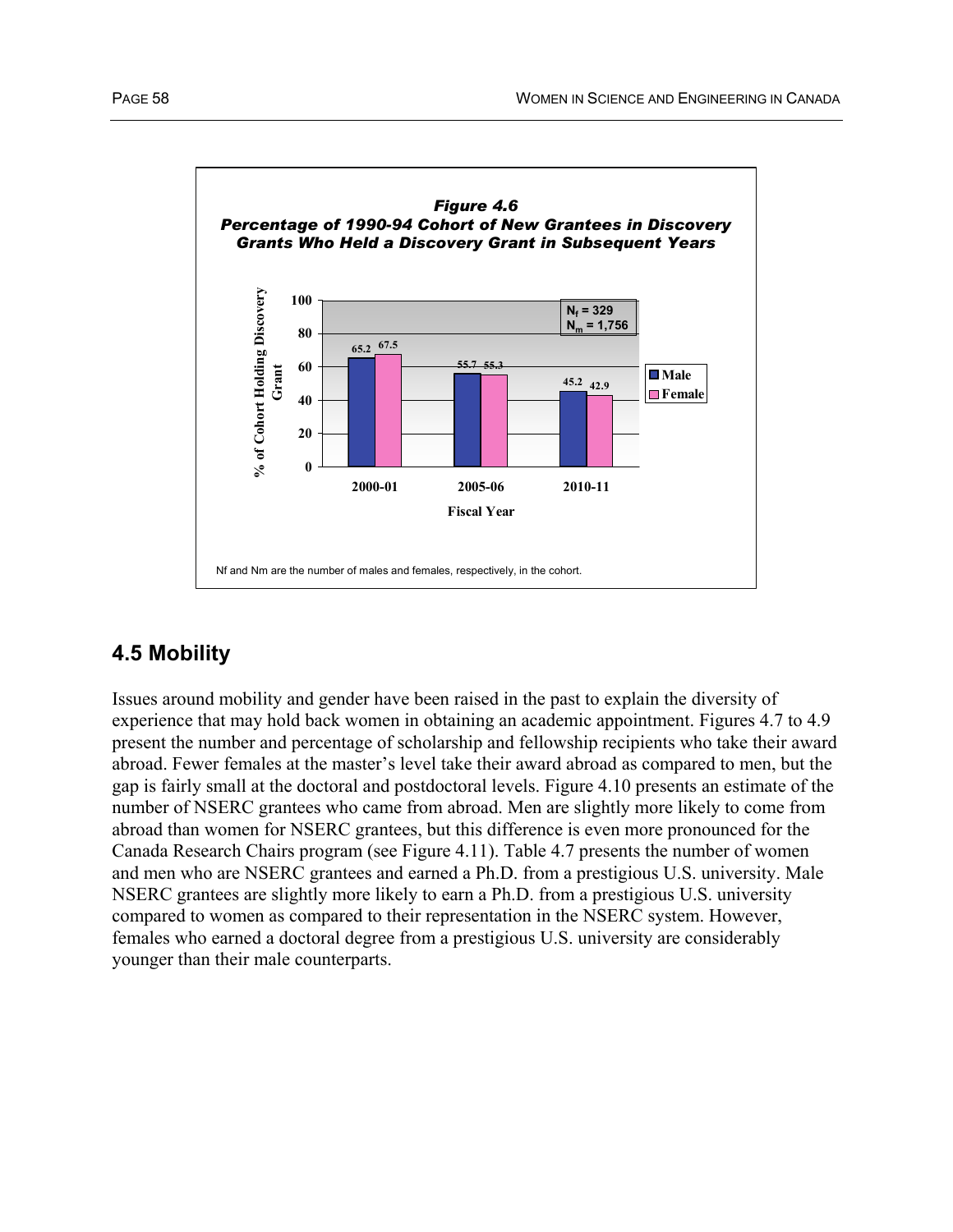*Figure 4.6*
*Percentage of 1990-94 Cohort of New Grantees in Discovery Grants Who Held a Discovery Grant in Subsequent Years*

| Fiscal Year | Male | Female |
|---|---|---|
| 2000-01 | 65.2 | 67.5 |
| 2005-06 | 55.7 | 55.3 |
| 2010-11 | 45.2 | 42.9 |

$N_f = 329$
$N_m = 1,756$

Nf and Nm are the number of males and females, respectively, in the cohort.

## 4.5 Mobility

Issues around mobility and gender have been raised in the past to explain the diversity of experience that may hold back women in obtaining an academic appointment. Figures 4.7 to 4.9 present the number and percentage of scholarship and fellowship recipients who take their award abroad. Fewer females at the master's level take their award abroad as compared to men, but the gap is fairly small at the doctoral and postdoctoral levels. Figure 4.10 presents an estimate of the number of NSERC grantees who came from abroad. Men are slightly more likely to come from abroad than women for NSERC grantees, but this difference is even more pronounced for the Canada Research Chairs program (see Figure 4.11). Table 4.7 presents the number of women and men who are NSERC grantees and earned a Ph.D. from a prestigious U.S. university. Male NSERC grantees are slightly more likely to earn a Ph.D. from a prestigious U.S. university compared to women as compared to their representation in the NSERC system. However, females who earned a doctoral degree from a prestigious U.S. university are considerably younger than their male counterparts.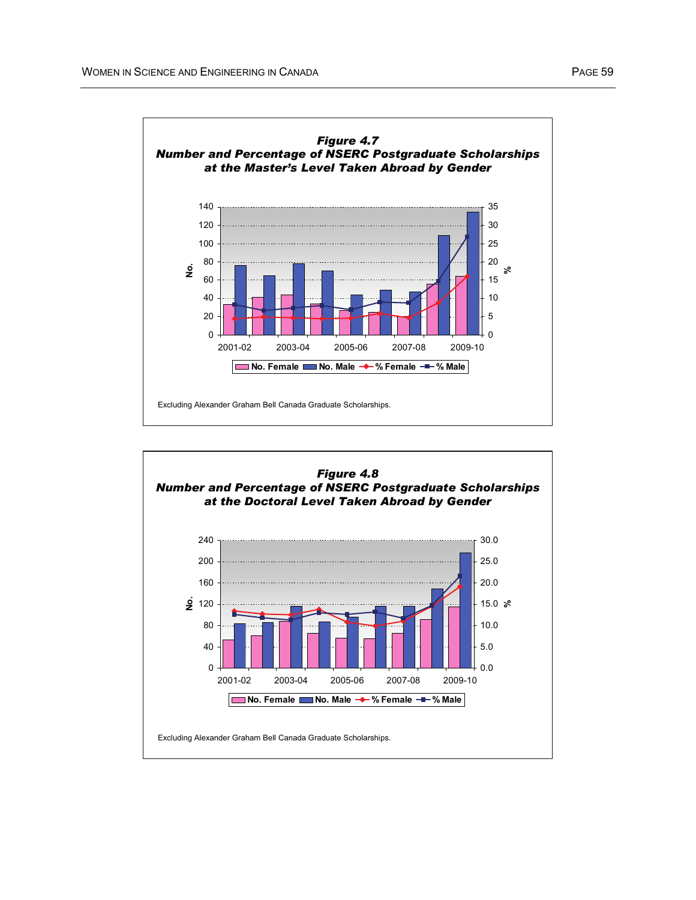**Figure 4.7**
**Number and Percentage of NSERC Postgraduate Scholarships at the Master's Level Taken Abroad by Gender**

Excluding Alexander Graham Bell Canada Graduate Scholarships.

**Figure 4.8**
**Number and Percentage of NSERC Postgraduate Scholarships at the Doctoral Level Taken Abroad by Gender**

Excluding Alexander Graham Bell Canada Graduate Scholarships.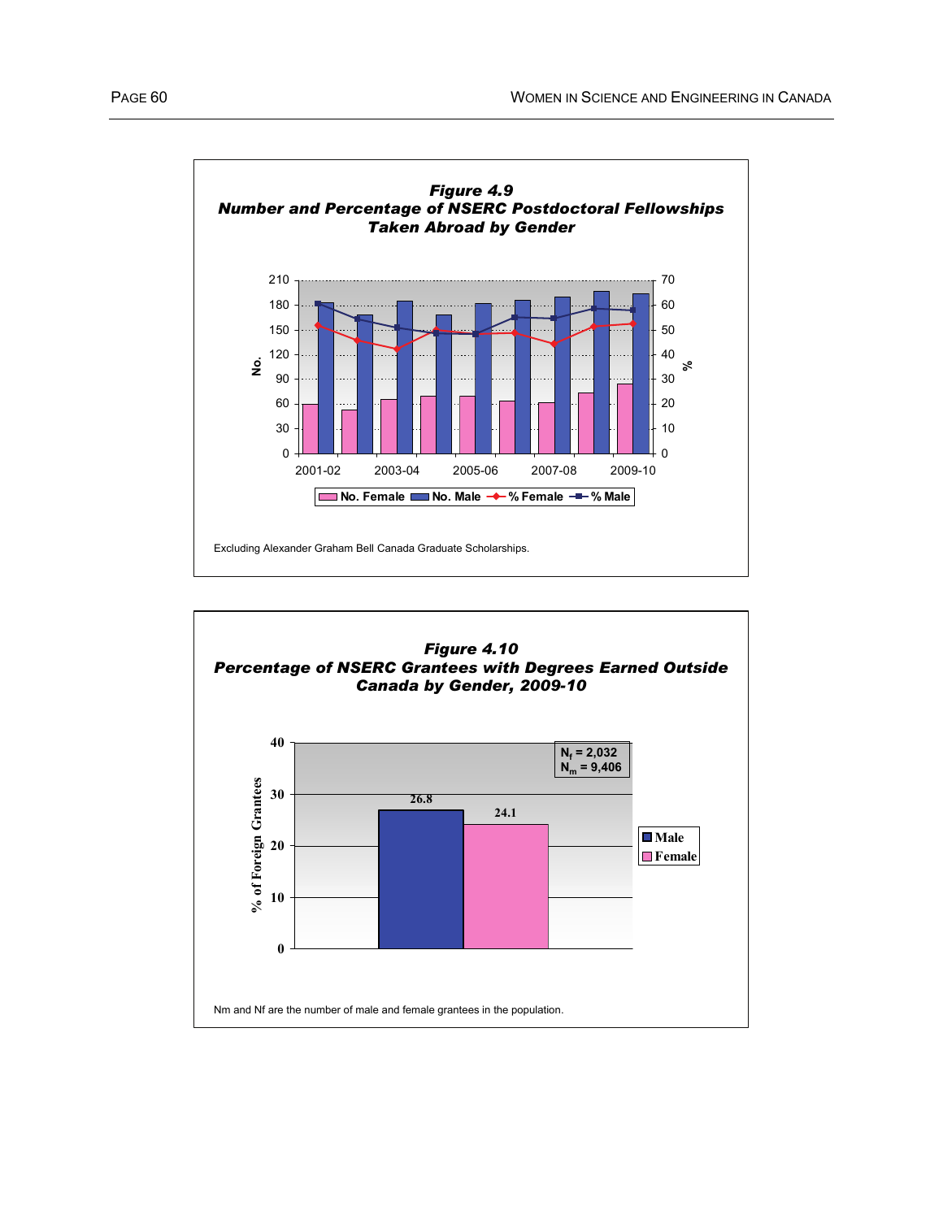***Figure 4.9***
***Number and Percentage of NSERC Postdoctoral Fellowships Taken Abroad by Gender***

Excluding Alexander Graham Bell Canada Graduate Scholarships.

***Figure 4.10***
***Percentage of NSERC Grantees with Degrees Earned Outside Canada by Gender, 2009-10***

$N_f$ = 2,032
$N_m$ = 9,406

| | Male | Female |
|---|---|---|
| % of Foreign Grantees | 26.8 | 24.1 |

Nm and Nf are the number of male and female grantees in the population.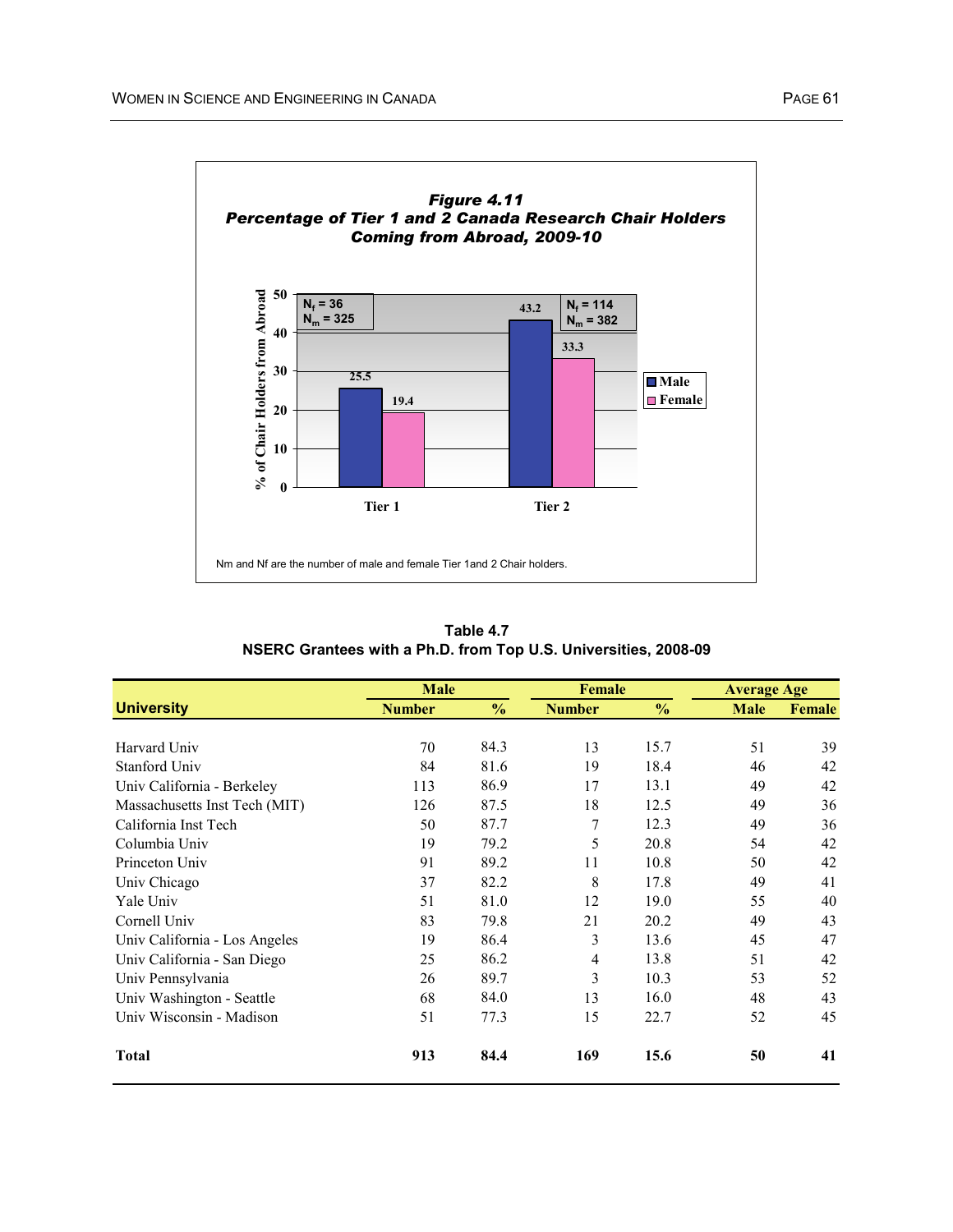**Figure 4.11**
**Percentage of Tier 1 and 2 Canada Research Chair Holders Coming from Abroad, 2009-10**

| | Male | Female |
|---|---|---|
| Tier 1 ($N_f$ = 36, $N_m$ = 325) | 25.5 | 19.4 |
| Tier 2 ($N_f$ = 114, $N_m$ = 382) | 43.2 | 33.3 |

Y-axis: % of Chair Holders from Abroad

Nm and Nf are the number of male and female Tier 1and 2 Chair holders.

**Table 4.7**
**NSERC Grantees with a Ph.D. from Top U.S. Universities, 2008-09**

| University | Male | | Female | | Average Age | |
|---|---|---|---|---|---|---|
| | Number | % | Number | % | Male | Female |
| Harvard Univ | 70 | 84.3 | 13 | 15.7 | 51 | 39 |
| Stanford Univ | 84 | 81.6 | 19 | 18.4 | 46 | 42 |
| Univ California - Berkeley | 113 | 86.9 | 17 | 13.1 | 49 | 42 |
| Massachusetts Inst Tech (MIT) | 126 | 87.5 | 18 | 12.5 | 49 | 36 |
| California Inst Tech | 50 | 87.7 | 7 | 12.3 | 49 | 36 |
| Columbia Univ | 19 | 79.2 | 5 | 20.8 | 54 | 42 |
| Princeton Univ | 91 | 89.2 | 11 | 10.8 | 50 | 42 |
| Univ Chicago | 37 | 82.2 | 8 | 17.8 | 49 | 41 |
| Yale Univ | 51 | 81.0 | 12 | 19.0 | 55 | 40 |
| Cornell Univ | 83 | 79.8 | 21 | 20.2 | 49 | 43 |
| Univ California - Los Angeles | 19 | 86.4 | 3 | 13.6 | 45 | 47 |
| Univ California - San Diego | 25 | 86.2 | 4 | 13.8 | 51 | 42 |
| Univ Pennsylvania | 26 | 89.7 | 3 | 10.3 | 53 | 52 |
| Univ Washington - Seattle | 68 | 84.0 | 13 | 16.0 | 48 | 43 |
| Univ Wisconsin - Madison | 51 | 77.3 | 15 | 22.7 | 52 | 45 |
| **Total** | **913** | **84.4** | **169** | **15.6** | **50** | **41** |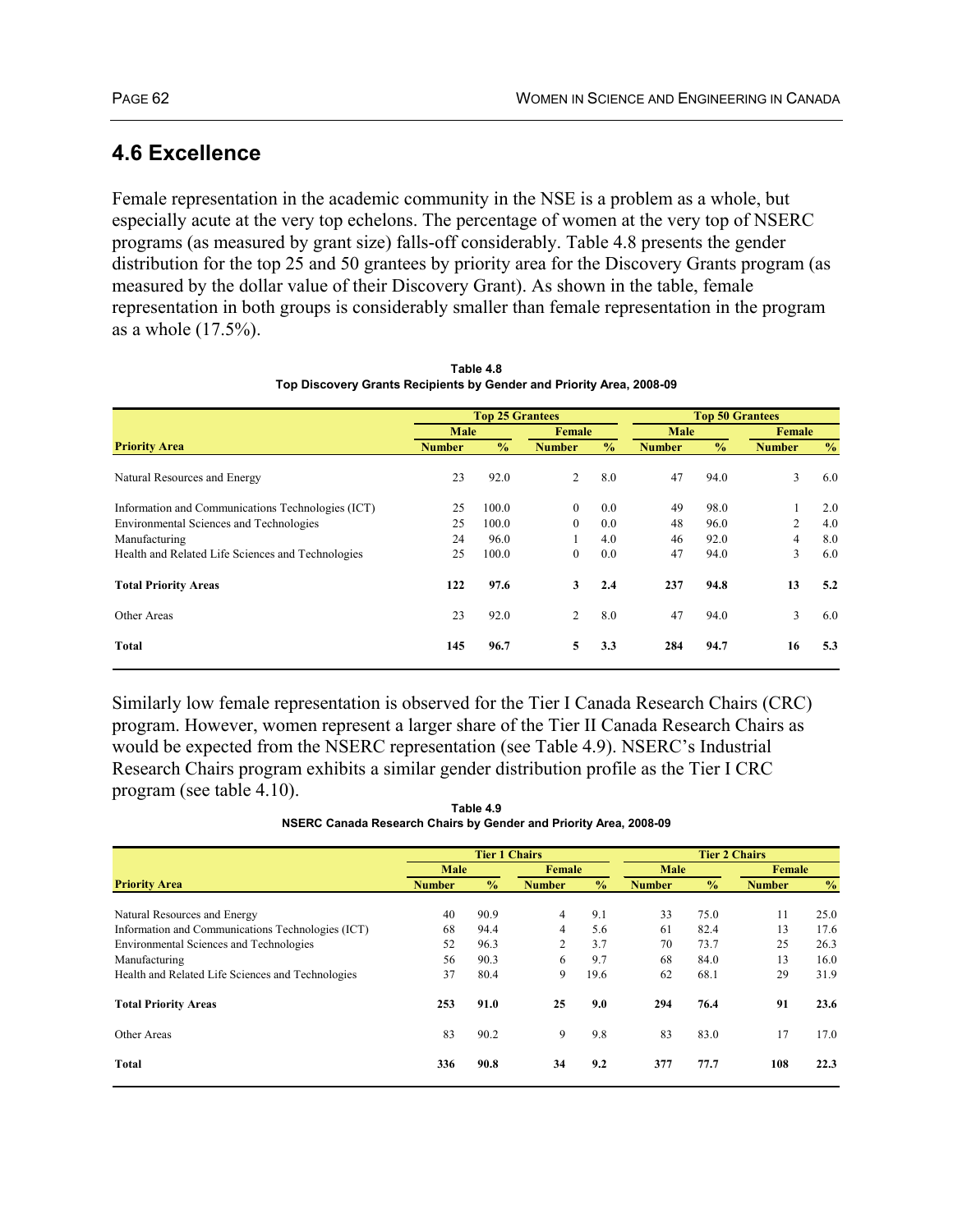## 4.6 Excellence

Female representation in the academic community in the NSE is a problem as a whole, but especially acute at the very top echelons. The percentage of women at the very top of NSERC programs (as measured by grant size) falls-off considerably. Table 4.8 presents the gender distribution for the top 25 and 50 grantees by priority area for the Discovery Grants program (as measured by the dollar value of their Discovery Grant). As shown in the table, female representation in both groups is considerably smaller than female representation in the program as a whole (17.5%).

**Table 4.8**
**Top Discovery Grants Recipients by Gender and Priority Area, 2008-09**

| | Top 25 Grantees | | | | Top 50 Grantees | | | |
|---|---|---|---|---|---|---|---|---|
| | Male | | Female | | Male | | Female | |
| **Priority Area** | **Number** | **%** | **Number** | **%** | **Number** | **%** | **Number** | **%** |
| Natural Resources and Energy | 23 | 92.0 | 2 | 8.0 | 47 | 94.0 | 3 | 6.0 |
| Information and Communications Technologies (ICT) | 25 | 100.0 | 0 | 0.0 | 49 | 98.0 | 1 | 2.0 |
| Environmental Sciences and Technologies | 25 | 100.0 | 0 | 0.0 | 48 | 96.0 | 2 | 4.0 |
| Manufacturing | 24 | 96.0 | 1 | 4.0 | 46 | 92.0 | 4 | 8.0 |
| Health and Related Life Sciences and Technologies | 25 | 100.0 | 0 | 0.0 | 47 | 94.0 | 3 | 6.0 |
| **Total Priority Areas** | **122** | **97.6** | **3** | **2.4** | **237** | **94.8** | **13** | **5.2** |
| Other Areas | 23 | 92.0 | 2 | 8.0 | 47 | 94.0 | 3 | 6.0 |
| **Total** | **145** | **96.7** | **5** | **3.3** | **284** | **94.7** | **16** | **5.3** |

Similarly low female representation is observed for the Tier I Canada Research Chairs (CRC) program. However, women represent a larger share of the Tier II Canada Research Chairs as would be expected from the NSERC representation (see Table 4.9). NSERC's Industrial Research Chairs program exhibits a similar gender distribution profile as the Tier I CRC program (see table 4.10).

**Table 4.9**
**NSERC Canada Research Chairs by Gender and Priority Area, 2008-09**

| | Tier 1 Chairs | | | | Tier 2 Chairs | | | |
|---|---|---|---|---|---|---|---|---|
| | Male | | Female | | Male | | Female | |
| **Priority Area** | **Number** | **%** | **Number** | **%** | **Number** | **%** | **Number** | **%** |
| Natural Resources and Energy | 40 | 90.9 | 4 | 9.1 | 33 | 75.0 | 11 | 25.0 |
| Information and Communications Technologies (ICT) | 68 | 94.4 | 4 | 5.6 | 61 | 82.4 | 13 | 17.6 |
| Environmental Sciences and Technologies | 52 | 96.3 | 2 | 3.7 | 70 | 73.7 | 25 | 26.3 |
| Manufacturing | 56 | 90.3 | 6 | 9.7 | 68 | 84.0 | 13 | 16.0 |
| Health and Related Life Sciences and Technologies | 37 | 80.4 | 9 | 19.6 | 62 | 68.1 | 29 | 31.9 |
| **Total Priority Areas** | **253** | **91.0** | **25** | **9.0** | **294** | **76.4** | **91** | **23.6** |
| Other Areas | 83 | 90.2 | 9 | 9.8 | 83 | 83.0 | 17 | 17.0 |
| **Total** | **336** | **90.8** | **34** | **9.2** | **377** | **77.7** | **108** | **22.3** |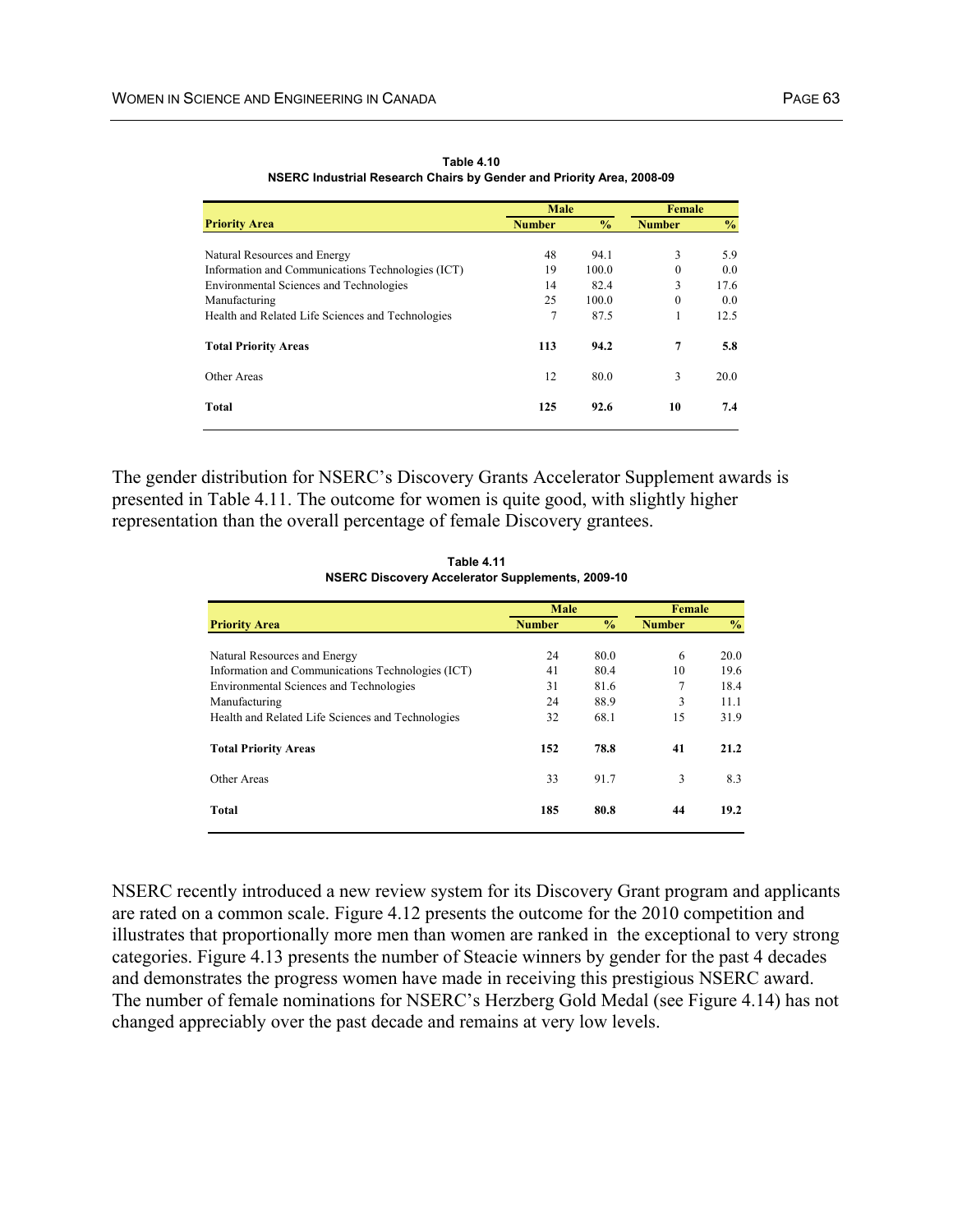**Table 4.10**
**NSERC Industrial Research Chairs by Gender and Priority Area, 2008-09**

| Priority Area | Male | | Female | |
|---|---|---|---|---|
| | Number | % | Number | % |
| Natural Resources and Energy | 48 | 94.1 | 3 | 5.9 |
| Information and Communications Technologies (ICT) | 19 | 100.0 | 0 | 0.0 |
| Environmental Sciences and Technologies | 14 | 82.4 | 3 | 17.6 |
| Manufacturing | 25 | 100.0 | 0 | 0.0 |
| Health and Related Life Sciences and Technologies | 7 | 87.5 | 1 | 12.5 |
| **Total Priority Areas** | **113** | **94.2** | **7** | **5.8** |
| Other Areas | 12 | 80.0 | 3 | 20.0 |
| **Total** | **125** | **92.6** | **10** | **7.4** |

The gender distribution for NSERC's Discovery Grants Accelerator Supplement awards is presented in Table 4.11. The outcome for women is quite good, with slightly higher representation than the overall percentage of female Discovery grantees.

**Table 4.11**
**NSERC Discovery Accelerator Supplements, 2009-10**

| Priority Area | Male | | Female | |
|---|---|---|---|---|
| | Number | % | Number | % |
| Natural Resources and Energy | 24 | 80.0 | 6 | 20.0 |
| Information and Communications Technologies (ICT) | 41 | 80.4 | 10 | 19.6 |
| Environmental Sciences and Technologies | 31 | 81.6 | 7 | 18.4 |
| Manufacturing | 24 | 88.9 | 3 | 11.1 |
| Health and Related Life Sciences and Technologies | 32 | 68.1 | 15 | 31.9 |
| **Total Priority Areas** | **152** | **78.8** | **41** | **21.2** |
| Other Areas | 33 | 91.7 | 3 | 8.3 |
| **Total** | **185** | **80.8** | **44** | **19.2** |

NSERC recently introduced a new review system for its Discovery Grant program and applicants are rated on a common scale. Figure 4.12 presents the outcome for the 2010 competition and illustrates that proportionally more men than women are ranked in the exceptional to very strong categories. Figure 4.13 presents the number of Steacie winners by gender for the past 4 decades and demonstrates the progress women have made in receiving this prestigious NSERC award. The number of female nominations for NSERC's Herzberg Gold Medal (see Figure 4.14) has not changed appreciably over the past decade and remains at very low levels.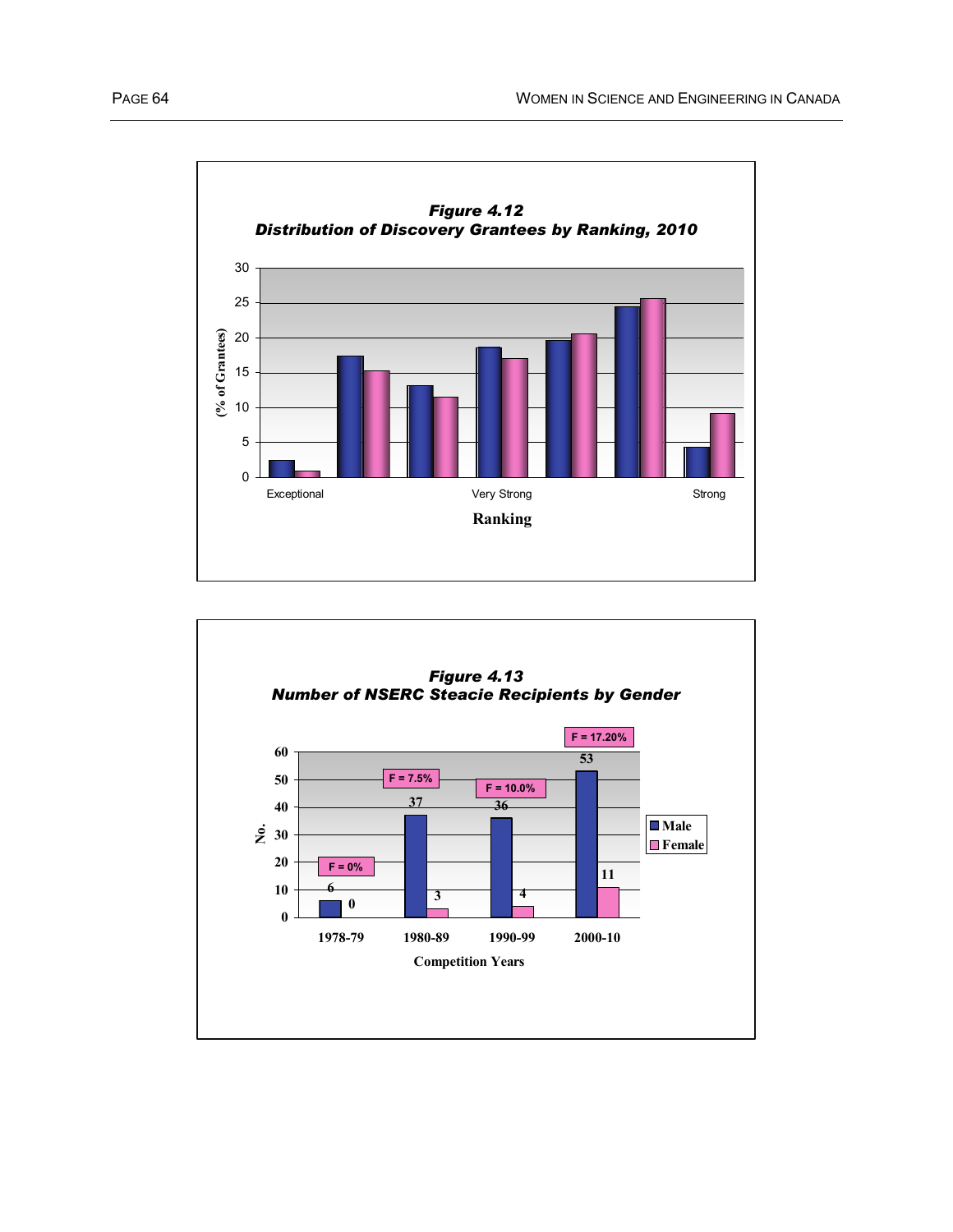***Figure 4.12***
***Distribution of Discovery Grantees by Ranking, 2010***

***Figure 4.13***
***Number of NSERC Steacie Recipients by Gender***

| Competition Years | Male | Female | F |
|---|---|---|---|
| 1978-79 | 6 | 0 | F = 0% |
| 1980-89 | 37 | 3 | F = 7.5% |
| 1990-99 | 36 | 4 | F = 10.0% |
| 2000-10 | 53 | 11 | F = 17.20% |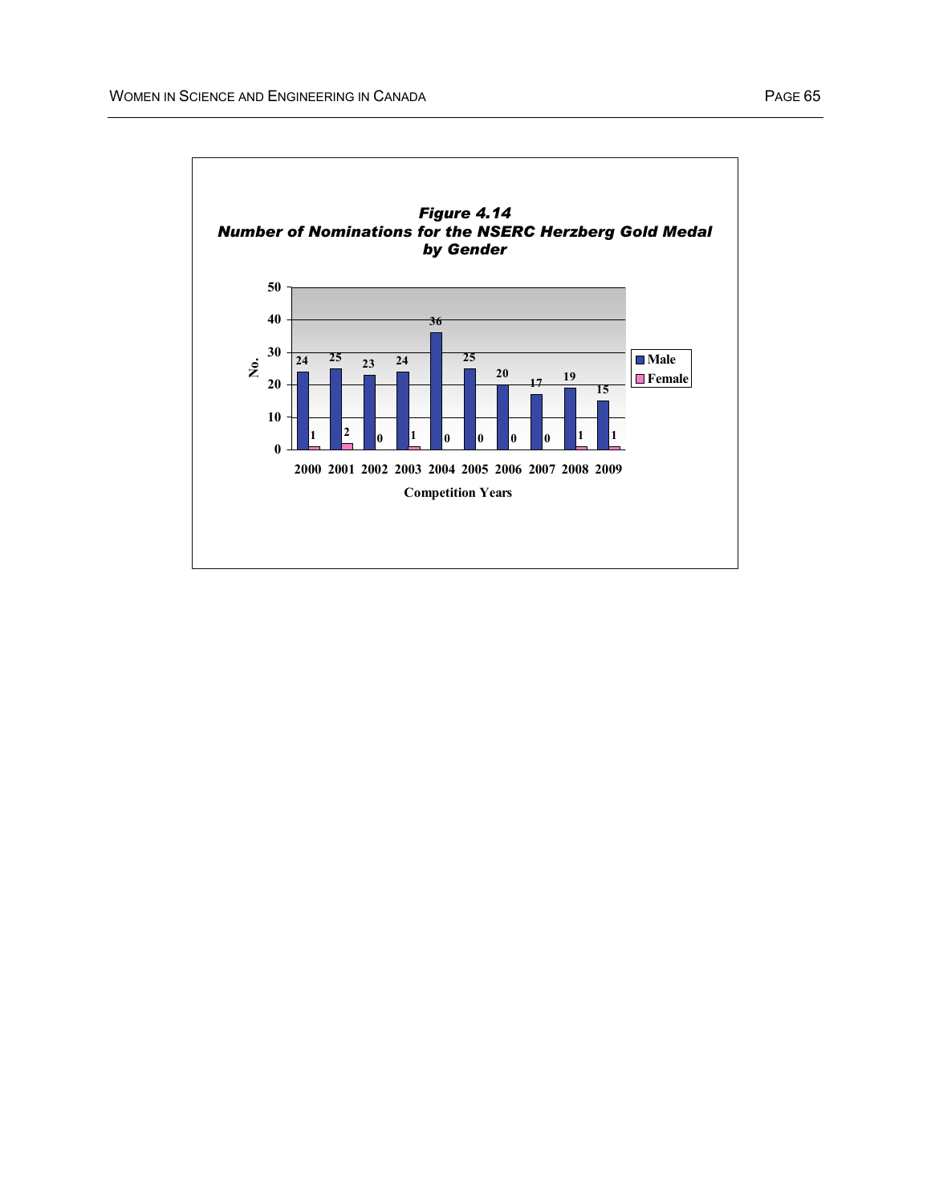*Figure 4.14*
*Number of Nominations for the NSERC Herzberg Gold Medal by Gender*

| Competition Years | Male | Female |
|---|---|---|
| 2000 | 24 | 1 |
| 2001 | 25 | 2 |
| 2002 | 23 | 0 |
| 2003 | 24 | 1 |
| 2004 | 36 | 0 |
| 2005 | 25 | 0 |
| 2006 | 20 | 0 |
| 2007 | 17 | 0 |
| 2008 | 19 | 1 |
| 2009 | 15 | 1 |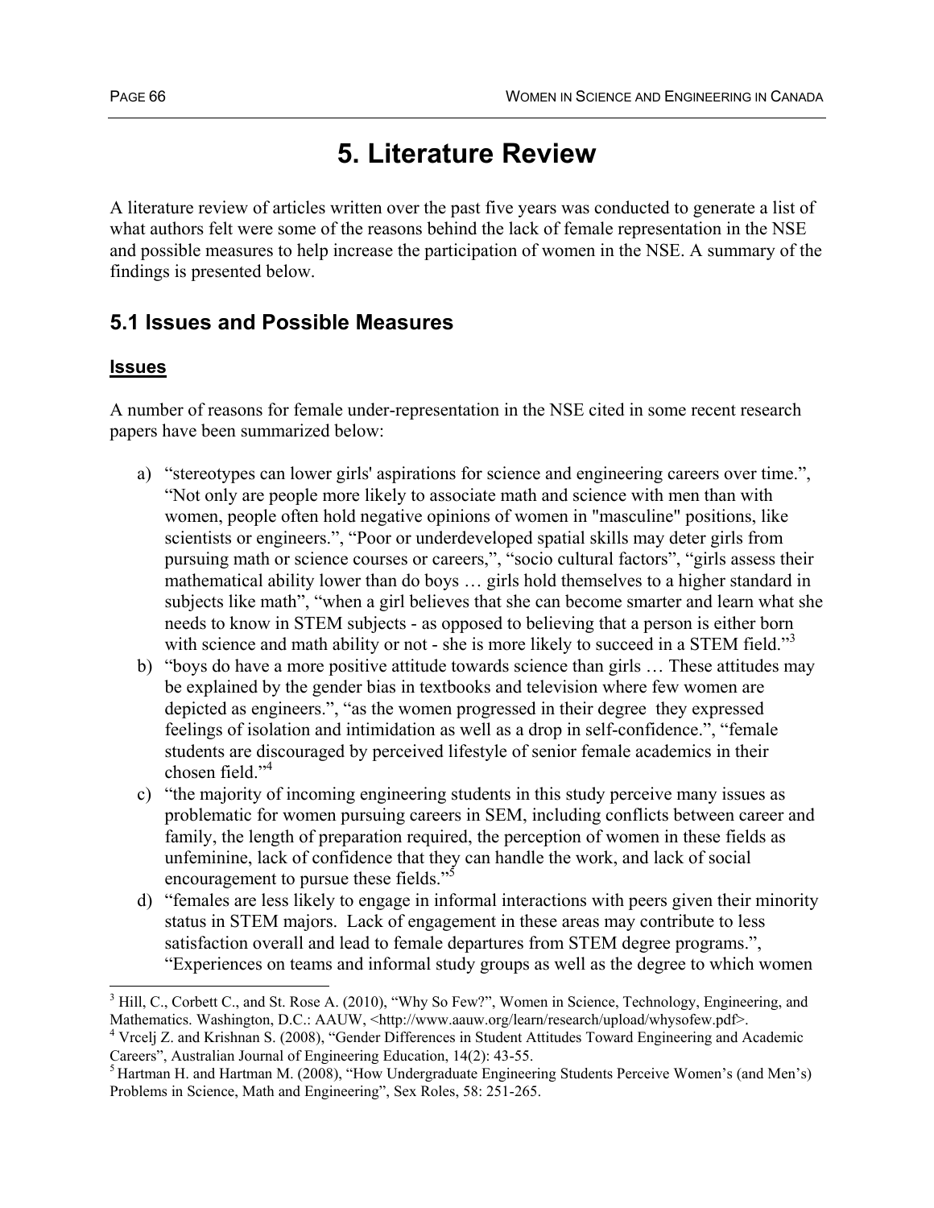# 5. Literature Review

A literature review of articles written over the past five years was conducted to generate a list of what authors felt were some of the reasons behind the lack of female representation in the NSE and possible measures to help increase the participation of women in the NSE. A summary of the findings is presented below.

## 5.1 Issues and Possible Measures

### Issues

A number of reasons for female under-representation in the NSE cited in some recent research papers have been summarized below:

a) "stereotypes can lower girls' aspirations for science and engineering careers over time.", "Not only are people more likely to associate math and science with men than with women, people often hold negative opinions of women in "masculine" positions, like scientists or engineers.", "Poor or underdeveloped spatial skills may deter girls from pursuing math or science courses or careers,", "socio cultural factors", "girls assess their mathematical ability lower than do boys … girls hold themselves to a higher standard in subjects like math", "when a girl believes that she can become smarter and learn what she needs to know in STEM subjects - as opposed to believing that a person is either born with science and math ability or not - she is more likely to succeed in a STEM field."[3]

b) "boys do have a more positive attitude towards science than girls … These attitudes may be explained by the gender bias in textbooks and television where few women are depicted as engineers.", "as the women progressed in their degree they expressed feelings of isolation and intimidation as well as a drop in self-confidence.", "female students are discouraged by perceived lifestyle of senior female academics in their chosen field."[4]

c) "the majority of incoming engineering students in this study perceive many issues as problematic for women pursuing careers in SEM, including conflicts between career and family, the length of preparation required, the perception of women in these fields as unfeminine, lack of confidence that they can handle the work, and lack of social encouragement to pursue these fields."[5]

d) "females are less likely to engage in informal interactions with peers given their minority status in STEM majors. Lack of engagement in these areas may contribute to less satisfaction overall and lead to female departures from STEM degree programs.", "Experiences on teams and informal study groups as well as the degree to which women

---

[3] Hill, C., Corbett C., and St. Rose A. (2010), "Why So Few?", Women in Science, Technology, Engineering, and Mathematics. Washington, D.C.: AAUW, <http://www.aauw.org/learn/research/upload/whysofew.pdf>.

[4] Vrcelj Z. and Krishnan S. (2008), "Gender Differences in Student Attitudes Toward Engineering and Academic Careers", Australian Journal of Engineering Education, 14(2): 43-55.

[5] Hartman H. and Hartman M. (2008), "How Undergraduate Engineering Students Perceive Women's (and Men's) Problems in Science, Math and Engineering", Sex Roles, 58: 251-265.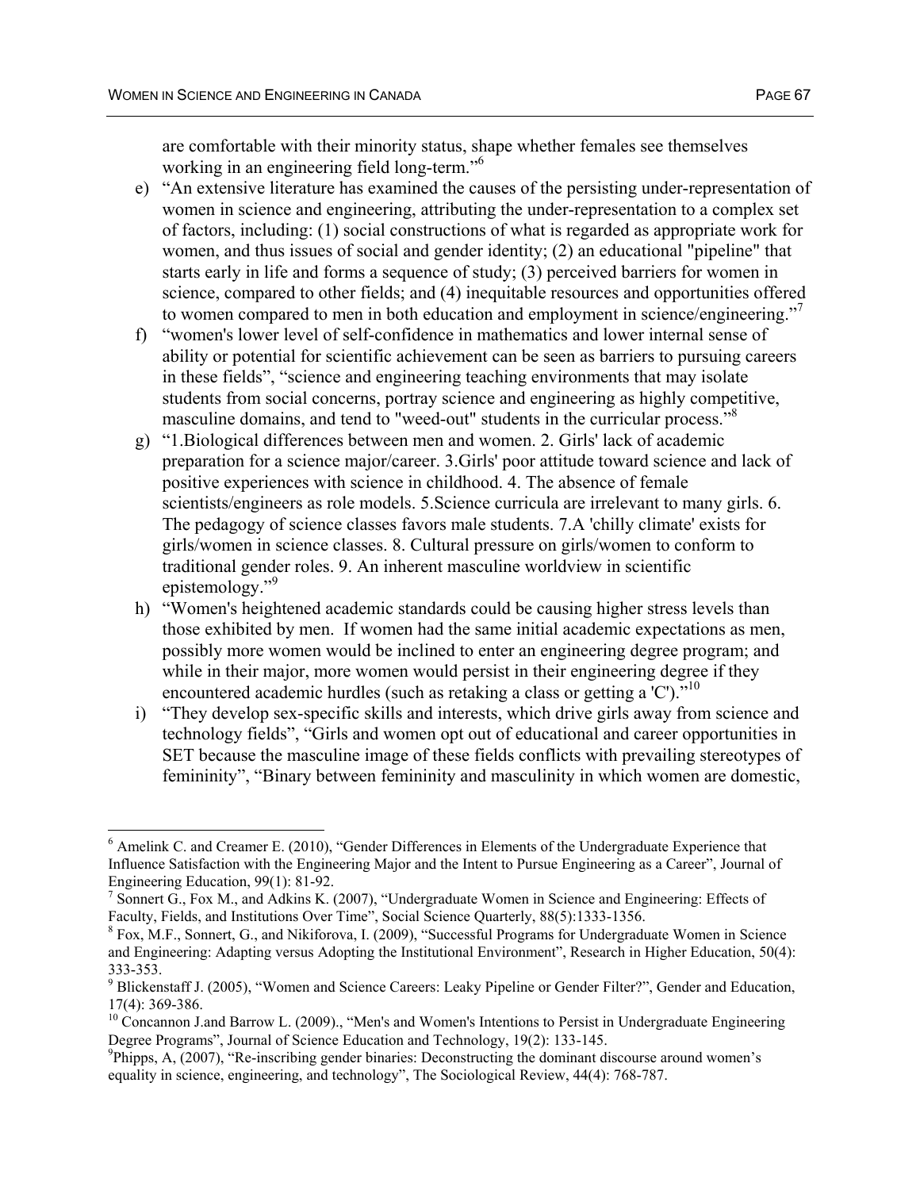are comfortable with their minority status, shape whether females see themselves working in an engineering field long-term."[6]

e) "An extensive literature has examined the causes of the persisting under-representation of women in science and engineering, attributing the under-representation to a complex set of factors, including: (1) social constructions of what is regarded as appropriate work for women, and thus issues of social and gender identity; (2) an educational "pipeline" that starts early in life and forms a sequence of study; (3) perceived barriers for women in science, compared to other fields; and (4) inequitable resources and opportunities offered to women compared to men in both education and employment in science/engineering."[7]

f) "women's lower level of self-confidence in mathematics and lower internal sense of ability or potential for scientific achievement can be seen as barriers to pursuing careers in these fields", "science and engineering teaching environments that may isolate students from social concerns, portray science and engineering as highly competitive, masculine domains, and tend to "weed-out" students in the curricular process."[8]

g) "1.Biological differences between men and women. 2. Girls' lack of academic preparation for a science major/career. 3.Girls' poor attitude toward science and lack of positive experiences with science in childhood. 4. The absence of female scientists/engineers as role models. 5.Science curricula are irrelevant to many girls. 6. The pedagogy of science classes favors male students. 7.A 'chilly climate' exists for girls/women in science classes. 8. Cultural pressure on girls/women to conform to traditional gender roles. 9. An inherent masculine worldview in scientific epistemology."[9]

h) "Women's heightened academic standards could be causing higher stress levels than those exhibited by men. If women had the same initial academic expectations as men, possibly more women would be inclined to enter an engineering degree program; and while in their major, more women would persist in their engineering degree if they encountered academic hurdles (such as retaking a class or getting a 'C')."[10]

i) "They develop sex-specific skills and interests, which drive girls away from science and technology fields", "Girls and women opt out of educational and career opportunities in SET because the masculine image of these fields conflicts with prevailing stereotypes of femininity", "Binary between femininity and masculinity in which women are domestic,

---

[6] Amelink C. and Creamer E. (2010), "Gender Differences in Elements of the Undergraduate Experience that Influence Satisfaction with the Engineering Major and the Intent to Pursue Engineering as a Career", Journal of Engineering Education, 99(1): 81-92.

[7] Sonnert G., Fox M., and Adkins K. (2007), "Undergraduate Women in Science and Engineering: Effects of Faculty, Fields, and Institutions Over Time", Social Science Quarterly, 88(5):1333-1356.

[8] Fox, M.F., Sonnert, G., and Nikiforova, I. (2009), "Successful Programs for Undergraduate Women in Science and Engineering: Adapting versus Adopting the Institutional Environment", Research in Higher Education, 50(4): 333-353.

[9] Blickenstaff J. (2005), "Women and Science Careers: Leaky Pipeline or Gender Filter?", Gender and Education, 17(4): 369-386.

[10] Concannon J.and Barrow L. (2009)., "Men's and Women's Intentions to Persist in Undergraduate Engineering Degree Programs", Journal of Science Education and Technology, 19(2): 133-145.

[9]Phipps, A, (2007), "Re-inscribing gender binaries: Deconstructing the dominant discourse around women's equality in science, engineering, and technology", The Sociological Review, 44(4): 768-787.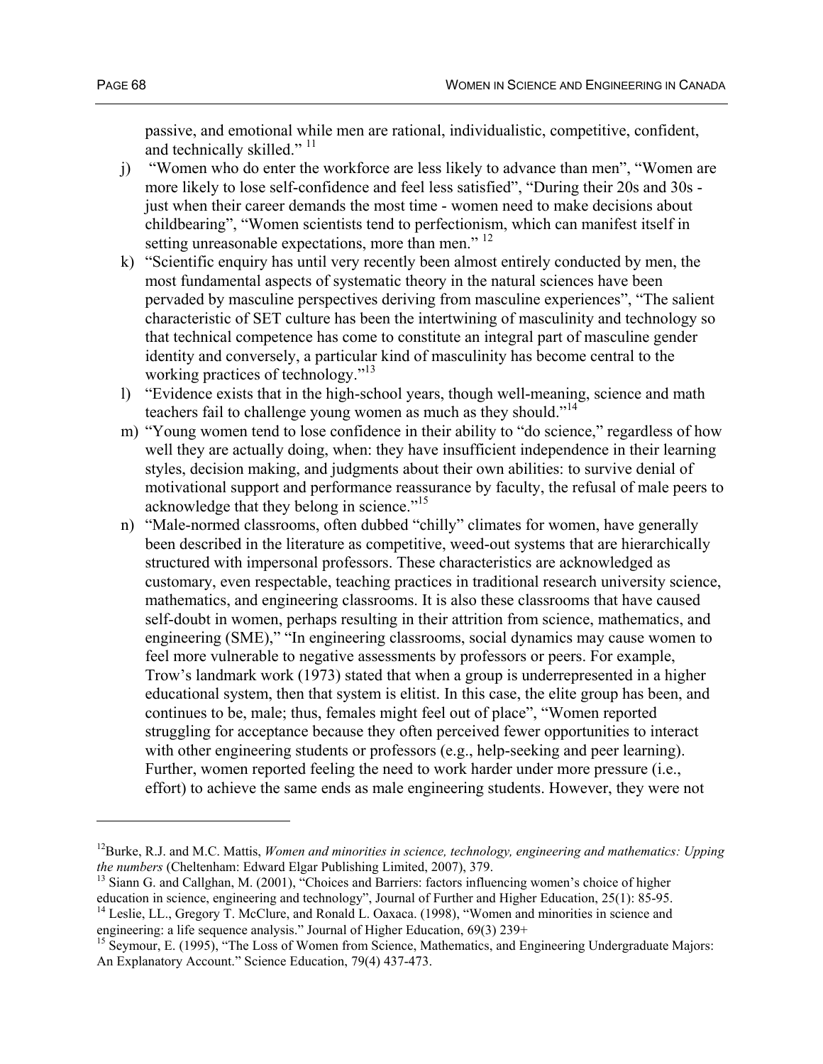passive, and emotional while men are rational, individualistic, competitive, confident, and technically skilled." [11]

j) "Women who do enter the workforce are less likely to advance than men", "Women are more likely to lose self-confidence and feel less satisfied", "During their 20s and 30s - just when their career demands the most time - women need to make decisions about childbearing", "Women scientists tend to perfectionism, which can manifest itself in setting unreasonable expectations, more than men." [12]

k) "Scientific enquiry has until very recently been almost entirely conducted by men, the most fundamental aspects of systematic theory in the natural sciences have been pervaded by masculine perspectives deriving from masculine experiences", "The salient characteristic of SET culture has been the intertwining of masculinity and technology so that technical competence has come to constitute an integral part of masculine gender identity and conversely, a particular kind of masculinity has become central to the working practices of technology."[13]

l) "Evidence exists that in the high-school years, though well-meaning, science and math teachers fail to challenge young women as much as they should."[14]

m) "Young women tend to lose confidence in their ability to "do science," regardless of how well they are actually doing, when: they have insufficient independence in their learning styles, decision making, and judgments about their own abilities: to survive denial of motivational support and performance reassurance by faculty, the refusal of male peers to acknowledge that they belong in science."[15]

n) "Male-normed classrooms, often dubbed "chilly" climates for women, have generally been described in the literature as competitive, weed-out systems that are hierarchically structured with impersonal professors. These characteristics are acknowledged as customary, even respectable, teaching practices in traditional research university science, mathematics, and engineering classrooms. It is also these classrooms that have caused self-doubt in women, perhaps resulting in their attrition from science, mathematics, and engineering (SME)," "In engineering classrooms, social dynamics may cause women to feel more vulnerable to negative assessments by professors or peers. For example, Trow's landmark work (1973) stated that when a group is underrepresented in a higher educational system, then that system is elitist. In this case, the elite group has been, and continues to be, male; thus, females might feel out of place", "Women reported struggling for acceptance because they often perceived fewer opportunities to interact with other engineering students or professors (e.g., help-seeking and peer learning). Further, women reported feeling the need to work harder under more pressure (i.e., effort) to achieve the same ends as male engineering students. However, they were not

---

[12] Burke, R.J. and M.C. Mattis, *Women and minorities in science, technology, engineering and mathematics: Upping the numbers* (Cheltenham: Edward Elgar Publishing Limited, 2007), 379.

[13] Siann G. and Callghan, M. (2001), "Choices and Barriers: factors influencing women's choice of higher education in science, engineering and technology", Journal of Further and Higher Education, 25(1): 85-95.

[14] Leslie, LL., Gregory T. McClure, and Ronald L. Oaxaca. (1998), "Women and minorities in science and engineering: a life sequence analysis." Journal of Higher Education, 69(3) 239+

[15] Seymour, E. (1995), "The Loss of Women from Science, Mathematics, and Engineering Undergraduate Majors: An Explanatory Account." Science Education, 79(4) 437-473.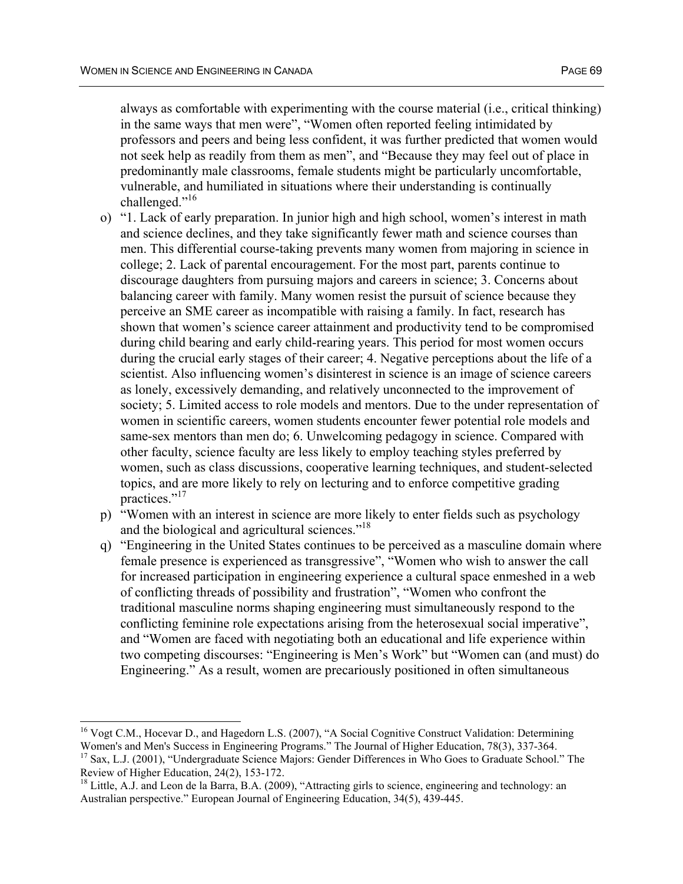always as comfortable with experimenting with the course material (i.e., critical thinking) in the same ways that men were", "Women often reported feeling intimidated by professors and peers and being less confident, it was further predicted that women would not seek help as readily from them as men", and "Because they may feel out of place in predominantly male classrooms, female students might be particularly uncomfortable, vulnerable, and humiliated in situations where their understanding is continually challenged."[16]

o) "1. Lack of early preparation. In junior high and high school, women's interest in math and science declines, and they take significantly fewer math and science courses than men. This differential course-taking prevents many women from majoring in science in college; 2. Lack of parental encouragement. For the most part, parents continue to discourage daughters from pursuing majors and careers in science; 3. Concerns about balancing career with family. Many women resist the pursuit of science because they perceive an SME career as incompatible with raising a family. In fact, research has shown that women's science career attainment and productivity tend to be compromised during child bearing and early child-rearing years. This period for most women occurs during the crucial early stages of their career; 4. Negative perceptions about the life of a scientist. Also influencing women's disinterest in science is an image of science careers as lonely, excessively demanding, and relatively unconnected to the improvement of society; 5. Limited access to role models and mentors. Due to the under representation of women in scientific careers, women students encounter fewer potential role models and same-sex mentors than men do; 6. Unwelcoming pedagogy in science. Compared with other faculty, science faculty are less likely to employ teaching styles preferred by women, such as class discussions, cooperative learning techniques, and student-selected topics, and are more likely to rely on lecturing and to enforce competitive grading practices."[17]

p) "Women with an interest in science are more likely to enter fields such as psychology and the biological and agricultural sciences."[18]

q) "Engineering in the United States continues to be perceived as a masculine domain where female presence is experienced as transgressive", "Women who wish to answer the call for increased participation in engineering experience a cultural space enmeshed in a web of conflicting threads of possibility and frustration", "Women who confront the traditional masculine norms shaping engineering must simultaneously respond to the conflicting feminine role expectations arising from the heterosexual social imperative", and "Women are faced with negotiating both an educational and life experience within two competing discourses: "Engineering is Men's Work" but "Women can (and must) do Engineering." As a result, women are precariously positioned in often simultaneous

---

[16] Vogt C.M., Hocevar D., and Hagedorn L.S. (2007), "A Social Cognitive Construct Validation: Determining Women's and Men's Success in Engineering Programs." The Journal of Higher Education, 78(3), 337-364.

[17] Sax, L.J. (2001), "Undergraduate Science Majors: Gender Differences in Who Goes to Graduate School." The Review of Higher Education, 24(2), 153-172.

[18] Little, A.J. and Leon de la Barra, B.A. (2009), "Attracting girls to science, engineering and technology: an Australian perspective." European Journal of Engineering Education, 34(5), 439-445.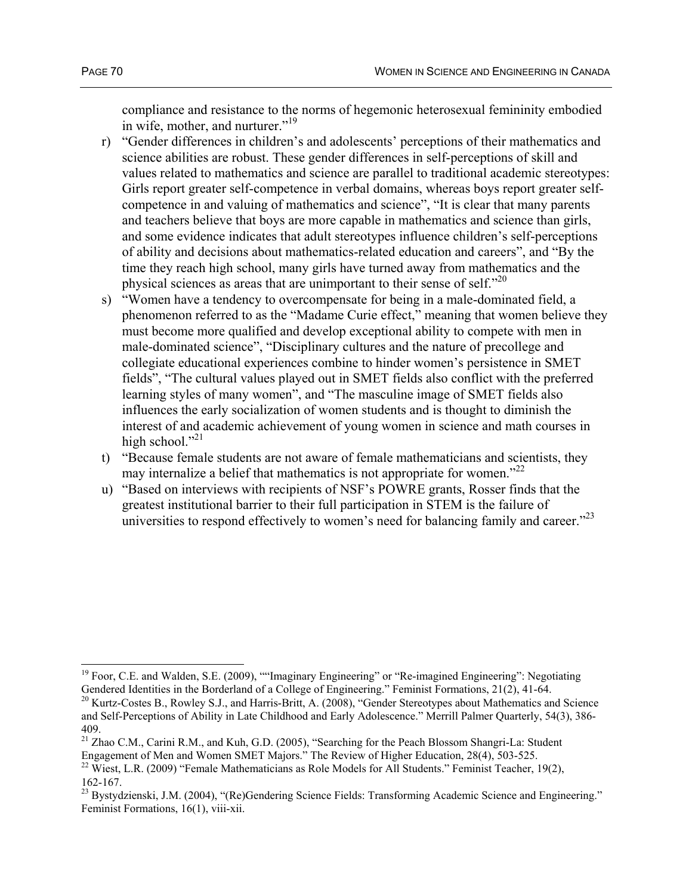compliance and resistance to the norms of hegemonic heterosexual femininity embodied in wife, mother, and nurturer."[19]

r) "Gender differences in children's and adolescents' perceptions of their mathematics and science abilities are robust. These gender differences in self-perceptions of skill and values related to mathematics and science are parallel to traditional academic stereotypes: Girls report greater self-competence in verbal domains, whereas boys report greater self-competence in and valuing of mathematics and science", "It is clear that many parents and teachers believe that boys are more capable in mathematics and science than girls, and some evidence indicates that adult stereotypes influence children's self-perceptions of ability and decisions about mathematics-related education and careers", and "By the time they reach high school, many girls have turned away from mathematics and the physical sciences as areas that are unimportant to their sense of self."[20]

s) "Women have a tendency to overcompensate for being in a male-dominated field, a phenomenon referred to as the "Madame Curie effect," meaning that women believe they must become more qualified and develop exceptional ability to compete with men in male-dominated science", "Disciplinary cultures and the nature of precollege and collegiate educational experiences combine to hinder women's persistence in SMET fields", "The cultural values played out in SMET fields also conflict with the preferred learning styles of many women", and "The masculine image of SMET fields also influences the early socialization of women students and is thought to diminish the interest of and academic achievement of young women in science and math courses in high school."[21]

t) "Because female students are not aware of female mathematicians and scientists, they may internalize a belief that mathematics is not appropriate for women."[22]

u) "Based on interviews with recipients of NSF's POWRE grants, Rosser finds that the greatest institutional barrier to their full participation in STEM is the failure of universities to respond effectively to women's need for balancing family and career."[23]

---

[19] Foor, C.E. and Walden, S.E. (2009), ""Imaginary Engineering" or "Re-imagined Engineering": Negotiating Gendered Identities in the Borderland of a College of Engineering." Feminist Formations, 21(2), 41-64.

[20] Kurtz-Costes B., Rowley S.J., and Harris-Britt, A. (2008), "Gender Stereotypes about Mathematics and Science and Self-Perceptions of Ability in Late Childhood and Early Adolescence." Merrill Palmer Quarterly, 54(3), 386-409.

[21] Zhao C.M., Carini R.M., and Kuh, G.D. (2005), "Searching for the Peach Blossom Shangri-La: Student Engagement of Men and Women SMET Majors." The Review of Higher Education, 28(4), 503-525.

[22] Wiest, L.R. (2009) "Female Mathematicians as Role Models for All Students." Feminist Teacher, 19(2), 162-167.

[23] Bystydzienski, J.M. (2004), "(Re)Gendering Science Fields: Transforming Academic Science and Engineering." Feminist Formations, 16(1), viii-xii.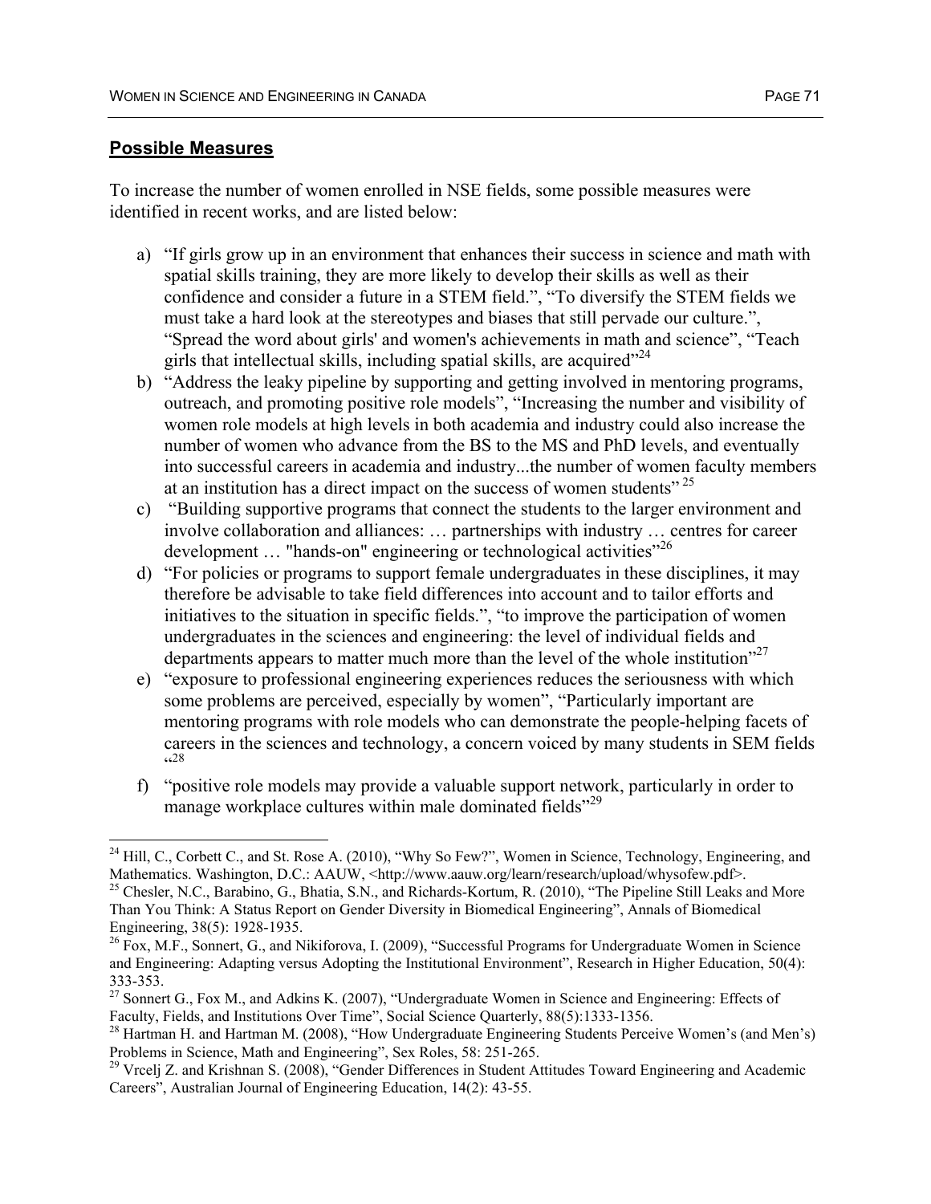## Possible Measures

To increase the number of women enrolled in NSE fields, some possible measures were identified in recent works, and are listed below:

a) "If girls grow up in an environment that enhances their success in science and math with spatial skills training, they are more likely to develop their skills as well as their confidence and consider a future in a STEM field.", "To diversify the STEM fields we must take a hard look at the stereotypes and biases that still pervade our culture.", "Spread the word about girls' and women's achievements in math and science", "Teach girls that intellectual skills, including spatial skills, are acquired"[24]

b) "Address the leaky pipeline by supporting and getting involved in mentoring programs, outreach, and promoting positive role models", "Increasing the number and visibility of women role models at high levels in both academia and industry could also increase the number of women who advance from the BS to the MS and PhD levels, and eventually into successful careers in academia and industry...the number of women faculty members at an institution has a direct impact on the success of women students" [25]

c) "Building supportive programs that connect the students to the larger environment and involve collaboration and alliances: … partnerships with industry … centres for career development … "hands-on" engineering or technological activities"[26]

d) "For policies or programs to support female undergraduates in these disciplines, it may therefore be advisable to take field differences into account and to tailor efforts and initiatives to the situation in specific fields.", "to improve the participation of women undergraduates in the sciences and engineering: the level of individual fields and departments appears to matter much more than the level of the whole institution"[27]

e) "exposure to professional engineering experiences reduces the seriousness with which some problems are perceived, especially by women", "Particularly important are mentoring programs with role models who can demonstrate the people-helping facets of careers in the sciences and technology, a concern voiced by many students in SEM fields "[28]

f) "positive role models may provide a valuable support network, particularly in order to manage workplace cultures within male dominated fields"[29]

---

[24] Hill, C., Corbett C., and St. Rose A. (2010), "Why So Few?", Women in Science, Technology, Engineering, and Mathematics. Washington, D.C.: AAUW, <http://www.aauw.org/learn/research/upload/whysofew.pdf>.

[25] Chesler, N.C., Barabino, G., Bhatia, S.N., and Richards-Kortum, R. (2010), "The Pipeline Still Leaks and More Than You Think: A Status Report on Gender Diversity in Biomedical Engineering", Annals of Biomedical Engineering, 38(5): 1928-1935.

[26] Fox, M.F., Sonnert, G., and Nikiforova, I. (2009), "Successful Programs for Undergraduate Women in Science and Engineering: Adapting versus Adopting the Institutional Environment", Research in Higher Education, 50(4): 333-353.

[27] Sonnert G., Fox M., and Adkins K. (2007), "Undergraduate Women in Science and Engineering: Effects of Faculty, Fields, and Institutions Over Time", Social Science Quarterly, 88(5):1333-1356.

[28] Hartman H. and Hartman M. (2008), "How Undergraduate Engineering Students Perceive Women's (and Men's) Problems in Science, Math and Engineering", Sex Roles, 58: 251-265.

[29] Vrcelj Z. and Krishnan S. (2008), "Gender Differences in Student Attitudes Toward Engineering and Academic Careers", Australian Journal of Engineering Education, 14(2): 43-55.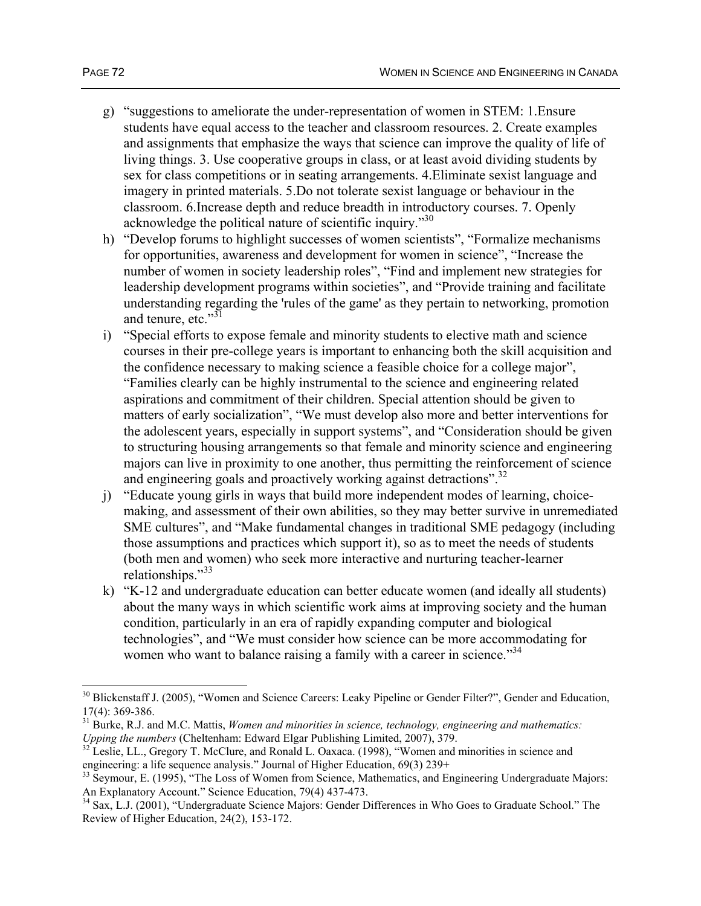g) "suggestions to ameliorate the under-representation of women in STEM: 1.Ensure students have equal access to the teacher and classroom resources. 2. Create examples and assignments that emphasize the ways that science can improve the quality of life of living things. 3. Use cooperative groups in class, or at least avoid dividing students by sex for class competitions or in seating arrangements. 4.Eliminate sexist language and imagery in printed materials. 5.Do not tolerate sexist language or behaviour in the classroom. 6.Increase depth and reduce breadth in introductory courses. 7. Openly acknowledge the political nature of scientific inquiry."[30]

h) "Develop forums to highlight successes of women scientists", "Formalize mechanisms for opportunities, awareness and development for women in science", "Increase the number of women in society leadership roles", "Find and implement new strategies for leadership development programs within societies", and "Provide training and facilitate understanding regarding the 'rules of the game' as they pertain to networking, promotion and tenure, etc."[31]

i) "Special efforts to expose female and minority students to elective math and science courses in their pre-college years is important to enhancing both the skill acquisition and the confidence necessary to making science a feasible choice for a college major", "Families clearly can be highly instrumental to the science and engineering related aspirations and commitment of their children. Special attention should be given to matters of early socialization", "We must develop also more and better interventions for the adolescent years, especially in support systems", and "Consideration should be given to structuring housing arrangements so that female and minority science and engineering majors can live in proximity to one another, thus permitting the reinforcement of science and engineering goals and proactively working against detractions".[32]

j) "Educate young girls in ways that build more independent modes of learning, choice-making, and assessment of their own abilities, so they may better survive in unremediated SME cultures", and "Make fundamental changes in traditional SME pedagogy (including those assumptions and practices which support it), so as to meet the needs of students (both men and women) who seek more interactive and nurturing teacher-learner relationships."[33]

k) "K-12 and undergraduate education can better educate women (and ideally all students) about the many ways in which scientific work aims at improving society and the human condition, particularly in an era of rapidly expanding computer and biological technologies", and "We must consider how science can be more accommodating for women who want to balance raising a family with a career in science."[34]

---

[30] Blickenstaff J. (2005), "Women and Science Careers: Leaky Pipeline or Gender Filter?", Gender and Education, 17(4): 369-386.

[31] Burke, R.J. and M.C. Mattis, *Women and minorities in science, technology, engineering and mathematics: Upping the numbers* (Cheltenham: Edward Elgar Publishing Limited, 2007), 379.

[32] Leslie, LL., Gregory T. McClure, and Ronald L. Oaxaca. (1998), "Women and minorities in science and engineering: a life sequence analysis." Journal of Higher Education, 69(3) 239+

[33] Seymour, E. (1995), "The Loss of Women from Science, Mathematics, and Engineering Undergraduate Majors: An Explanatory Account." Science Education, 79(4) 437-473.

[34] Sax, L.J. (2001), "Undergraduate Science Majors: Gender Differences in Who Goes to Graduate School." The Review of Higher Education, 24(2), 153-172.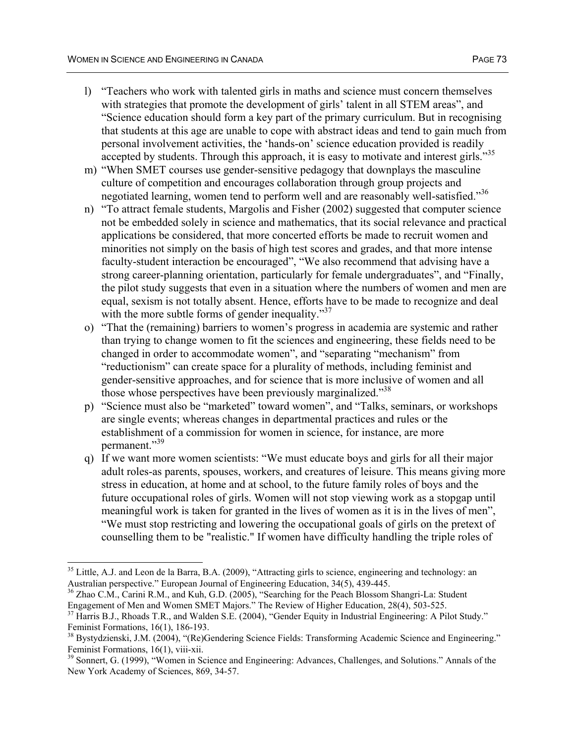l) "Teachers who work with talented girls in maths and science must concern themselves with strategies that promote the development of girls' talent in all STEM areas", and "Science education should form a key part of the primary curriculum. But in recognising that students at this age are unable to cope with abstract ideas and tend to gain much from personal involvement activities, the 'hands-on' science education provided is readily accepted by students. Through this approach, it is easy to motivate and interest girls."[35]

m) "When SMET courses use gender-sensitive pedagogy that downplays the masculine culture of competition and encourages collaboration through group projects and negotiated learning, women tend to perform well and are reasonably well-satisfied."[36]

n) "To attract female students, Margolis and Fisher (2002) suggested that computer science not be embedded solely in science and mathematics, that its social relevance and practical applications be considered, that more concerted efforts be made to recruit women and minorities not simply on the basis of high test scores and grades, and that more intense faculty-student interaction be encouraged", "We also recommend that advising have a strong career-planning orientation, particularly for female undergraduates", and "Finally, the pilot study suggests that even in a situation where the numbers of women and men are equal, sexism is not totally absent. Hence, efforts have to be made to recognize and deal with the more subtle forms of gender inequality."[37]

o) "That the (remaining) barriers to women's progress in academia are systemic and rather than trying to change women to fit the sciences and engineering, these fields need to be changed in order to accommodate women", and "separating "mechanism" from "reductionism" can create space for a plurality of methods, including feminist and gender-sensitive approaches, and for science that is more inclusive of women and all those whose perspectives have been previously marginalized."[38]

p) "Science must also be "marketed" toward women", and "Talks, seminars, or workshops are single events; whereas changes in departmental practices and rules or the establishment of a commission for women in science, for instance, are more permanent."[39]

q) If we want more women scientists: "We must educate boys and girls for all their major adult roles-as parents, spouses, workers, and creatures of leisure. This means giving more stress in education, at home and at school, to the future family roles of boys and the future occupational roles of girls. Women will not stop viewing work as a stopgap until meaningful work is taken for granted in the lives of women as it is in the lives of men", "We must stop restricting and lowering the occupational goals of girls on the pretext of counselling them to be "realistic." If women have difficulty handling the triple roles of

---

[35] Little, A.J. and Leon de la Barra, B.A. (2009), "Attracting girls to science, engineering and technology: an Australian perspective." European Journal of Engineering Education, 34(5), 439-445.

[36] Zhao C.M., Carini R.M., and Kuh, G.D. (2005), "Searching for the Peach Blossom Shangri-La: Student Engagement of Men and Women SMET Majors." The Review of Higher Education, 28(4), 503-525.

[37] Harris B.J., Rhoads T.R., and Walden S.E. (2004), "Gender Equity in Industrial Engineering: A Pilot Study." Feminist Formations, 16(1), 186-193.

[38] Bystydzienski, J.M. (2004), "(Re)Gendering Science Fields: Transforming Academic Science and Engineering." Feminist Formations, 16(1), viii-xii.

[39] Sonnert, G. (1999), "Women in Science and Engineering: Advances, Challenges, and Solutions." Annals of the New York Academy of Sciences, 869, 34-57.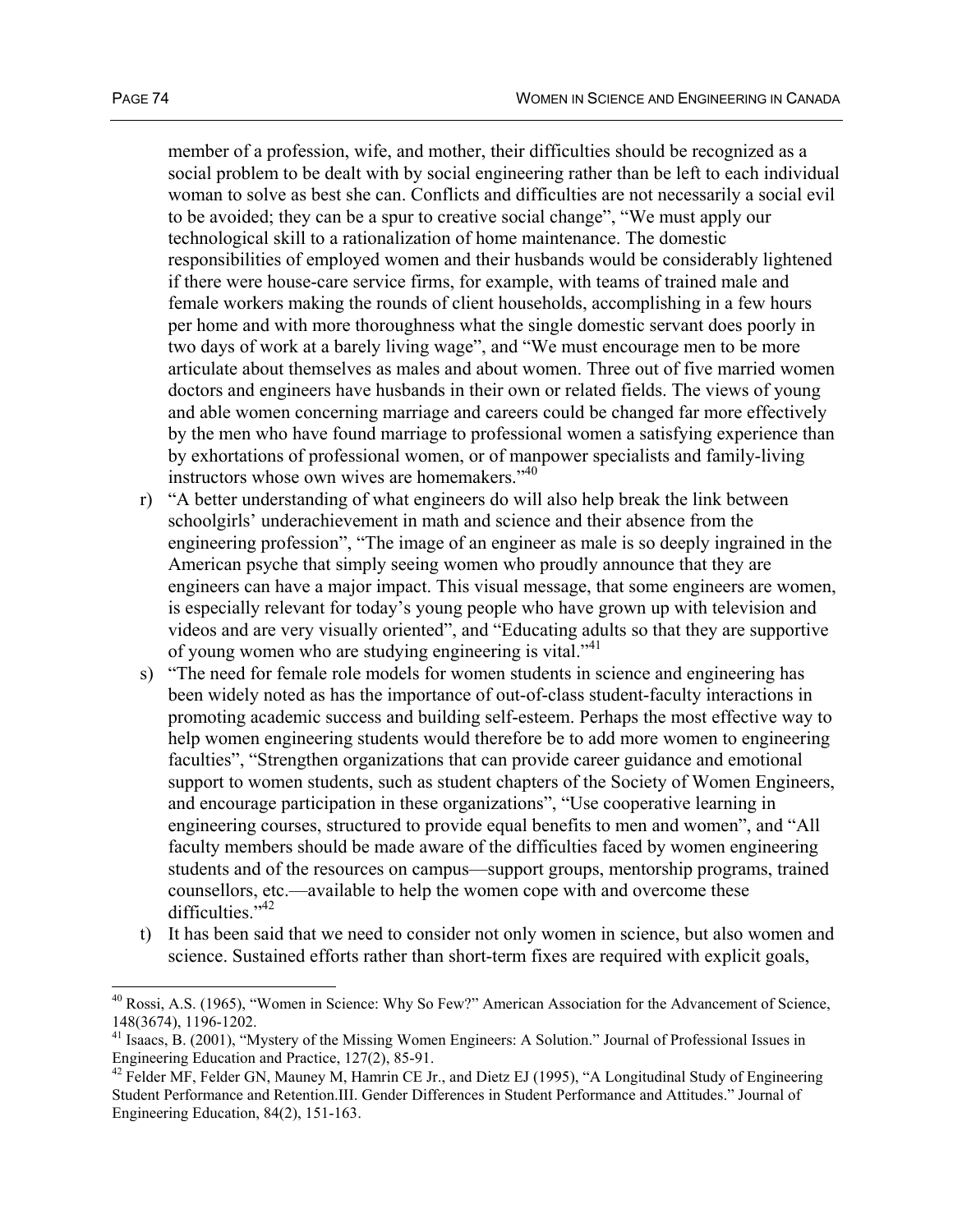member of a profession, wife, and mother, their difficulties should be recognized as a social problem to be dealt with by social engineering rather than be left to each individual woman to solve as best she can. Conflicts and difficulties are not necessarily a social evil to be avoided; they can be a spur to creative social change", "We must apply our technological skill to a rationalization of home maintenance. The domestic responsibilities of employed women and their husbands would be considerably lightened if there were house-care service firms, for example, with teams of trained male and female workers making the rounds of client households, accomplishing in a few hours per home and with more thoroughness what the single domestic servant does poorly in two days of work at a barely living wage", and "We must encourage men to be more articulate about themselves as males and about women. Three out of five married women doctors and engineers have husbands in their own or related fields. The views of young and able women concerning marriage and careers could be changed far more effectively by the men who have found marriage to professional women a satisfying experience than by exhortations of professional women, or of manpower specialists and family-living instructors whose own wives are homemakers."[40]

r) "A better understanding of what engineers do will also help break the link between schoolgirls' underachievement in math and science and their absence from the engineering profession", "The image of an engineer as male is so deeply ingrained in the American psyche that simply seeing women who proudly announce that they are engineers can have a major impact. This visual message, that some engineers are women, is especially relevant for today's young people who have grown up with television and videos and are very visually oriented", and "Educating adults so that they are supportive of young women who are studying engineering is vital."[41]

s) "The need for female role models for women students in science and engineering has been widely noted as has the importance of out-of-class student-faculty interactions in promoting academic success and building self-esteem. Perhaps the most effective way to help women engineering students would therefore be to add more women to engineering faculties", "Strengthen organizations that can provide career guidance and emotional support to women students, such as student chapters of the Society of Women Engineers, and encourage participation in these organizations", "Use cooperative learning in engineering courses, structured to provide equal benefits to men and women", and "All faculty members should be made aware of the difficulties faced by women engineering students and of the resources on campus—support groups, mentorship programs, trained counsellors, etc.—available to help the women cope with and overcome these difficulties."[42]

t) It has been said that we need to consider not only women in science, but also women and science. Sustained efforts rather than short-term fixes are required with explicit goals,

---

[40] Rossi, A.S. (1965), "Women in Science: Why So Few?" American Association for the Advancement of Science, 148(3674), 1196-1202.

[41] Isaacs, B. (2001), "Mystery of the Missing Women Engineers: A Solution." Journal of Professional Issues in Engineering Education and Practice, 127(2), 85-91.

[42] Felder MF, Felder GN, Mauney M, Hamrin CE Jr., and Dietz EJ (1995), "A Longitudinal Study of Engineering Student Performance and Retention.III. Gender Differences in Student Performance and Attitudes." Journal of Engineering Education, 84(2), 151-163.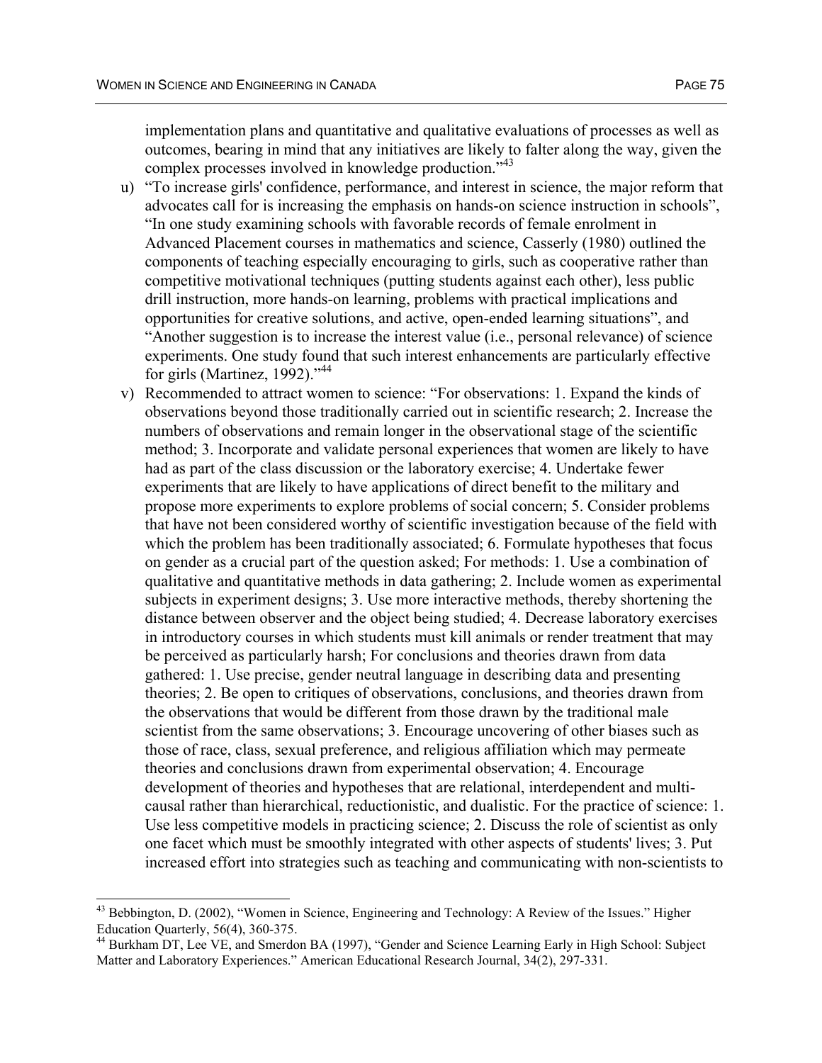implementation plans and quantitative and qualitative evaluations of processes as well as outcomes, bearing in mind that any initiatives are likely to falter along the way, given the complex processes involved in knowledge production."[43]

u) "To increase girls' confidence, performance, and interest in science, the major reform that advocates call for is increasing the emphasis on hands-on science instruction in schools", "In one study examining schools with favorable records of female enrolment in Advanced Placement courses in mathematics and science, Casserly (1980) outlined the components of teaching especially encouraging to girls, such as cooperative rather than competitive motivational techniques (putting students against each other), less public drill instruction, more hands-on learning, problems with practical implications and opportunities for creative solutions, and active, open-ended learning situations", and "Another suggestion is to increase the interest value (i.e., personal relevance) of science experiments. One study found that such interest enhancements are particularly effective for girls (Martinez, 1992)."[44]

v) Recommended to attract women to science: "For observations: 1. Expand the kinds of observations beyond those traditionally carried out in scientific research; 2. Increase the numbers of observations and remain longer in the observational stage of the scientific method; 3. Incorporate and validate personal experiences that women are likely to have had as part of the class discussion or the laboratory exercise; 4. Undertake fewer experiments that are likely to have applications of direct benefit to the military and propose more experiments to explore problems of social concern; 5. Consider problems that have not been considered worthy of scientific investigation because of the field with which the problem has been traditionally associated; 6. Formulate hypotheses that focus on gender as a crucial part of the question asked; For methods: 1. Use a combination of qualitative and quantitative methods in data gathering; 2. Include women as experimental subjects in experiment designs; 3. Use more interactive methods, thereby shortening the distance between observer and the object being studied; 4. Decrease laboratory exercises in introductory courses in which students must kill animals or render treatment that may be perceived as particularly harsh; For conclusions and theories drawn from data gathered: 1. Use precise, gender neutral language in describing data and presenting theories; 2. Be open to critiques of observations, conclusions, and theories drawn from the observations that would be different from those drawn by the traditional male scientist from the same observations; 3. Encourage uncovering of other biases such as those of race, class, sexual preference, and religious affiliation which may permeate theories and conclusions drawn from experimental observation; 4. Encourage development of theories and hypotheses that are relational, interdependent and multi-causal rather than hierarchical, reductionistic, and dualistic. For the practice of science: 1. Use less competitive models in practicing science; 2. Discuss the role of scientist as only one facet which must be smoothly integrated with other aspects of students' lives; 3. Put increased effort into strategies such as teaching and communicating with non-scientists to

---

[43] Bebbington, D. (2002), "Women in Science, Engineering and Technology: A Review of the Issues." Higher Education Quarterly, 56(4), 360-375.

[44] Burkham DT, Lee VE, and Smerdon BA (1997), "Gender and Science Learning Early in High School: Subject Matter and Laboratory Experiences." American Educational Research Journal, 34(2), 297-331.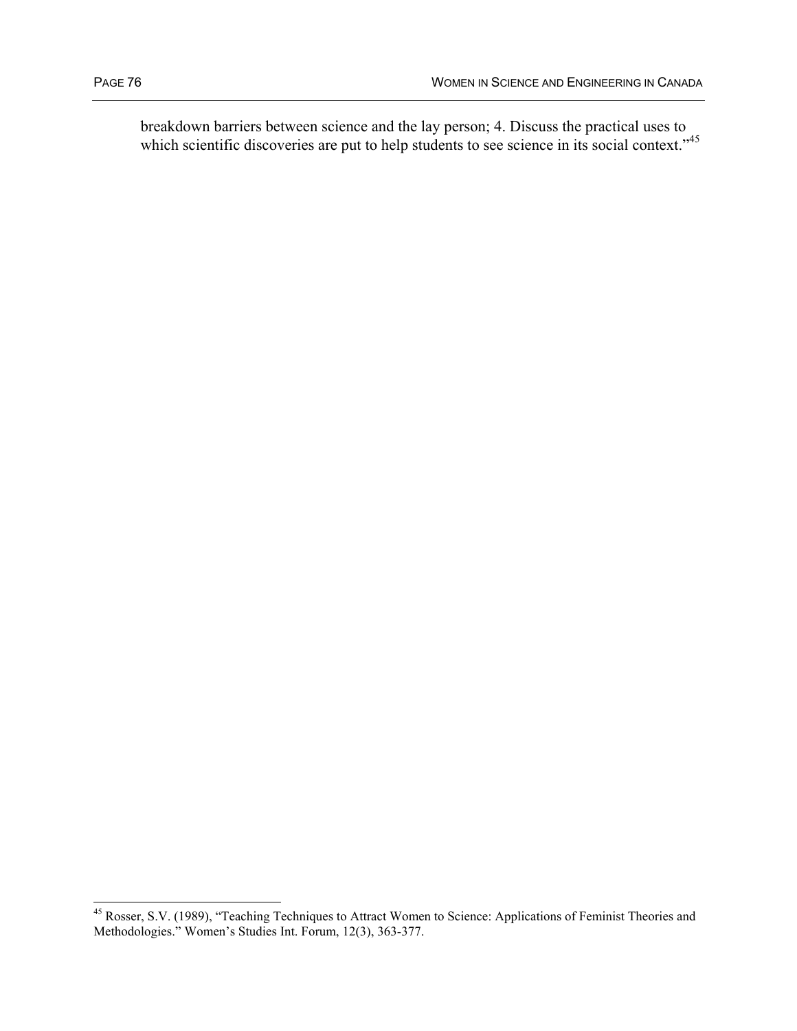breakdown barriers between science and the lay person; 4. Discuss the practical uses to which scientific discoveries are put to help students to see science in its social context."[45]

[45] Rosser, S.V. (1989), "Teaching Techniques to Attract Women to Science: Applications of Feminist Theories and Methodologies." Women's Studies Int. Forum, 12(3), 363-377.